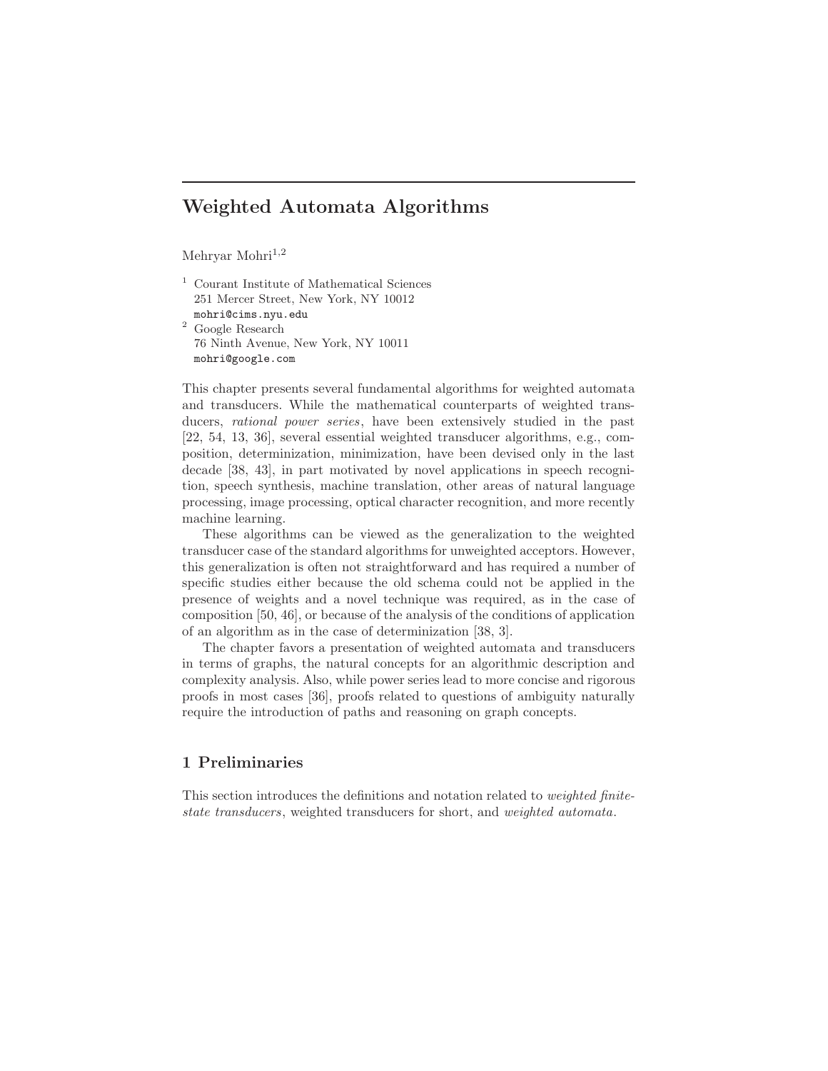# Weighted Automata Algorithms

Mehryar Mohri[1,2]

[1] Courant Institute of Mathematical Sciences
251 Mercer Street, New York, NY 10012
mohri@cims.nyu.edu

[2] Google Research
76 Ninth Avenue, New York, NY 10011
mohri@google.com

This chapter presents several fundamental algorithms for weighted automata and transducers. While the mathematical counterparts of weighted transducers, *rational power series*, have been extensively studied in the past [22, 54, 13, 36], several essential weighted transducer algorithms, e.g., composition, determinization, minimization, have been devised only in the last decade [38, 43], in part motivated by novel applications in speech recognition, speech synthesis, machine translation, other areas of natural language processing, image processing, optical character recognition, and more recently machine learning.

These algorithms can be viewed as the generalization to the weighted transducer case of the standard algorithms for unweighted acceptors. However, this generalization is often not straightforward and has required a number of specific studies either because the old schema could not be applied in the presence of weights and a novel technique was required, as in the case of composition [50, 46], or because of the analysis of the conditions of application of an algorithm as in the case of determinization [38, 3].

The chapter favors a presentation of weighted automata and transducers in terms of graphs, the natural concepts for an algorithmic description and complexity analysis. Also, while power series lead to more concise and rigorous proofs in most cases [36], proofs related to questions of ambiguity naturally require the introduction of paths and reasoning on graph concepts.

## 1 Preliminaries

This section introduces the definitions and notation related to *weighted finite-state transducers*, weighted transducers for short, and *weighted automata*.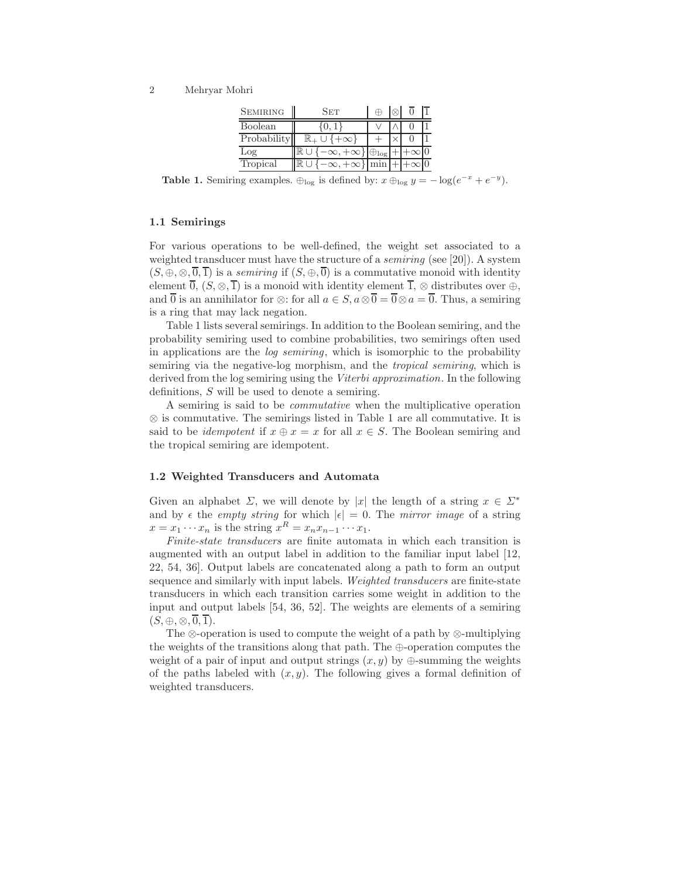| Semiring | Set | $\oplus$ | $\otimes$ | $\overline{0}$ | $\overline{1}$ |
|---|---|---|---|---|---|
| Boolean | $\{0, 1\}$ | $\vee$ | $\wedge$ | $0$ | $1$ |
| Probability | $\mathbb{R}_+ \cup \{+\infty\}$ | $+$ | $\times$ | $0$ | $1$ |
| Log | $\mathbb{R} \cup \{-\infty, +\infty\}$ | $\oplus_{\log}$ | $+$ | $+\infty$ | $0$ |
| Tropical | $\mathbb{R} \cup \{-\infty, +\infty\}$ | $\min$ | $+$ | $+\infty$ | $0$ |

**Table 1.** Semiring examples. $\oplus_{\log}$ is defined by: $x \oplus_{\log} y = -\log(e^{-x} + e^{-y})$.

### 1.1 Semirings

For various operations to be well-defined, the weight set associated to a weighted transducer must have the structure of a *semiring* (see [20]). A system $(S, \oplus, \otimes, \overline{0}, \overline{1})$ is a *semiring* if $(S, \oplus, \overline{0})$ is a commutative monoid with identity element $\overline{0}$, $(S, \otimes, \overline{1})$ is a monoid with identity element $\overline{1}$, $\otimes$ distributes over $\oplus$, and $\overline{0}$ is an annihilator for $\otimes$: for all $a \in S, a \otimes \overline{0} = \overline{0} \otimes a = \overline{0}$. Thus, a semiring is a ring that may lack negation.

Table 1 lists several semirings. In addition to the Boolean semiring, and the probability semiring used to combine probabilities, two semirings often used in applications are the *log semiring*, which is isomorphic to the probability semiring via the negative-log morphism, and the *tropical semiring*, which is derived from the log semiring using the *Viterbi approximation*. In the following definitions, $S$ will be used to denote a semiring.

A semiring is said to be *commutative* when the multiplicative operation $\otimes$ is commutative. The semirings listed in Table 1 are all commutative. It is said to be *idempotent* if $x \oplus x = x$ for all $x \in S$. The Boolean semiring and the tropical semiring are idempotent.

### 1.2 Weighted Transducers and Automata

Given an alphabet $\Sigma$, we will denote by $|x|$ the length of a string $x \in \Sigma^*$ and by $\epsilon$ the *empty string* for which $|\epsilon| = 0$. The *mirror image* of a string $x = x_1 \cdots x_n$ is the string $x^R = x_n x_{n-1} \cdots x_1$.

*Finite-state transducers* are finite automata in which each transition is augmented with an output label in addition to the familiar input label [12, 22, 54, 36]. Output labels are concatenated along a path to form an output sequence and similarly with input labels. *Weighted transducers* are finite-state transducers in which each transition carries some weight in addition to the input and output labels [54, 36, 52]. The weights are elements of a semiring $(S, \oplus, \otimes, \overline{0}, \overline{1})$.

The $\otimes$-operation is used to compute the weight of a path by $\otimes$-multiplying the weights of the transitions along that path. The $\oplus$-operation computes the weight of a pair of input and output strings $(x, y)$ by $\oplus$-summing the weights of the paths labeled with $(x, y)$. The following gives a formal definition of weighted transducers.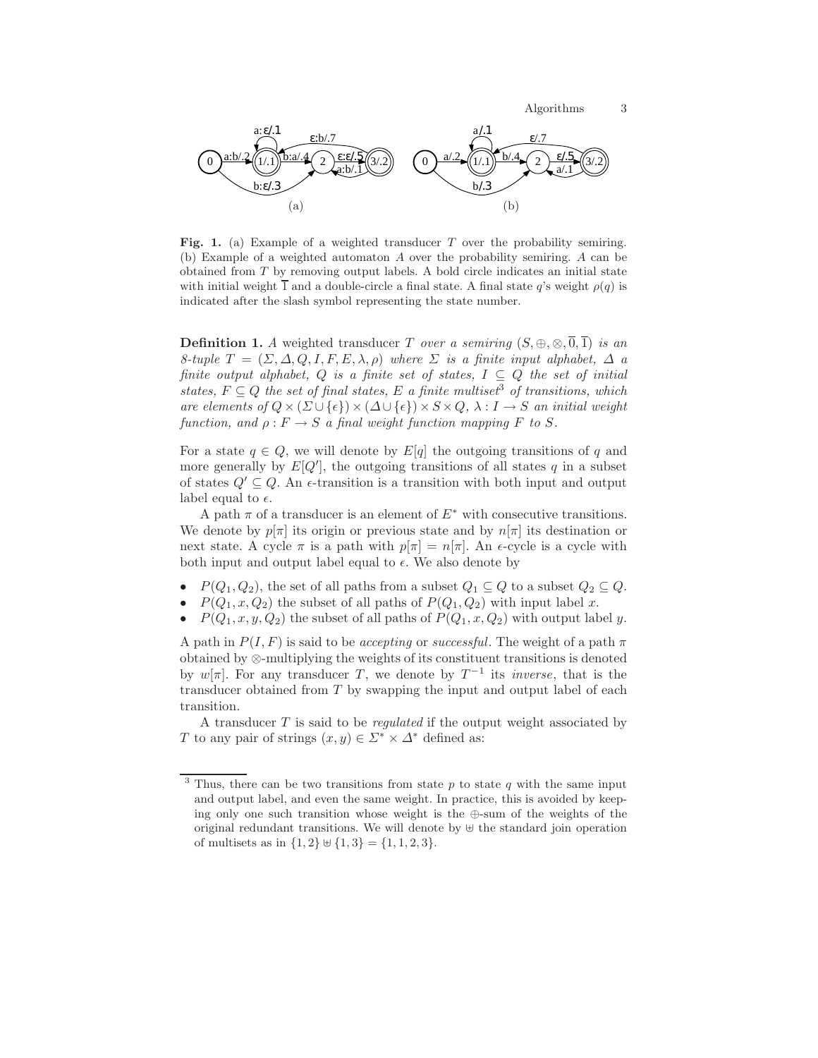**Fig. 1.** (a) Example of a weighted transducer $T$ over the probability semiring. (b) Example of a weighted automaton $A$ over the probability semiring. $A$ can be obtained from $T$ by removing output labels. A bold circle indicates an initial state with initial weight $\overline{1}$ and a double-circle a final state. A final state $q$'s weight $\rho(q)$ is indicated after the slash symbol representing the state number.

**Definition 1.** *A* weighted transducer $T$ *over a semiring* $(S, \oplus, \otimes, \overline{0}, \overline{1})$ *is an 8-tuple* $T = (\Sigma, \Delta, Q, I, F, E, \lambda, \rho)$ *where* $\Sigma$ *is a finite input alphabet,* $\Delta$ *a finite output alphabet,* $Q$ *is a finite set of states,* $I \subseteq Q$ *the set of initial states,* $F \subseteq Q$ *the set of final states,* $E$ *a finite multiset*[3] *of transitions, which are elements of* $Q \times (\Sigma \cup \{\epsilon\}) \times (\Delta \cup \{\epsilon\}) \times S \times Q$*,* $\lambda : I \rightarrow S$ *an initial weight function, and* $\rho : F \rightarrow S$ *a final weight function mapping* $F$ *to* $S$*.*

For a state $q \in Q$, we will denote by $E[q]$ the outgoing transitions of $q$ and more generally by $E[Q']$, the outgoing transitions of all states $q$ in a subset of states $Q' \subseteq Q$. An $\epsilon$-transition is a transition with both input and output label equal to $\epsilon$.

A path $\pi$ of a transducer is an element of $E^*$ with consecutive transitions. We denote by $p[\pi]$ its origin or previous state and by $n[\pi]$ its destination or next state. A cycle $\pi$ is a path with $p[\pi] = n[\pi]$. An $\epsilon$-cycle is a cycle with both input and output label equal to $\epsilon$. We also denote by

- $P(Q_1, Q_2)$, the set of all paths from a subset $Q_1 \subseteq Q$ to a subset $Q_2 \subseteq Q$.
- $P(Q_1, x, Q_2)$ the subset of all paths of $P(Q_1, Q_2)$ with input label $x$.
- $P(Q_1, x, y, Q_2)$ the subset of all paths of $P(Q_1, x, Q_2)$ with output label $y$.

A path in $P(I, F)$ is said to be *accepting* or *successful*. The weight of a path $\pi$ obtained by $\otimes$-multiplying the weights of its constituent transitions is denoted by $w[\pi]$. For any transducer $T$, we denote by $T^{-1}$ its *inverse*, that is the transducer obtained from $T$ by swapping the input and output label of each transition.

A transducer $T$ is said to be *regulated* if the output weight associated by $T$ to any pair of strings $(x, y) \in \Sigma^* \times \Delta^*$ defined as:

---

[3] Thus, there can be two transitions from state $p$ to state $q$ with the same input and output label, and even the same weight. In practice, this is avoided by keeping only one such transition whose weight is the $\oplus$-sum of the weights of the original redundant transitions. We will denote by $\uplus$ the standard join operation of multisets as in $\{1, 2\} \uplus \{1, 3\} = \{1, 1, 2, 3\}$.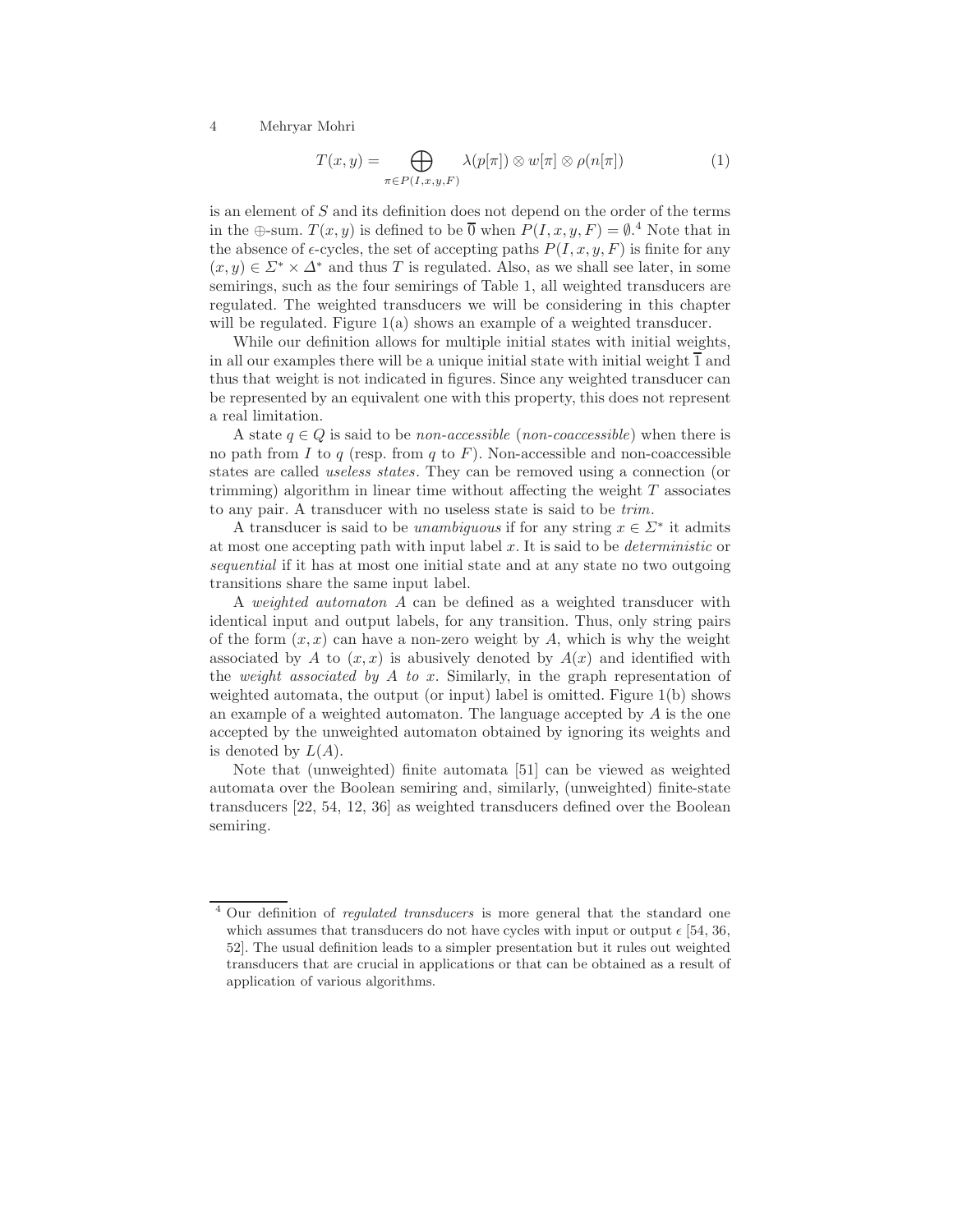$$T(x, y) = \bigoplus_{\pi \in P(I, x, y, F)} \lambda(p[\pi]) \otimes w[\pi] \otimes \rho(n[\pi]) \tag{1}$$

is an element of $S$ and its definition does not depend on the order of the terms in the $\oplus$-sum. $T(x, y)$ is defined to be $\overline{0}$ when $P(I, x, y, F) = \emptyset$.[4] Note that in the absence of $\epsilon$-cycles, the set of accepting paths $P(I, x, y, F)$ is finite for any $(x, y) \in \Sigma^* \times \Delta^*$ and thus $T$ is regulated. Also, as we shall see later, in some semirings, such as the four semirings of Table 1, all weighted transducers are regulated. The weighted transducers we will be considering in this chapter will be regulated. Figure 1(a) shows an example of a weighted transducer.

While our definition allows for multiple initial states with initial weights, in all our examples there will be a unique initial state with initial weight $\overline{1}$ and thus that weight is not indicated in figures. Since any weighted transducer can be represented by an equivalent one with this property, this does not represent a real limitation.

A state $q \in Q$ is said to be *non-accessible* (*non-coaccessible*) when there is no path from $I$ to $q$ (resp. from $q$ to $F$). Non-accessible and non-coaccessible states are called *useless states*. They can be removed using a connection (or trimming) algorithm in linear time without affecting the weight $T$ associates to any pair. A transducer with no useless state is said to be *trim*.

A transducer is said to be *unambiguous* if for any string $x \in \Sigma^*$ it admits at most one accepting path with input label $x$. It is said to be *deterministic* or *sequential* if it has at most one initial state and at any state no two outgoing transitions share the same input label.

A *weighted automaton* $A$ can be defined as a weighted transducer with identical input and output labels, for any transition. Thus, only string pairs of the form $(x, x)$ can have a non-zero weight by $A$, which is why the weight associated by $A$ to $(x, x)$ is abusively denoted by $A(x)$ and identified with the *weight associated by $A$ to $x$*. Similarly, in the graph representation of weighted automata, the output (or input) label is omitted. Figure 1(b) shows an example of a weighted automaton. The language accepted by $A$ is the one accepted by the unweighted automaton obtained by ignoring its weights and is denoted by $L(A)$.

Note that (unweighted) finite automata [51] can be viewed as weighted automata over the Boolean semiring and, similarly, (unweighted) finite-state transducers [22, 54, 12, 36] as weighted transducers defined over the Boolean semiring.

---

[4] Our definition of *regulated transducers* is more general that the standard one which assumes that transducers do not have cycles with input or output $\epsilon$ [54, 36, 52]. The usual definition leads to a simpler presentation but it rules out weighted transducers that are crucial in applications or that can be obtained as a result of application of various algorithms.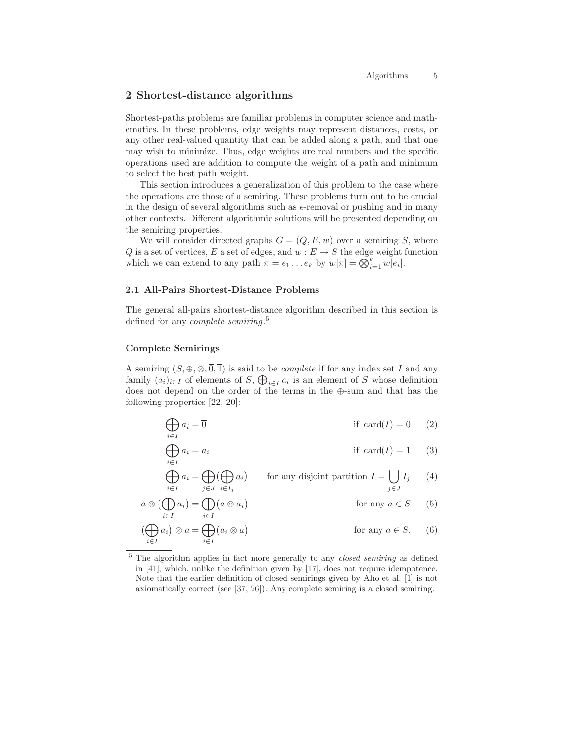## 2 Shortest-distance algorithms

Shortest-paths problems are familiar problems in computer science and mathematics. In these problems, edge weights may represent distances, costs, or any other real-valued quantity that can be added along a path, and that one may wish to minimize. Thus, edge weights are real numbers and the specific operations used are addition to compute the weight of a path and minimum to select the best path weight.

This section introduces a generalization of this problem to the case where the operations are those of a semiring. These problems turn out to be crucial in the design of several algorithms such as $\epsilon$-removal or pushing and in many other contexts. Different algorithmic solutions will be presented depending on the semiring properties.

We will consider directed graphs $G = (Q, E, w)$ over a semiring $S$, where $Q$ is a set of vertices, $E$ a set of edges, and $w : E \to S$ the edge weight function which we can extend to any path $\pi = e_1 \ldots e_k$ by $w[\pi] = \bigotimes_{i=1}^{k} w[e_i]$.

### 2.1 All-Pairs Shortest-Distance Problems

The general all-pairs shortest-distance algorithm described in this section is defined for any *complete semiring*.[5]

#### Complete Semirings

A semiring $(S, \oplus, \otimes, \overline{0}, \overline{1})$ is said to be *complete* if for any index set $I$ and any family $(a_i)_{i \in I}$ of elements of $S$, $\bigoplus_{i \in I} a_i$ is an element of $S$ whose definition does not depend on the order of the terms in the $\oplus$-sum and that has the following properties [22, 20]:

$$\bigoplus_{i \in I} a_i = \overline{0} \qquad \text{if } \operatorname{card}(I) = 0 \tag{2}$$

$$\bigoplus_{i \in I} a_i = a_i \qquad \text{if } \operatorname{card}(I) = 1 \tag{3}$$

$$\bigoplus_{i \in I} a_i = \bigoplus_{j \in J} \Big( \bigoplus_{i \in I_j} a_i \Big) \qquad \text{for any disjoint partition } I = \bigcup_{j \in J} I_j \tag{4}$$

$$a \otimes \Big( \bigoplus_{i \in I} a_i \Big) = \bigoplus_{i \in I} \big( a \otimes a_i \big) \qquad \text{for any } a \in S \tag{5}$$

$$\Big( \bigoplus_{i \in I} a_i \Big) \otimes a = \bigoplus_{i \in I} \big( a_i \otimes a \big) \qquad \text{for any } a \in S. \tag{6}$$

---

[5] The algorithm applies in fact more generally to any *closed semiring* as defined in [41], which, unlike the definition given by [17], does not require idempotence. Note that the earlier definition of closed semirings given by Aho et al. [1] is not axiomatically correct (see [37, 26]). Any complete semiring is a closed semiring.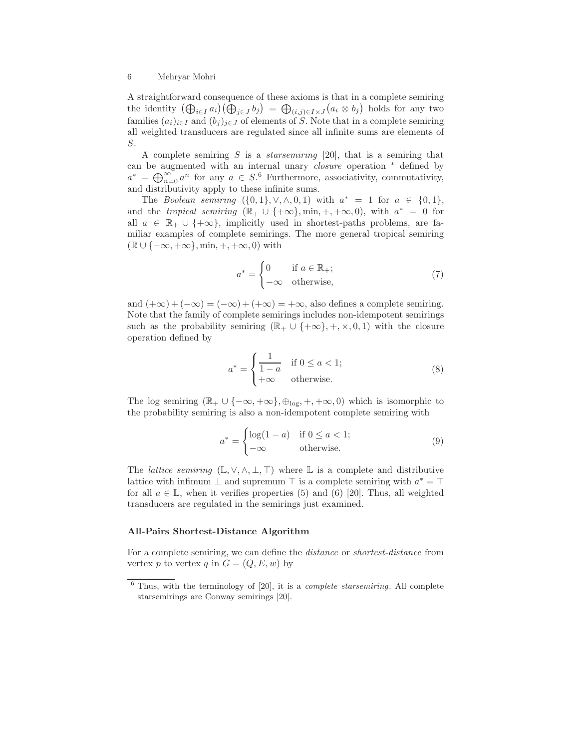A straightforward consequence of these axioms is that in a complete semiring the identity $\left(\bigoplus_{i\in I} a_i\right)\left(\bigoplus_{j\in J} b_j\right) = \bigoplus_{(i,j)\in I\times J}\left(a_i \otimes b_j\right)$ holds for any two families $(a_i)_{i\in I}$ and $(b_j)_{j\in J}$ of elements of $S$. Note that in a complete semiring all weighted transducers are regulated since all infinite sums are elements of $S$.

A complete semiring $S$ is a *starsemiring* [20], that is a semiring that can be augmented with an internal unary *closure* operation $^*$ defined by $a^* = \bigoplus_{n=0}^{\infty} a^n$ for any $a \in S$.[6] Furthermore, associativity, commutativity, and distributivity apply to these infinite sums.

The *Boolean semiring* $(\{0,1\}, \vee, \wedge, 0, 1)$ with $a^* = 1$ for $a \in \{0,1\}$, and the *tropical semiring* $(\mathbb{R}_+ \cup \{+\infty\}, \min, +, +\infty, 0)$, with $a^* = 0$ for all $a \in \mathbb{R}_+ \cup \{+\infty\}$, implicitly used in shortest-paths problems, are familiar examples of complete semirings. The more general tropical semiring $(\mathbb{R} \cup \{-\infty, +\infty\}, \min, +, +\infty, 0)$ with

$$a^* = \begin{cases} 0 & \text{if } a \in \mathbb{R}_+; \\ -\infty & \text{otherwise,} \end{cases} \tag{7}$$

and $(+\infty) + (-\infty) = (-\infty) + (+\infty) = +\infty$, also defines a complete semiring. Note that the family of complete semirings includes non-idempotent semirings such as the probability semiring $(\mathbb{R}_+ \cup \{+\infty\}, +, \times, 0, 1)$ with the closure operation defined by

$$a^* = \begin{cases} \dfrac{1}{1-a} & \text{if } 0 \leq a < 1; \\ +\infty & \text{otherwise.} \end{cases} \tag{8}$$

The log semiring $(\mathbb{R}_+ \cup \{-\infty, +\infty\}, \oplus_{\log}, +, +\infty, 0)$ which is isomorphic to the probability semiring is also a non-idempotent complete semiring with

$$a^* = \begin{cases} \log(1-a) & \text{if } 0 \leq a < 1; \\ -\infty & \text{otherwise.} \end{cases} \tag{9}$$

The *lattice semiring* $(\mathbb{L}, \vee, \wedge, \bot, \top)$ where $\mathbb{L}$ is a complete and distributive lattice with infimum $\bot$ and supremum $\top$ is a complete semiring with $a^* = \top$ for all $a \in \mathbb{L}$, when it verifies properties (5) and (6) [20]. Thus, all weighted transducers are regulated in the semirings just examined.

#### All-Pairs Shortest-Distance Algorithm

For a complete semiring, we can define the *distance* or *shortest-distance* from vertex $p$ to vertex $q$ in $G = (Q, E, w)$ by

[6] Thus, with the terminology of [20], it is a *complete starsemiring*. All complete starsemirings are Conway semirings [20].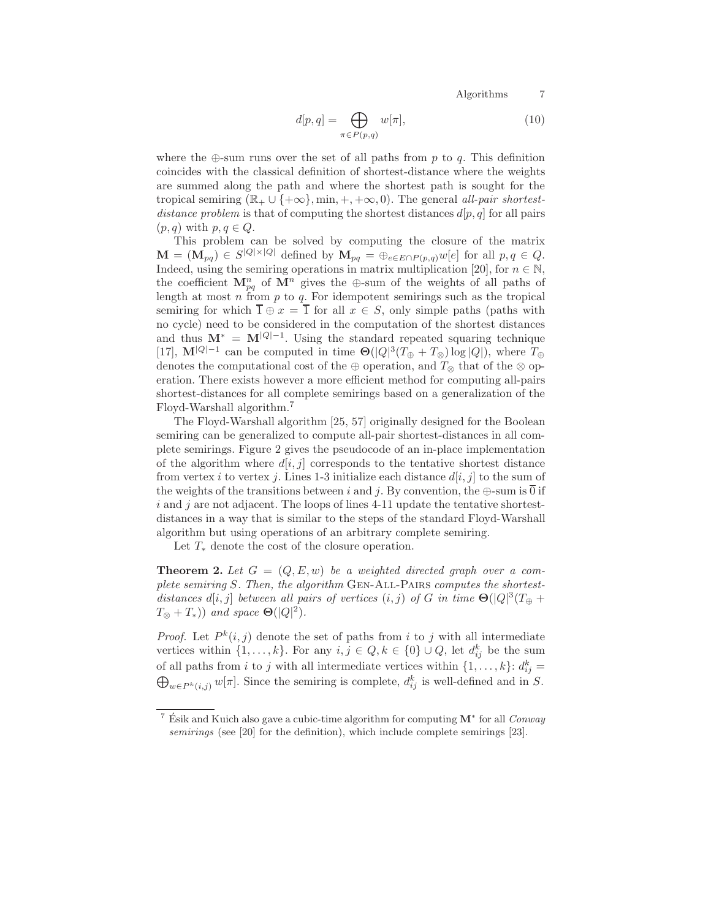$$d[p,q] = \bigoplus_{\pi \in P(p,q)} w[\pi], \tag{10}$$

where the $\oplus$-sum runs over the set of all paths from $p$ to $q$. This definition coincides with the classical definition of shortest-distance where the weights are summed along the path and where the shortest path is sought for the tropical semiring $(\mathbb{R}_+ \cup \{+\infty\}, \min, +, +\infty, 0)$. The general *all-pair shortest-distance problem* is that of computing the shortest distances $d[p,q]$ for all pairs $(p,q)$ with $p, q \in Q$.

This problem can be solved by computing the closure of the matrix $\mathbf{M} = (\mathbf{M}_{pq}) \in S^{|Q|\times|Q|}$ defined by $\mathbf{M}_{pq} = \oplus_{e \in E \cap P(p,q)} w[e]$ for all $p, q \in Q$. Indeed, using the semiring operations in matrix multiplication [20], for $n \in \mathbb{N}$, the coefficient $\mathbf{M}^n_{pq}$ of $\mathbf{M}^n$ gives the $\oplus$-sum of the weights of all paths of length at most $n$ from $p$ to $q$. For idempotent semirings such as the tropical semiring for which $\overline{1} \oplus x = \overline{1}$ for all $x \in S$, only simple paths (paths with no cycle) need to be considered in the computation of the shortest distances and thus $\mathbf{M}^* = \mathbf{M}^{|Q|-1}$. Using the standard repeated squaring technique [17], $\mathbf{M}^{|Q|-1}$ can be computed in time $\mathbf{\Theta}(|Q|^3(T_\oplus + T_\otimes)\log|Q|)$, where $T_\oplus$ denotes the computational cost of the $\oplus$ operation, and $T_\otimes$ that of the $\otimes$ operation. There exists however a more efficient method for computing all-pairs shortest-distances for all complete semirings based on a generalization of the Floyd-Warshall algorithm.[7]

The Floyd-Warshall algorithm [25, 57] originally designed for the Boolean semiring can be generalized to compute all-pair shortest-distances in all complete semirings. Figure 2 gives the pseudocode of an in-place implementation of the algorithm where $d[i,j]$ corresponds to the tentative shortest distance from vertex $i$ to vertex $j$. Lines 1-3 initialize each distance $d[i,j]$ to the sum of the weights of the transitions between $i$ and $j$. By convention, the $\oplus$-sum is $\overline{0}$ if $i$ and $j$ are not adjacent. The loops of lines 4-11 update the tentative shortest-distances in a way that is similar to the steps of the standard Floyd-Warshall algorithm but using operations of an arbitrary complete semiring.

Let $T_*$ denote the cost of the closure operation.

**Theorem 2.** *Let $G = (Q, E, w)$ be a weighted directed graph over a complete semiring $S$. Then, the algorithm* Gen-All-Pairs *computes the shortest-distances $d[i,j]$ between all pairs of vertices $(i,j)$ of $G$ in time $\mathbf{\Theta}(|Q|^3(T_\oplus + T_\otimes + T_*))$ and space $\mathbf{\Theta}(|Q|^2)$.*

*Proof.* Let $P^k(i,j)$ denote the set of paths from $i$ to $j$ with all intermediate vertices within $\{1, \ldots, k\}$. For any $i, j \in Q, k \in \{0\} \cup Q$, let $d^k_{ij}$ be the sum of all paths from $i$ to $j$ with all intermediate vertices within $\{1, \ldots, k\}$: $d^k_{ij} = \bigoplus_{w \in P^k(i,j)} w[\pi]$. Since the semiring is complete, $d^k_{ij}$ is well-defined and in $S$.

---

[7] Ésik and Kuich also gave a cubic-time algorithm for computing $\mathbf{M}^*$ for all *Conway semirings* (see [20] for the definition), which include complete semirings [23].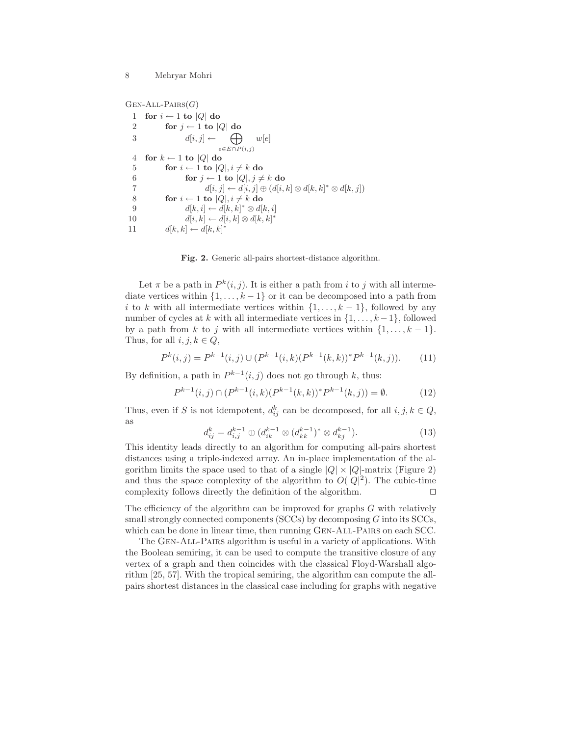```
Gen-All-Pairs(G)
 1  for i ← 1 to |Q| do
 2      for j ← 1 to |Q| do
 3          d[i, j] ← ⊕_{e ∈ E ∩ P(i,j)} w[e]
 4  for k ← 1 to |Q| do
 5      for i ← 1 to |Q|, i ≠ k do
 6          for j ← 1 to |Q|, j ≠ k do
 7              d[i, j] ← d[i, j] ⊕ (d[i, k] ⊗ d[k, k]* ⊗ d[k, j])
 8      for i ← 1 to |Q|, i ≠ k do
 9          d[k, i] ← d[k, k]* ⊗ d[k, i]
10          d[i, k] ← d[i, k] ⊗ d[k, k]*
11      d[k, k] ← d[k, k]*
```

**Fig. 2.** Generic all-pairs shortest-distance algorithm.

Let $\pi$ be a path in $P^k(i, j)$. It is either a path from $i$ to $j$ with all intermediate vertices within $\{1, \ldots, k-1\}$ or it can be decomposed into a path from $i$ to $k$ with all intermediate vertices within $\{1, \ldots, k-1\}$, followed by any number of cycles at $k$ with all intermediate vertices in $\{1, \ldots, k-1\}$, followed by a path from $k$ to $j$ with all intermediate vertices within $\{1, \ldots, k-1\}$. Thus, for all $i, j, k \in Q$,

$$P^k(i, j) = P^{k-1}(i, j) \cup (P^{k-1}(i, k)(P^{k-1}(k, k))^* P^{k-1}(k, j)). \tag{11}$$

By definition, a path in $P^{k-1}(i, j)$ does not go through $k$, thus:

$$P^{k-1}(i, j) \cap (P^{k-1}(i, k)(P^{k-1}(k, k))^* P^{k-1}(k, j)) = \emptyset. \tag{12}$$

Thus, even if $S$ is not idempotent, $d_{ij}^k$ can be decomposed, for all $i, j, k \in Q$, as

$$d_{ij}^k = d_{i,j}^{k-1} \oplus (d_{ik}^{k-1} \otimes (d_{kk}^{k-1})^* \otimes d_{kj}^{k-1}). \tag{13}$$

This identity leads directly to an algorithm for computing all-pairs shortest distances using a triple-indexed array. An in-place implementation of the algorithm limits the space used to that of a single $|Q| \times |Q|$-matrix (Figure 2) and thus the space complexity of the algorithm to $O(|Q|^2)$. The cubic-time complexity follows directly the definition of the algorithm. ⊓⊔

The efficiency of the algorithm can be improved for graphs $G$ with relatively small strongly connected components (SCCs) by decomposing $G$ into its SCCs, which can be done in linear time, then running Gen-All-Pairs on each SCC.

The Gen-All-Pairs algorithm is useful in a variety of applications. With the Boolean semiring, it can be used to compute the transitive closure of any vertex of a graph and then coincides with the classical Floyd-Warshall algorithm [25, 57]. With the tropical semiring, the algorithm can compute the all-pairs shortest distances in the classical case including for graphs with negative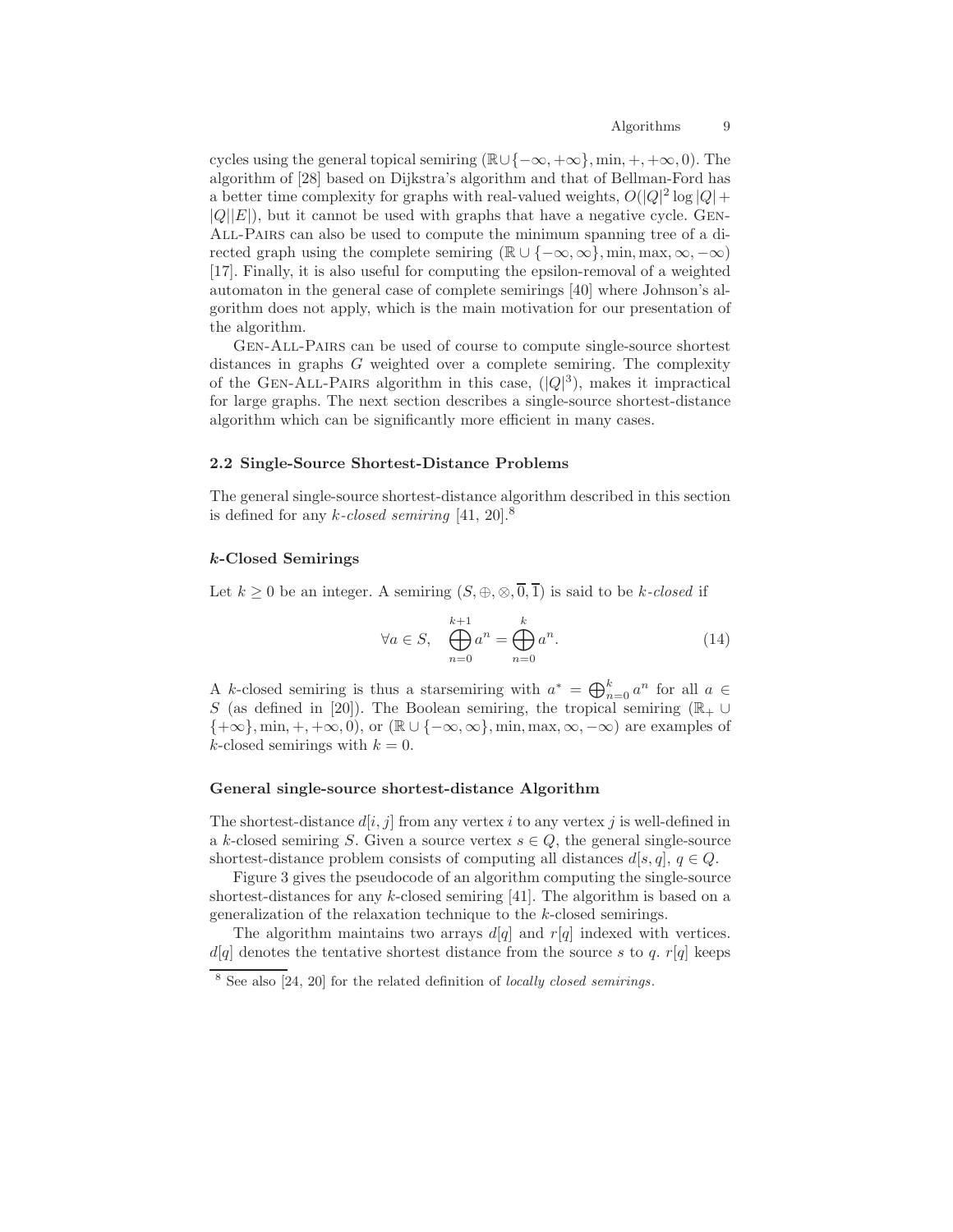cycles using the general topical semiring $(\mathbb{R}\cup\{-\infty,+\infty\}, \min, +, +\infty, 0)$. The algorithm of [28] based on Dijkstra's algorithm and that of Bellman-Ford has a better time complexity for graphs with real-valued weights, $O(|Q|^2 \log |Q| + |Q||E|)$, but it cannot be used with graphs that have a negative cycle. Gen-All-Pairs can also be used to compute the minimum spanning tree of a directed graph using the complete semiring $(\mathbb{R}\cup\{-\infty,\infty\}, \min, \max, \infty, -\infty)$ [17]. Finally, it is also useful for computing the epsilon-removal of a weighted automaton in the general case of complete semirings [40] where Johnson's algorithm does not apply, which is the main motivation for our presentation of the algorithm.

Gen-All-Pairs can be used of course to compute single-source shortest distances in graphs $G$ weighted over a complete semiring. The complexity of the Gen-All-Pairs algorithm in this case, $(|Q|^3)$, makes it impractical for large graphs. The next section describes a single-source shortest-distance algorithm which can be significantly more efficient in many cases.

### 2.2 Single-Source Shortest-Distance Problems

The general single-source shortest-distance algorithm described in this section is defined for any *k-closed semiring* [41, 20].[8]

#### *k*-Closed Semirings

Let $k \geq 0$ be an integer. A semiring $(S, \oplus, \otimes, \overline{0}, \overline{1})$ is said to be *k-closed* if

$$\forall a \in S, \quad \bigoplus_{n=0}^{k+1} a^n = \bigoplus_{n=0}^{k} a^n. \tag{14}$$

A $k$-closed semiring is thus a starsemiring with $a^* = \bigoplus_{n=0}^{k} a^n$ for all $a \in S$ (as defined in [20]). The Boolean semiring, the tropical semiring $(\mathbb{R}_+ \cup \{+\infty\}, \min, +, +\infty, 0)$, or $(\mathbb{R}\cup\{-\infty,\infty\}, \min, \max, \infty, -\infty)$ are examples of $k$-closed semirings with $k = 0$.

#### General single-source shortest-distance Algorithm

The shortest-distance $d[i, j]$ from any vertex $i$ to any vertex $j$ is well-defined in a $k$-closed semiring $S$. Given a source vertex $s \in Q$, the general single-source shortest-distance problem consists of computing all distances $d[s, q]$, $q \in Q$.

Figure 3 gives the pseudocode of an algorithm computing the single-source shortest-distances for any $k$-closed semiring [41]. The algorithm is based on a generalization of the relaxation technique to the $k$-closed semirings.

The algorithm maintains two arrays $d[q]$ and $r[q]$ indexed with vertices. $d[q]$ denotes the tentative shortest distance from the source $s$ to $q$. $r[q]$ keeps

[8] See also [24, 20] for the related definition of *locally closed semirings*.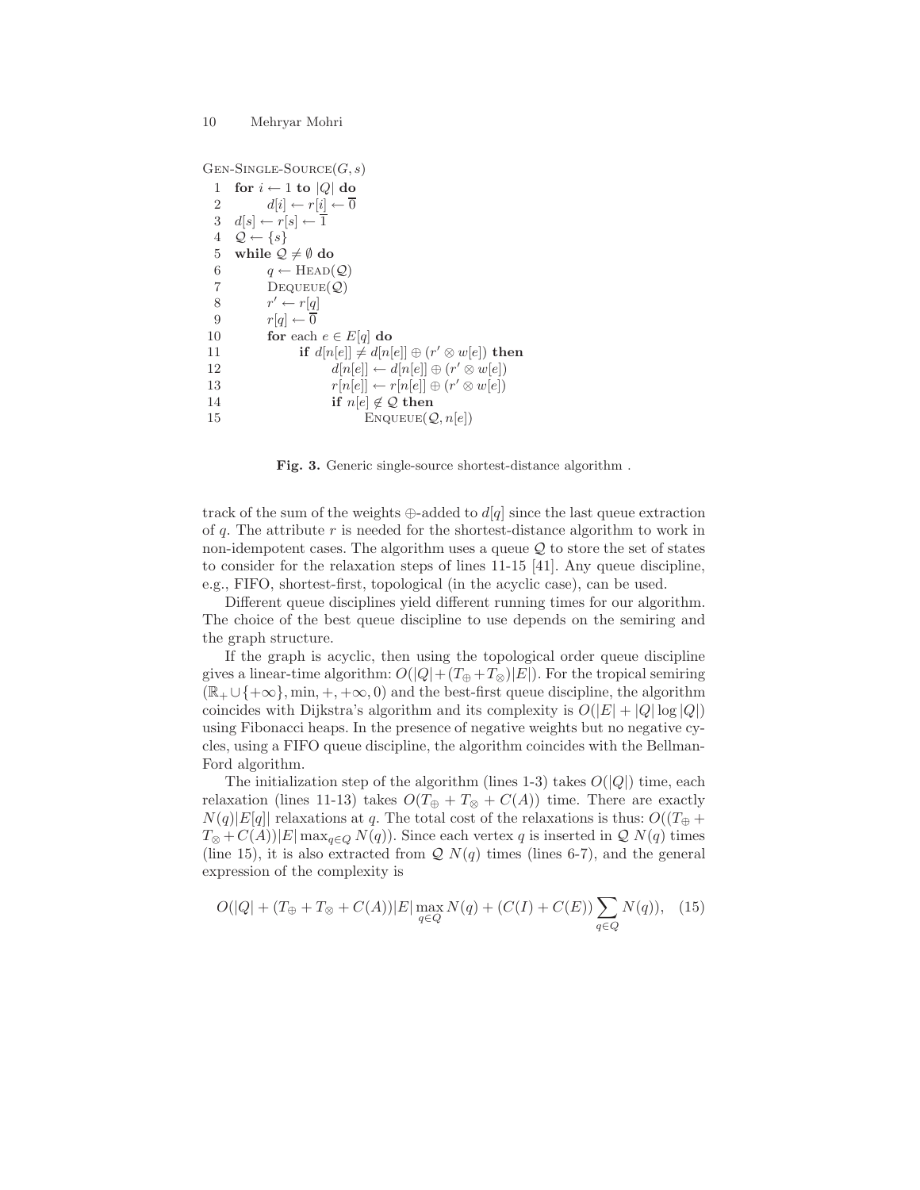```
Gen-Single-Source(G, s)
 1  for i ← 1 to |Q| do
 2      d[i] ← r[i] ← 0̄
 3  d[s] ← r[s] ← 1̄
 4  𝒬 ← {s}
 5  while 𝒬 ≠ ∅ do
 6      q ← Head(𝒬)
 7      Dequeue(𝒬)
 8      r' ← r[q]
 9      r[q] ← 0̄
10      for each e ∈ E[q] do
11          if d[n[e]] ≠ d[n[e]] ⊕ (r' ⊗ w[e]) then
12              d[n[e]] ← d[n[e]] ⊕ (r' ⊗ w[e])
13              r[n[e]] ← r[n[e]] ⊕ (r' ⊗ w[e])
14              if n[e] ∉ 𝒬 then
15                  Enqueue(𝒬, n[e])
```

**Fig. 3.** Generic single-source shortest-distance algorithm .

track of the sum of the weights $\oplus$-added to $d[q]$ since the last queue extraction of $q$. The attribute $r$ is needed for the shortest-distance algorithm to work in non-idempotent cases. The algorithm uses a queue $\mathcal{Q}$ to store the set of states to consider for the relaxation steps of lines 11-15 [41]. Any queue discipline, e.g., FIFO, shortest-first, topological (in the acyclic case), can be used.

Different queue disciplines yield different running times for our algorithm. The choice of the best queue discipline to use depends on the semiring and the graph structure.

If the graph is acyclic, then using the topological order queue discipline gives a linear-time algorithm: $O(|Q|+(T_\oplus+T_\otimes)|E|)$. For the tropical semiring $(\mathbb{R}_+\cup\{+\infty\}, \min, +, +\infty, 0)$ and the best-first queue discipline, the algorithm coincides with Dijkstra's algorithm and its complexity is $O(|E|+|Q|\log|Q|)$ using Fibonacci heaps. In the presence of negative weights but no negative cycles, using a FIFO queue discipline, the algorithm coincides with the Bellman-Ford algorithm.

The initialization step of the algorithm (lines 1-3) takes $O(|Q|)$ time, each relaxation (lines 11-13) takes $O(T_\oplus + T_\otimes + C(A))$ time. There are exactly $N(q)|E[q]|$ relaxations at $q$. The total cost of the relaxations is thus: $O((T_\oplus + T_\otimes + C(A))|E|\max_{q\in Q} N(q))$. Since each vertex $q$ is inserted in $\mathcal{Q}$ $N(q)$ times (line 15), it is also extracted from $\mathcal{Q}$ $N(q)$ times (lines 6-7), and the general expression of the complexity is

$$O(|Q| + (T_\oplus + T_\otimes + C(A))|E|\max_{q\in Q} N(q) + (C(I) + C(E))\sum_{q\in Q} N(q)), \quad (15)$$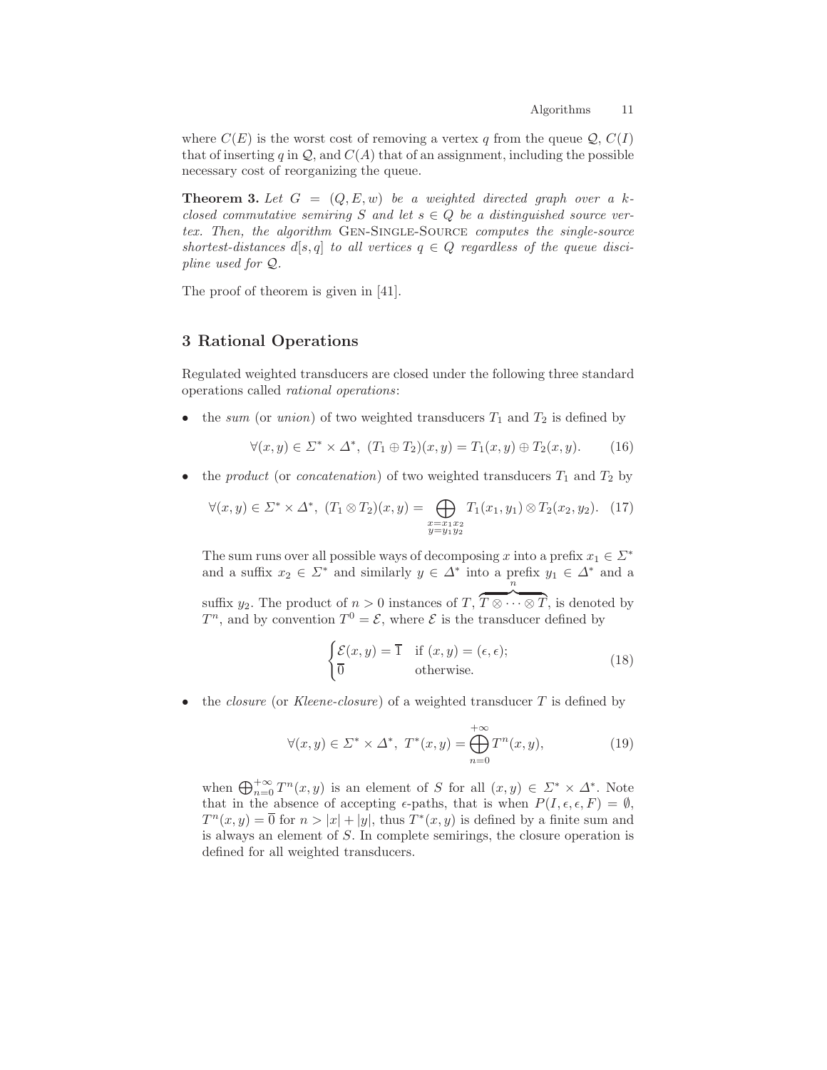where $C(E)$ is the worst cost of removing a vertex $q$ from the queue $\mathcal{Q}$, $C(I)$ that of inserting $q$ in $\mathcal{Q}$, and $C(A)$ that of an assignment, including the possible necessary cost of reorganizing the queue.

**Theorem 3.** *Let $G = (Q, E, w)$ be a weighted directed graph over a $k$-closed commutative semiring $S$ and let $s \in Q$ be a distinguished source vertex. Then, the algorithm* Gen-Single-Source *computes the single-source shortest-distances $d[s, q]$ to all vertices $q \in Q$ regardless of the queue discipline used for $\mathcal{Q}$.*

The proof of theorem is given in [41].

## 3 Rational Operations

Regulated weighted transducers are closed under the following three standard operations called *rational operations*:

- the *sum* (or *union*) of two weighted transducers $T_1$ and $T_2$ is defined by

$$\forall (x, y) \in \Sigma^* \times \Delta^*, \ (T_1 \oplus T_2)(x, y) = T_1(x, y) \oplus T_2(x, y). \tag{16}$$

- the *product* (or *concatenation*) of two weighted transducers $T_1$ and $T_2$ by

$$\forall (x, y) \in \Sigma^* \times \Delta^*, \ (T_1 \otimes T_2)(x, y) = \bigoplus_{\substack{x = x_1 x_2 \\ y = y_1 y_2}} T_1(x_1, y_1) \otimes T_2(x_2, y_2). \tag{17}$$

  The sum runs over all possible ways of decomposing $x$ into a prefix $x_1 \in \Sigma^*$ and a suffix $x_2 \in \Sigma^*$ and similarly $y \in \Delta^*$ into a prefix $y_1 \in \Delta^*$ and a suffix $y_2$. The product of $n > 0$ instances of $T$, $\overbrace{T \otimes \cdots \otimes T}^{n}$, is denoted by $T^n$, and by convention $T^0 = \mathcal{E}$, where $\mathcal{E}$ is the transducer defined by

$$\begin{cases} \mathcal{E}(x, y) = \overline{1} & \text{if } (x, y) = (\epsilon, \epsilon); \\ \overline{0} & \text{otherwise.} \end{cases} \tag{18}$$

- the *closure* (or *Kleene-closure*) of a weighted transducer $T$ is defined by

$$\forall (x, y) \in \Sigma^* \times \Delta^*, \ T^*(x, y) = \bigoplus_{n=0}^{+\infty} T^n(x, y), \tag{19}$$

  when $\bigoplus_{n=0}^{+\infty} T^n(x, y)$ is an element of $S$ for all $(x, y) \in \Sigma^* \times \Delta^*$. Note that in the absence of accepting $\epsilon$-paths, that is when $P(I, \epsilon, \epsilon, F) = \emptyset$, $T^n(x, y) = \overline{0}$ for $n > |x| + |y|$, thus $T^*(x, y)$ is defined by a finite sum and is always an element of $S$. In complete semirings, the closure operation is defined for all weighted transducers.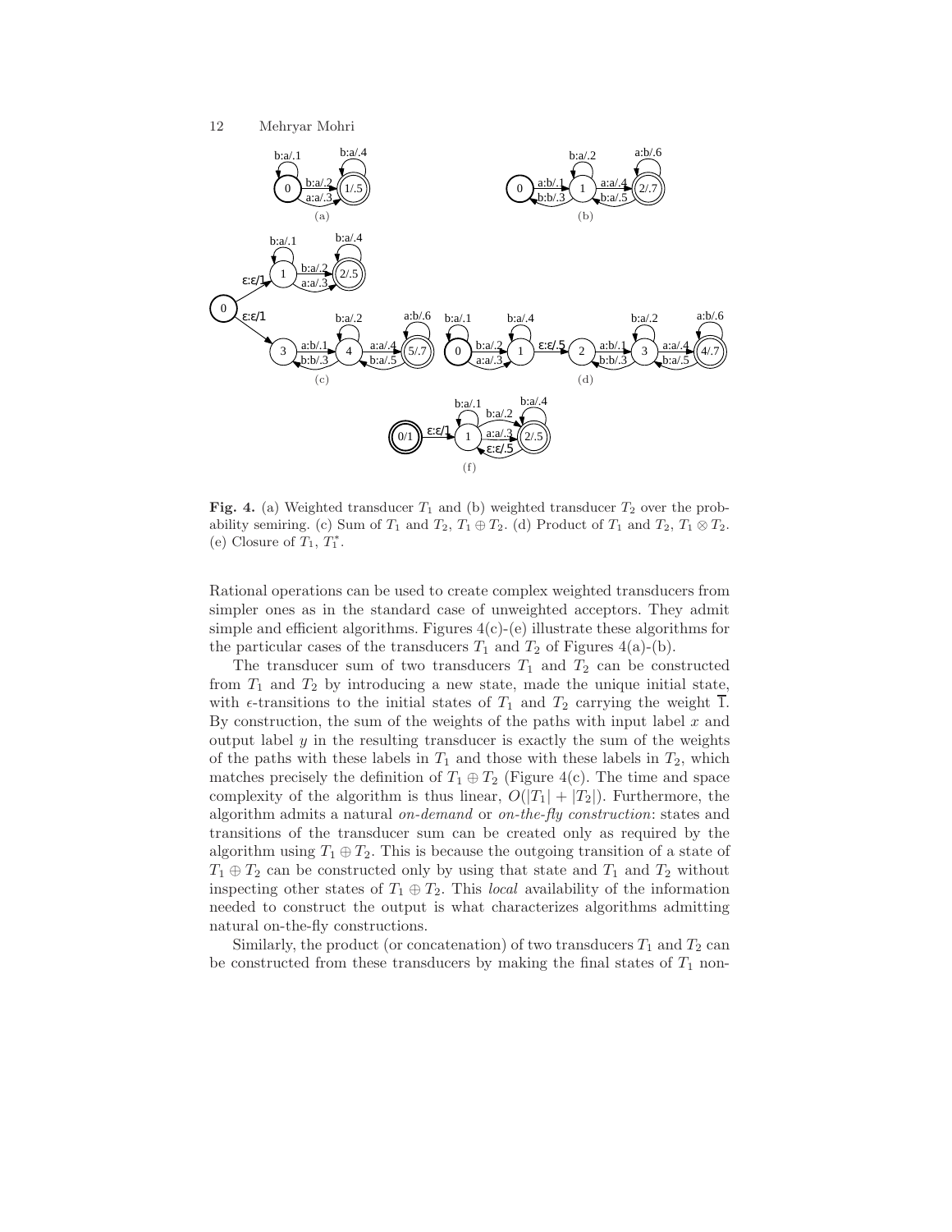**Fig. 4.** (a) Weighted transducer $T_1$ and (b) weighted transducer $T_2$ over the probability semiring. (c) Sum of $T_1$ and $T_2$, $T_1 \oplus T_2$. (d) Product of $T_1$ and $T_2$, $T_1 \otimes T_2$. (e) Closure of $T_1$, $T_1^*$.

Rational operations can be used to create complex weighted transducers from simpler ones as in the standard case of unweighted acceptors. They admit simple and efficient algorithms. Figures 4(c)-(e) illustrate these algorithms for the particular cases of the transducers $T_1$ and $T_2$ of Figures 4(a)-(b).

The transducer sum of two transducers $T_1$ and $T_2$ can be constructed from $T_1$ and $T_2$ by introducing a new state, made the unique initial state, with $\epsilon$-transitions to the initial states of $T_1$ and $T_2$ carrying the weight $\overline{1}$. By construction, the sum of the weights of the paths with input label $x$ and output label $y$ in the resulting transducer is exactly the sum of the weights of the paths with these labels in $T_1$ and those with these labels in $T_2$, which matches precisely the definition of $T_1 \oplus T_2$ (Figure 4(c). The time and space complexity of the algorithm is thus linear, $O(|T_1| + |T_2|)$. Furthermore, the algorithm admits a natural *on-demand* or *on-the-fly construction*: states and transitions of the transducer sum can be created only as required by the algorithm using $T_1 \oplus T_2$. This is because the outgoing transition of a state of $T_1 \oplus T_2$ can be constructed only by using that state and $T_1$ and $T_2$ without inspecting other states of $T_1 \oplus T_2$. This *local* availability of the information needed to construct the output is what characterizes algorithms admitting natural on-the-fly constructions.

Similarly, the product (or concatenation) of two transducers $T_1$ and $T_2$ can be constructed from these transducers by making the final states of $T_1$ non-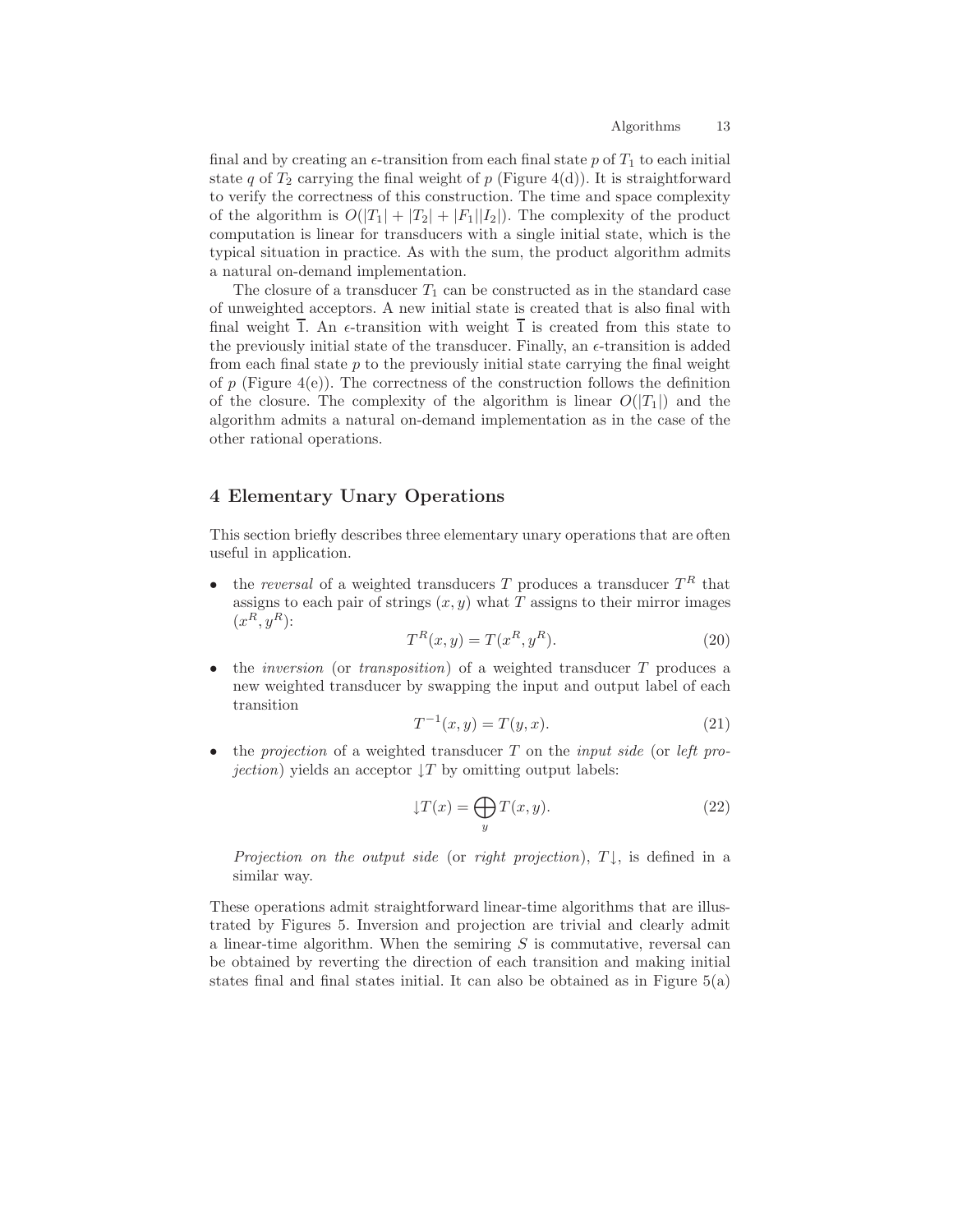final and by creating an $\epsilon$-transition from each final state $p$ of $T_1$ to each initial state $q$ of $T_2$ carrying the final weight of $p$ (Figure 4(d)). It is straightforward to verify the correctness of this construction. The time and space complexity of the algorithm is $O(|T_1| + |T_2| + |F_1||I_2|)$. The complexity of the product computation is linear for transducers with a single initial state, which is the typical situation in practice. As with the sum, the product algorithm admits a natural on-demand implementation.

The closure of a transducer $T_1$ can be constructed as in the standard case of unweighted acceptors. A new initial state is created that is also final with final weight $\overline{1}$. An $\epsilon$-transition with weight $\overline{1}$ is created from this state to the previously initial state of the transducer. Finally, an $\epsilon$-transition is added from each final state $p$ to the previously initial state carrying the final weight of $p$ (Figure 4(e)). The correctness of the construction follows the definition of the closure. The complexity of the algorithm is linear $O(|T_1|)$ and the algorithm admits a natural on-demand implementation as in the case of the other rational operations.

## 4 Elementary Unary Operations

This section briefly describes three elementary unary operations that are often useful in application.

- the *reversal* of a weighted transducers $T$ produces a transducer $T^R$ that assigns to each pair of strings $(x, y)$ what $T$ assigns to their mirror images $(x^R, y^R)$:
$$T^R(x, y) = T(x^R, y^R). \tag{20}$$
- the *inversion* (or *transposition*) of a weighted transducer $T$ produces a new weighted transducer by swapping the input and output label of each transition
$$T^{-1}(x, y) = T(y, x). \tag{21}$$
- the *projection* of a weighted transducer $T$ on the *input side* (or *left projection*) yields an acceptor $\downarrow T$ by omitting output labels:
$$\downarrow T(x) = \bigoplus_y T(x, y). \tag{22}$$
*Projection on the output side* (or *right projection*), $T\downarrow$, is defined in a similar way.

These operations admit straightforward linear-time algorithms that are illustrated by Figures 5. Inversion and projection are trivial and clearly admit a linear-time algorithm. When the semiring $S$ is commutative, reversal can be obtained by reverting the direction of each transition and making initial states final and final states initial. It can also be obtained as in Figure 5(a)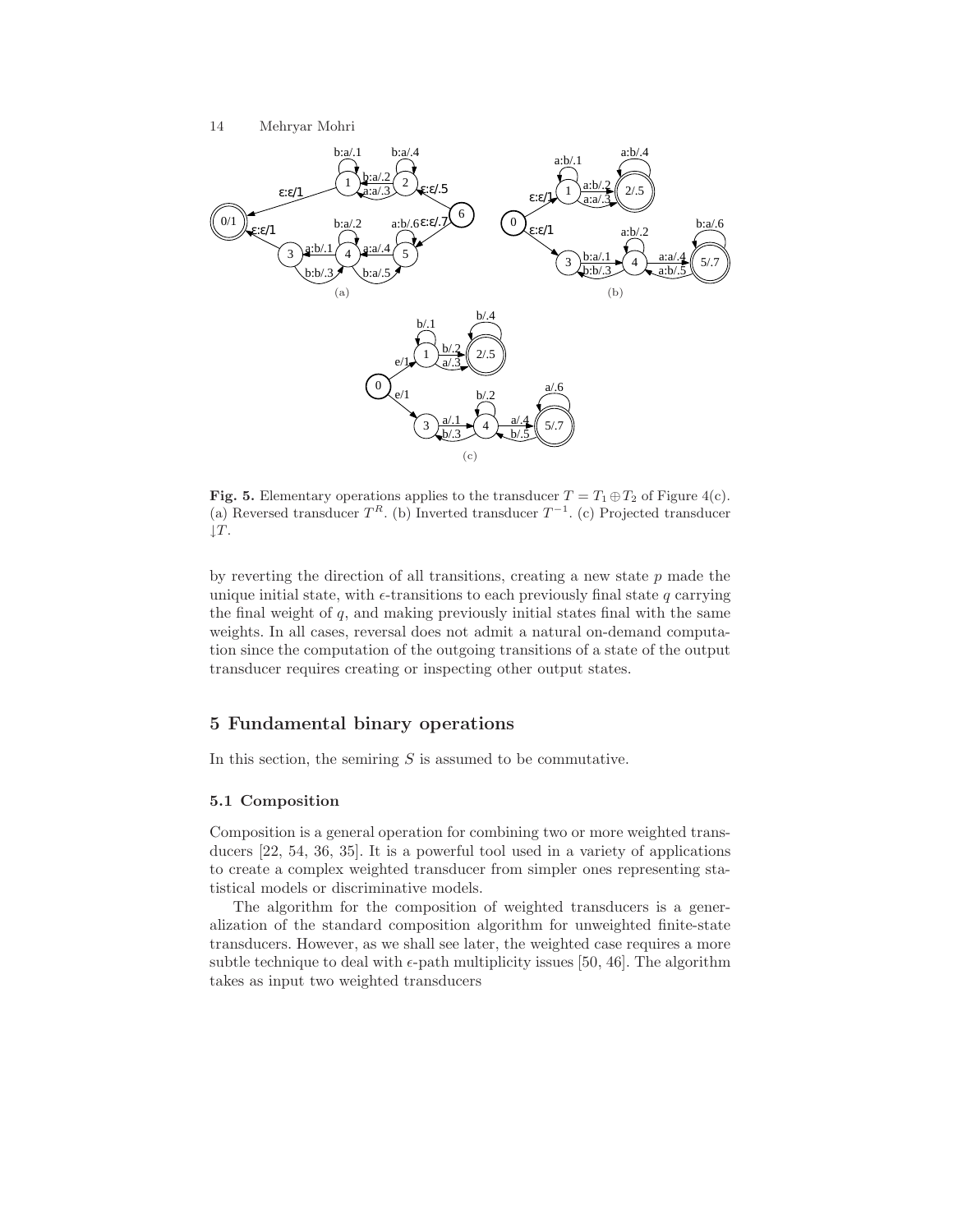**Fig. 5.** Elementary operations applies to the transducer $T = T_1 \oplus T_2$ of Figure 4(c). (a) Reversed transducer $T^R$. (b) Inverted transducer $T^{-1}$. (c) Projected transducer $\downarrow T$.

by reverting the direction of all transitions, creating a new state $p$ made the unique initial state, with $\epsilon$-transitions to each previously final state $q$ carrying the final weight of $q$, and making previously initial states final with the same weights. In all cases, reversal does not admit a natural on-demand computation since the computation of the outgoing transitions of a state of the output transducer requires creating or inspecting other output states.

## 5 Fundamental binary operations

In this section, the semiring $S$ is assumed to be commutative.

### 5.1 Composition

Composition is a general operation for combining two or more weighted transducers [22, 54, 36, 35]. It is a powerful tool used in a variety of applications to create a complex weighted transducer from simpler ones representing statistical models or discriminative models.

The algorithm for the composition of weighted transducers is a generalization of the standard composition algorithm for unweighted finite-state transducers. However, as we shall see later, the weighted case requires a more subtle technique to deal with $\epsilon$-path multiplicity issues [50, 46]. The algorithm takes as input two weighted transducers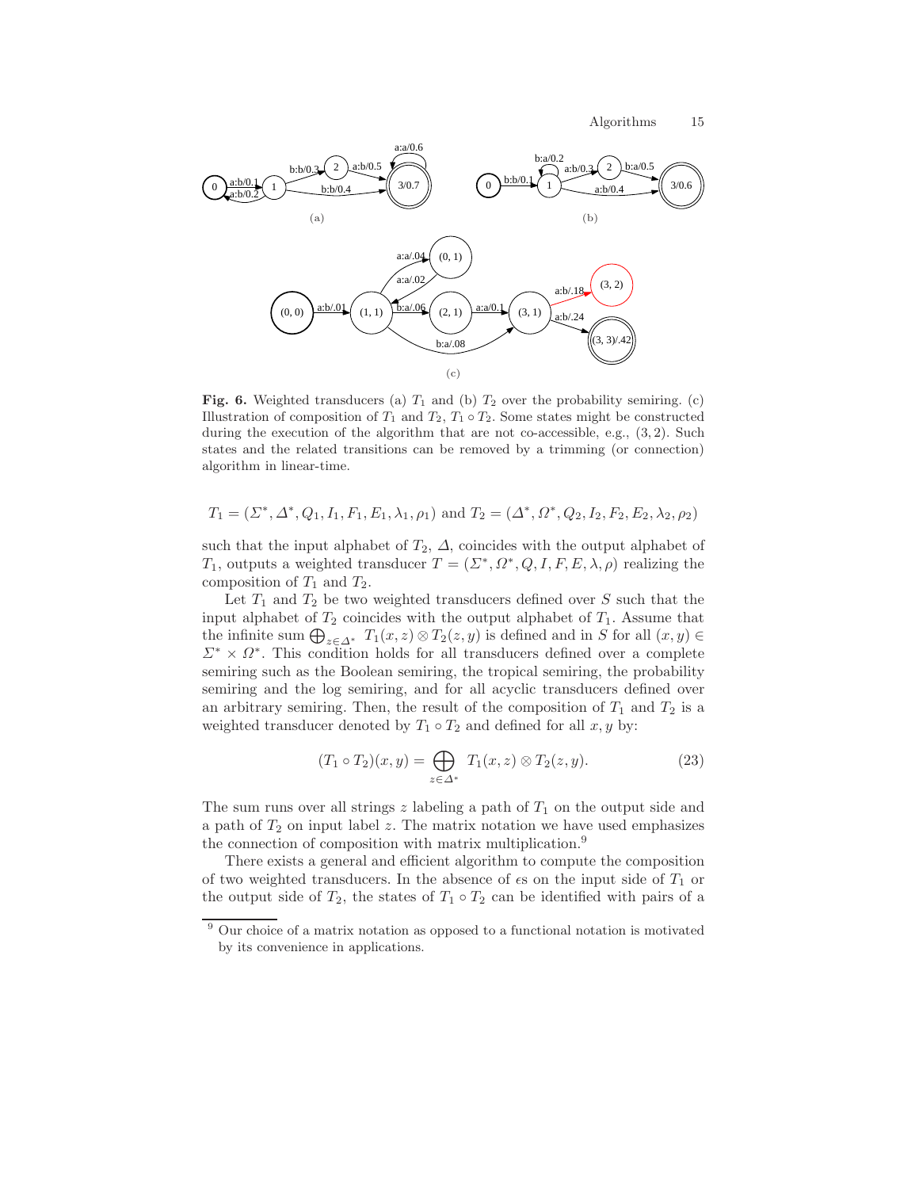**Fig. 6.** Weighted transducers (a) $T_1$ and (b) $T_2$ over the probability semiring. (c) Illustration of composition of $T_1$ and $T_2$, $T_1 \circ T_2$. Some states might be constructed during the execution of the algorithm that are not co-accessible, e.g., $(3,2)$. Such states and the related transitions can be removed by a trimming (or connection) algorithm in linear-time.

$$T_1 = (\Sigma^*, \Delta^*, Q_1, I_1, F_1, E_1, \lambda_1, \rho_1) \text{ and } T_2 = (\Delta^*, \Omega^*, Q_2, I_2, F_2, E_2, \lambda_2, \rho_2)$$

such that the input alphabet of $T_2$, $\Delta$, coincides with the output alphabet of $T_1$, outputs a weighted transducer $T = (\Sigma^*, \Omega^*, Q, I, F, E, \lambda, \rho)$ realizing the composition of $T_1$ and $T_2$.

Let $T_1$ and $T_2$ be two weighted transducers defined over $S$ such that the input alphabet of $T_2$ coincides with the output alphabet of $T_1$. Assume that the infinite sum $\bigoplus_{z \in \Delta^*} T_1(x,z) \otimes T_2(z,y)$ is defined and in $S$ for all $(x,y) \in \Sigma^* \times \Omega^*$. This condition holds for all transducers defined over a complete semiring such as the Boolean semiring, the tropical semiring, the probability semiring and the log semiring, and for all acyclic transducers defined over an arbitrary semiring. Then, the result of the composition of $T_1$ and $T_2$ is a weighted transducer denoted by $T_1 \circ T_2$ and defined for all $x, y$ by:

$$(T_1 \circ T_2)(x,y) = \bigoplus_{z \in \Delta^*} T_1(x,z) \otimes T_2(z,y). \tag{23}$$

The sum runs over all strings $z$ labeling a path of $T_1$ on the output side and a path of $T_2$ on input label $z$. The matrix notation we have used emphasizes the connection of composition with matrix multiplication.[9]

There exists a general and efficient algorithm to compute the composition of two weighted transducers. In the absence of $\epsilon$s on the input side of $T_1$ or the output side of $T_2$, the states of $T_1 \circ T_2$ can be identified with pairs of a

[9] Our choice of a matrix notation as opposed to a functional notation is motivated by its convenience in applications.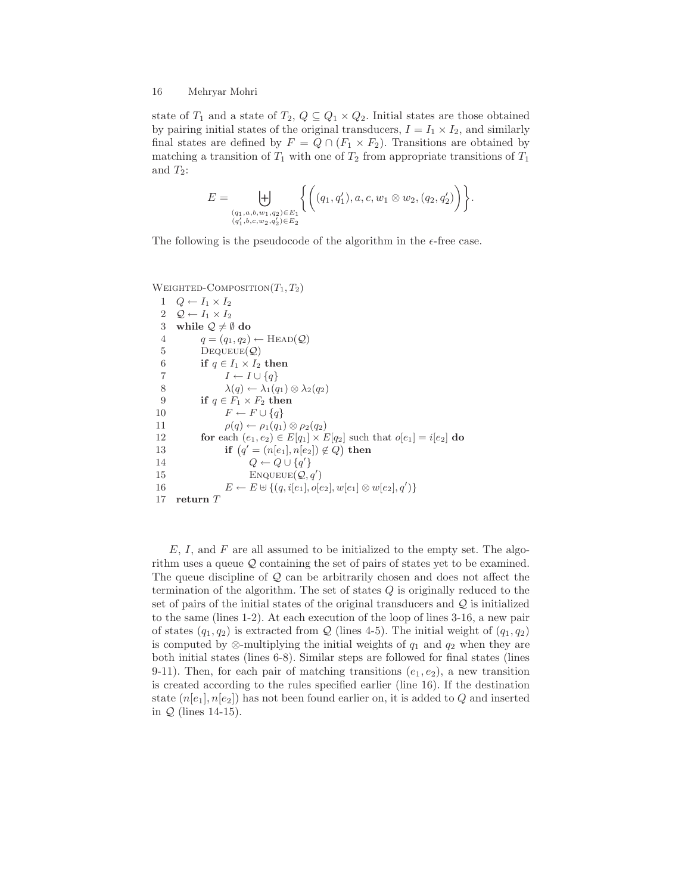state of $T_1$ and a state of $T_2$, $Q \subseteq Q_1 \times Q_2$. Initial states are those obtained by pairing initial states of the original transducers, $I = I_1 \times I_2$, and similarly final states are defined by $F = Q \cap (F_1 \times F_2)$. Transitions are obtained by matching a transition of $T_1$ with one of $T_2$ from appropriate transitions of $T_1$ and $T_2$:

$$E = \biguplus_{\substack{(q_1, a, b, w_1, q_2) \in E_1 \\ (q'_1, b, c, w_2, q'_2) \in E_2}} \Big\{ \Big( (q_1, q'_1), a, c, w_1 \otimes w_2, (q_2, q'_2) \Big) \Big\}.$$

The following is the pseudocode of the algorithm in the $\epsilon$-free case.

```
WEIGHTED-COMPOSITION(T1, T2)
 1  Q ← I1 × I2
 2  𝒬 ← I1 × I2
 3  while 𝒬 ≠ ∅ do
 4        q = (q1, q2) ← HEAD(𝒬)
 5        DEQUEUE(𝒬)
 6        if q ∈ I1 × I2 then
 7              I ← I ∪ {q}
 8              λ(q) ← λ1(q1) ⊗ λ2(q2)
 9        if q ∈ F1 × F2 then
10              F ← F ∪ {q}
11              ρ(q) ← ρ1(q1) ⊗ ρ2(q2)
12        for each (e1, e2) ∈ E[q1] × E[q2] such that o[e1] = i[e2] do
13              if (q' = (n[e1], n[e2]) ∉ Q) then
14                    Q ← Q ∪ {q'}
15                    ENQUEUE(𝒬, q')
16              E ← E ⊎ {(q, i[e1], o[e2], w[e1] ⊗ w[e2], q')}
17  return T
```

$E$, $I$, and $F$ are all assumed to be initialized to the empty set. The algorithm uses a queue $\mathcal{Q}$ containing the set of pairs of states yet to be examined. The queue discipline of $\mathcal{Q}$ can be arbitrarily chosen and does not affect the termination of the algorithm. The set of states $Q$ is originally reduced to the set of pairs of the initial states of the original transducers and $\mathcal{Q}$ is initialized to the same (lines 1-2). At each execution of the loop of lines 3-16, a new pair of states $(q_1, q_2)$ is extracted from $\mathcal{Q}$ (lines 4-5). The initial weight of $(q_1, q_2)$ is computed by $\otimes$-multiplying the initial weights of $q_1$ and $q_2$ when they are both initial states (lines 6-8). Similar steps are followed for final states (lines 9-11). Then, for each pair of matching transitions $(e_1, e_2)$, a new transition is created according to the rules specified earlier (line 16). If the destination state $(n[e_1], n[e_2])$ has not been found earlier on, it is added to $Q$ and inserted in $\mathcal{Q}$ (lines 14-15).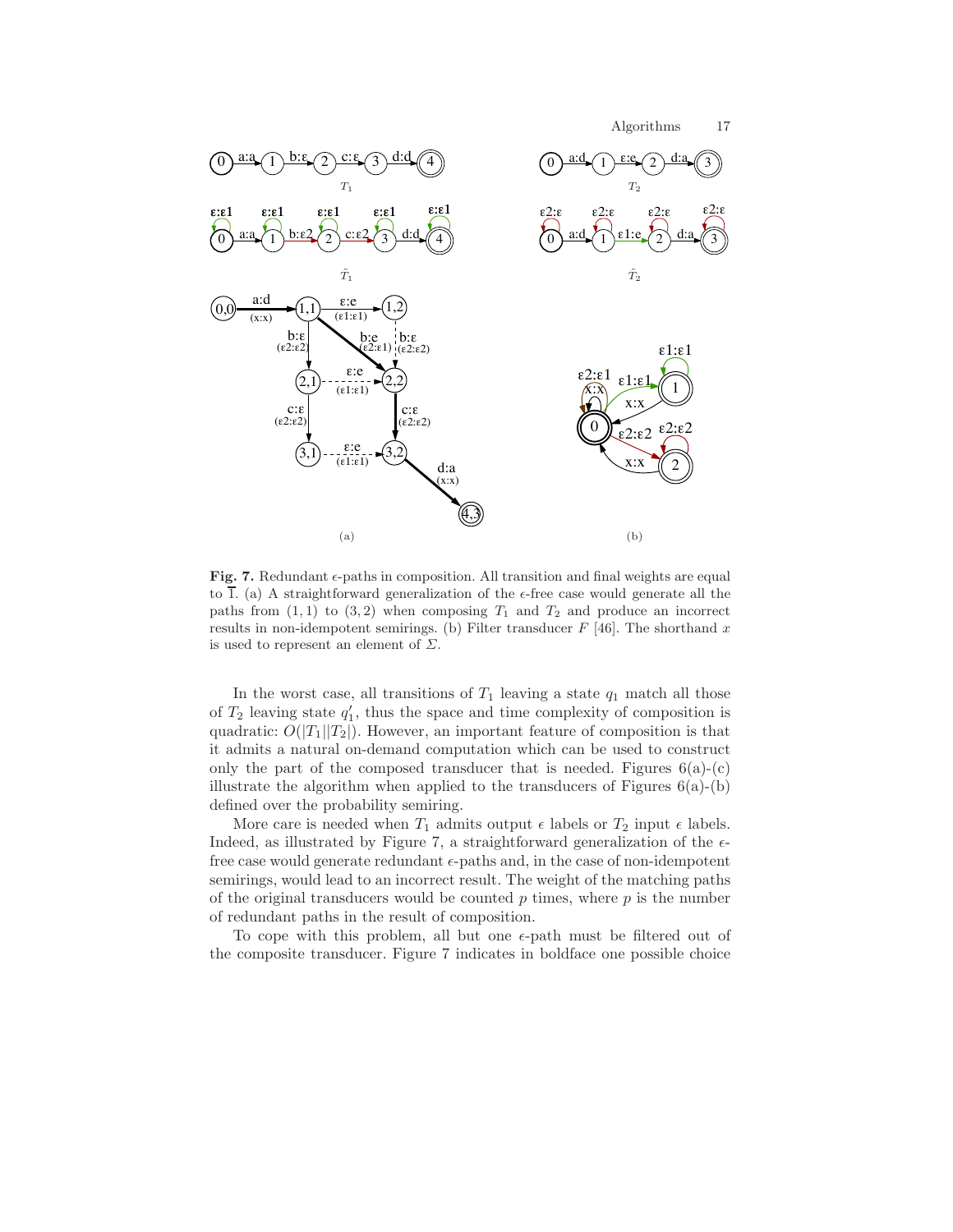**Fig. 7.** Redundant $\epsilon$-paths in composition. All transition and final weights are equal to $\overline{1}$. (a) A straightforward generalization of the $\epsilon$-free case would generate all the paths from $(1,1)$ to $(3,2)$ when composing $T_1$ and $T_2$ and produce an incorrect results in non-idempotent semirings. (b) Filter transducer $F$ [46]. The shorthand $x$ is used to represent an element of $\Sigma$.

In the worst case, all transitions of $T_1$ leaving a state $q_1$ match all those of $T_2$ leaving state $q_1'$, thus the space and time complexity of composition is quadratic: $O(|T_1||T_2|)$. However, an important feature of composition is that it admits a natural on-demand computation which can be used to construct only the part of the composed transducer that is needed. Figures 6(a)-(c) illustrate the algorithm when applied to the transducers of Figures 6(a)-(b) defined over the probability semiring.

More care is needed when $T_1$ admits output $\epsilon$ labels or $T_2$ input $\epsilon$ labels. Indeed, as illustrated by Figure 7, a straightforward generalization of the $\epsilon$-free case would generate redundant $\epsilon$-paths and, in the case of non-idempotent semirings, would lead to an incorrect result. The weight of the matching paths of the original transducers would be counted $p$ times, where $p$ is the number of redundant paths in the result of composition.

To cope with this problem, all but one $\epsilon$-path must be filtered out of the composite transducer. Figure 7 indicates in boldface one possible choice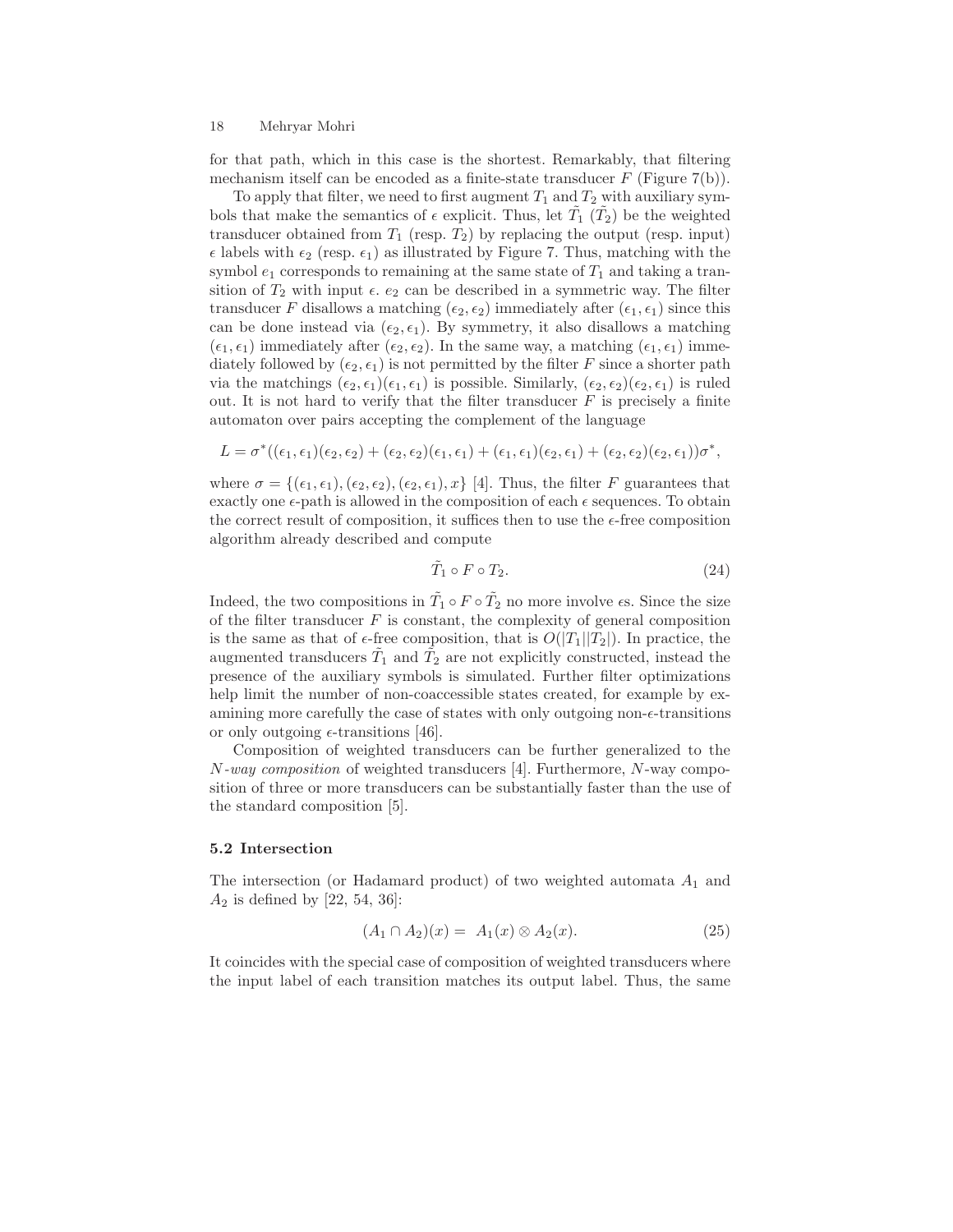for that path, which in this case is the shortest. Remarkably, that filtering mechanism itself can be encoded as a finite-state transducer $F$ (Figure 7(b)).

To apply that filter, we need to first augment $T_1$ and $T_2$ with auxiliary symbols that make the semantics of $\epsilon$ explicit. Thus, let $\tilde{T}_1$ ($\tilde{T}_2$) be the weighted transducer obtained from $T_1$ (resp. $T_2$) by replacing the output (resp. input) $\epsilon$ labels with $\epsilon_2$ (resp. $\epsilon_1$) as illustrated by Figure 7. Thus, matching with the symbol $e_1$ corresponds to remaining at the same state of $T_1$ and taking a transition of $T_2$ with input $\epsilon$. $e_2$ can be described in a symmetric way. The filter transducer $F$ disallows a matching $(\epsilon_2, \epsilon_2)$ immediately after $(\epsilon_1, \epsilon_1)$ since this can be done instead via $(\epsilon_2, \epsilon_1)$. By symmetry, it also disallows a matching $(\epsilon_1, \epsilon_1)$ immediately after $(\epsilon_2, \epsilon_2)$. In the same way, a matching $(\epsilon_1, \epsilon_1)$ immediately followed by $(\epsilon_2, \epsilon_1)$ is not permitted by the filter $F$ since a shorter path via the matchings $(\epsilon_2, \epsilon_1)(\epsilon_1, \epsilon_1)$ is possible. Similarly, $(\epsilon_2, \epsilon_2)(\epsilon_2, \epsilon_1)$ is ruled out. It is not hard to verify that the filter transducer $F$ is precisely a finite automaton over pairs accepting the complement of the language

$$L = \sigma^*((\epsilon_1, \epsilon_1)(\epsilon_2, \epsilon_2) + (\epsilon_2, \epsilon_2)(\epsilon_1, \epsilon_1) + (\epsilon_1, \epsilon_1)(\epsilon_2, \epsilon_1) + (\epsilon_2, \epsilon_2)(\epsilon_2, \epsilon_1))\sigma^*,$$

where $\sigma = \{(\epsilon_1, \epsilon_1), (\epsilon_2, \epsilon_2), (\epsilon_2, \epsilon_1), x\}$ [4]. Thus, the filter $F$ guarantees that exactly one $\epsilon$-path is allowed in the composition of each $\epsilon$ sequences. To obtain the correct result of composition, it suffices then to use the $\epsilon$-free composition algorithm already described and compute

$$\tilde{T}_1 \circ F \circ T_2. \tag{24}$$

Indeed, the two compositions in $\tilde{T}_1 \circ F \circ \tilde{T}_2$ no more involve $\epsilon$s. Since the size of the filter transducer $F$ is constant, the complexity of general composition is the same as that of $\epsilon$-free composition, that is $O(|T_1||T_2|)$. In practice, the augmented transducers $\tilde{T}_1$ and $\tilde{T}_2$ are not explicitly constructed, instead the presence of the auxiliary symbols is simulated. Further filter optimizations help limit the number of non-coaccessible states created, for example by examining more carefully the case of states with only outgoing non-$\epsilon$-transitions or only outgoing $\epsilon$-transitions [46].

Composition of weighted transducers can be further generalized to the *N-way composition* of weighted transducers [4]. Furthermore, $N$-way composition of three or more transducers can be substantially faster than the use of the standard composition [5].

### 5.2 Intersection

The intersection (or Hadamard product) of two weighted automata $A_1$ and $A_2$ is defined by [22, 54, 36]:

$$(A_1 \cap A_2)(x) = A_1(x) \otimes A_2(x). \tag{25}$$

It coincides with the special case of composition of weighted transducers where the input label of each transition matches its output label. Thus, the same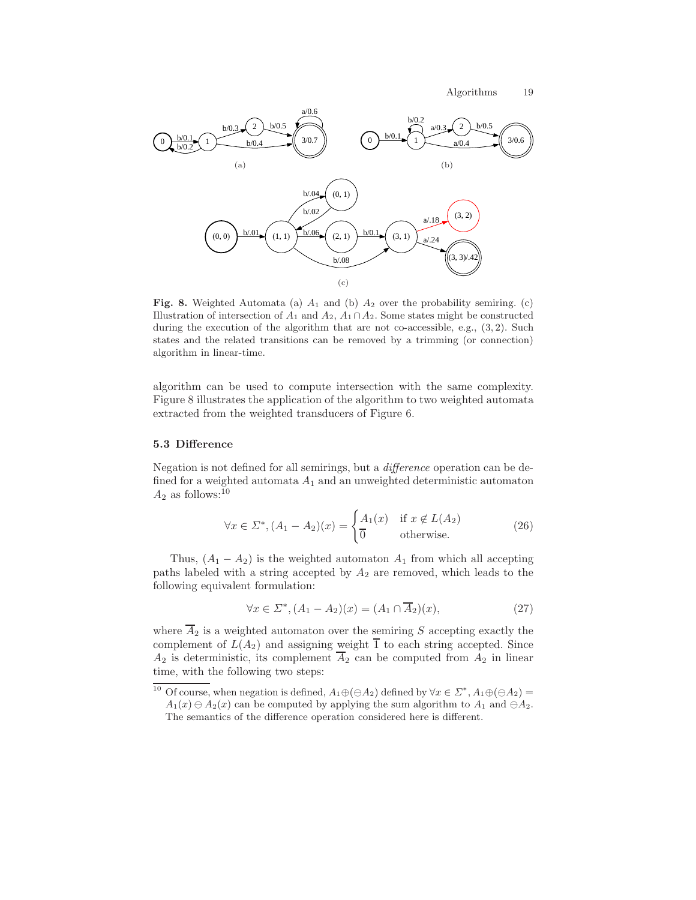**Fig. 8.** Weighted Automata (a) $A_1$ and (b) $A_2$ over the probability semiring. (c) Illustration of intersection of $A_1$ and $A_2$, $A_1 \cap A_2$. Some states might be constructed during the execution of the algorithm that are not co-accessible, e.g., $(3, 2)$. Such states and the related transitions can be removed by a trimming (or connection) algorithm in linear-time.

algorithm can be used to compute intersection with the same complexity. Figure 8 illustrates the application of the algorithm to two weighted automata extracted from the weighted transducers of Figure 6.

### 5.3 Difference

Negation is not defined for all semirings, but a *difference* operation can be defined for a weighted automata $A_1$ and an unweighted deterministic automaton $A_2$ as follows:[10]

$$\forall x \in \Sigma^*, (A_1 - A_2)(x) = \begin{cases} A_1(x) & \text{if } x \notin L(A_2) \\ \overline{0} & \text{otherwise.} \end{cases} \tag{26}$$

Thus, $(A_1 - A_2)$ is the weighted automaton $A_1$ from which all accepting paths labeled with a string accepted by $A_2$ are removed, which leads to the following equivalent formulation:

$$\forall x \in \Sigma^*, (A_1 - A_2)(x) = (A_1 \cap \overline{A}_2)(x), \tag{27}$$

where $\overline{A}_2$ is a weighted automaton over the semiring $S$ accepting exactly the complement of $L(A_2)$ and assigning weight $\overline{1}$ to each string accepted. Since $A_2$ is deterministic, its complement $\overline{A}_2$ can be computed from $A_2$ in linear time, with the following two steps:

[10] Of course, when negation is defined, $A_1 \oplus (\ominus A_2)$ defined by $\forall x \in \Sigma^*, A_1 \oplus (\ominus A_2) = A_1(x) \ominus A_2(x)$ can be computed by applying the sum algorithm to $A_1$ and $\ominus A_2$. The semantics of the difference operation considered here is different.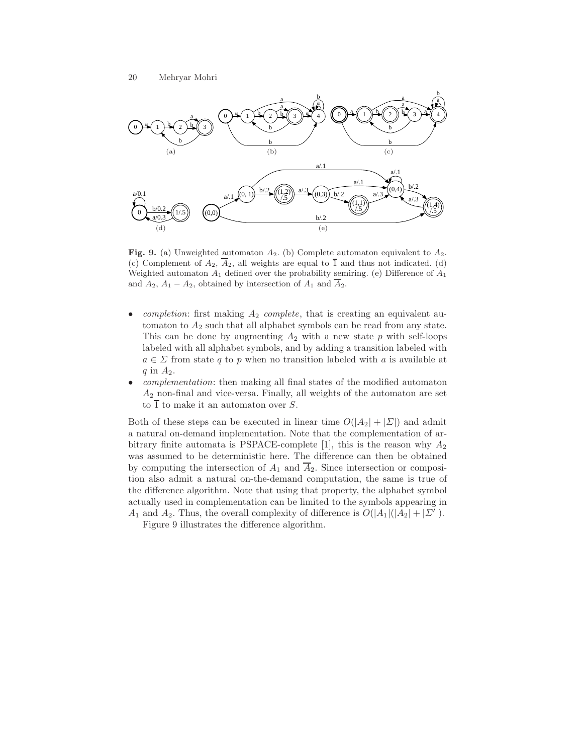**Fig. 9.** (a) Unweighted automaton $A_2$. (b) Complete automaton equivalent to $A_2$. (c) Complement of $A_2$, $\overline{A}_2$, all weights are equal to $\overline{1}$ and thus not indicated. (d) Weighted automaton $A_1$ defined over the probability semiring. (e) Difference of $A_1$ and $A_2$, $A_1 - A_2$, obtained by intersection of $A_1$ and $\overline{A}_2$.

- *completion*: first making $A_2$ *complete*, that is creating an equivalent automaton to $A_2$ such that all alphabet symbols can be read from any state. This can be done by augmenting $A_2$ with a new state $p$ with self-loops labeled with all alphabet symbols, and by adding a transition labeled with $a \in \Sigma$ from state $q$ to $p$ when no transition labeled with $a$ is available at $q$ in $A_2$.
- *complementation*: then making all final states of the modified automaton $A_2$ non-final and vice-versa. Finally, all weights of the automaton are set to $\overline{1}$ to make it an automaton over $S$.

Both of these steps can be executed in linear time $O(|A_2| + |\Sigma|)$ and admit a natural on-demand implementation. Note that the complementation of arbitrary finite automata is PSPACE-complete [1], this is the reason why $A_2$ was assumed to be deterministic here. The difference can then be obtained by computing the intersection of $A_1$ and $\overline{A}_2$. Since intersection or composition also admit a natural on-the-demand computation, the same is true of the difference algorithm. Note that using that property, the alphabet symbol actually used in complementation can be limited to the symbols appearing in $A_1$ and $A_2$. Thus, the overall complexity of difference is $O(|A_1|(|A_2| + |\Sigma'|)$.

Figure 9 illustrates the difference algorithm.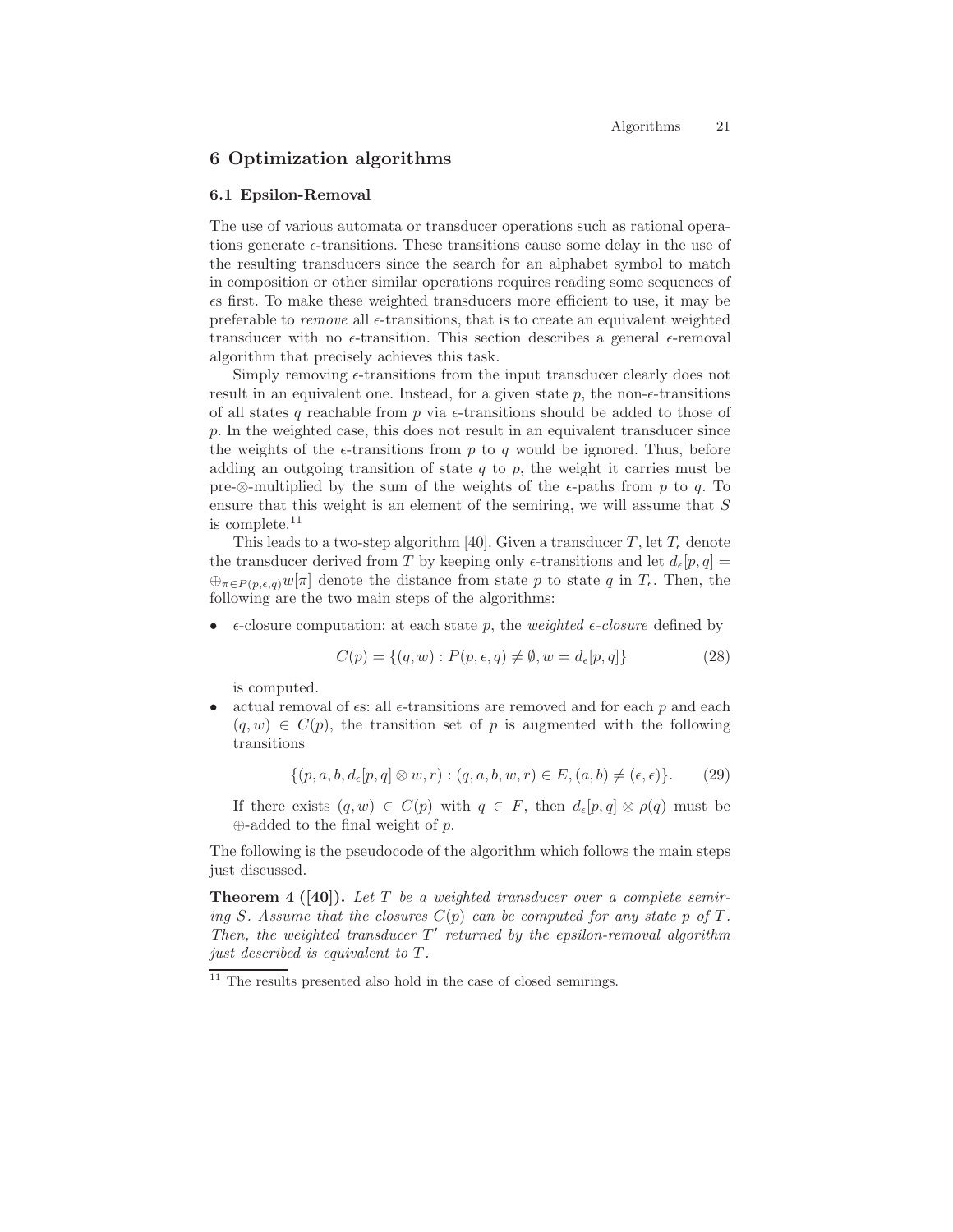## 6 Optimization algorithms

### 6.1 Epsilon-Removal

The use of various automata or transducer operations such as rational operations generate $\epsilon$-transitions. These transitions cause some delay in the use of the resulting transducers since the search for an alphabet symbol to match in composition or other similar operations requires reading some sequences of $\epsilon$s first. To make these weighted transducers more efficient to use, it may be preferable to *remove* all $\epsilon$-transitions, that is to create an equivalent weighted transducer with no $\epsilon$-transition. This section describes a general $\epsilon$-removal algorithm that precisely achieves this task.

Simply removing $\epsilon$-transitions from the input transducer clearly does not result in an equivalent one. Instead, for a given state $p$, the non-$\epsilon$-transitions of all states $q$ reachable from $p$ via $\epsilon$-transitions should be added to those of $p$. In the weighted case, this does not result in an equivalent transducer since the weights of the $\epsilon$-transitions from $p$ to $q$ would be ignored. Thus, before adding an outgoing transition of state $q$ to $p$, the weight it carries must be pre-$\otimes$-multiplied by the sum of the weights of the $\epsilon$-paths from $p$ to $q$. To ensure that this weight is an element of the semiring, we will assume that $S$ is complete.[11]

This leads to a two-step algorithm [40]. Given a transducer $T$, let $T_\epsilon$ denote the transducer derived from $T$ by keeping only $\epsilon$-transitions and let $d_\epsilon[p, q] = \oplus_{\pi \in P(p,\epsilon,q)} w[\pi]$ denote the distance from state $p$ to state $q$ in $T_\epsilon$. Then, the following are the two main steps of the algorithms:

- $\epsilon$-closure computation: at each state $p$, the *weighted $\epsilon$-closure* defined by

$$C(p) = \{(q, w) : P(p, \epsilon, q) \neq \emptyset, w = d_\epsilon[p, q]\} \tag{28}$$

  is computed.
- actual removal of $\epsilon$s: all $\epsilon$-transitions are removed and for each $p$ and each $(q, w) \in C(p)$, the transition set of $p$ is augmented with the following transitions

$$\{(p, a, b, d_\epsilon[p, q] \otimes w, r) : (q, a, b, w, r) \in E, (a, b) \neq (\epsilon, \epsilon)\}. \tag{29}$$

  If there exists $(q, w) \in C(p)$ with $q \in F$, then $d_\epsilon[p, q] \otimes \rho(q)$ must be $\oplus$-added to the final weight of $p$.

The following is the pseudocode of the algorithm which follows the main steps just discussed.

**Theorem 4 ([40]).** *Let $T$ be a weighted transducer over a complete semiring $S$. Assume that the closures $C(p)$ can be computed for any state $p$ of $T$. Then, the weighted transducer $T'$ returned by the epsilon-removal algorithm just described is equivalent to $T$.*

---

[11] The results presented also hold in the case of closed semirings.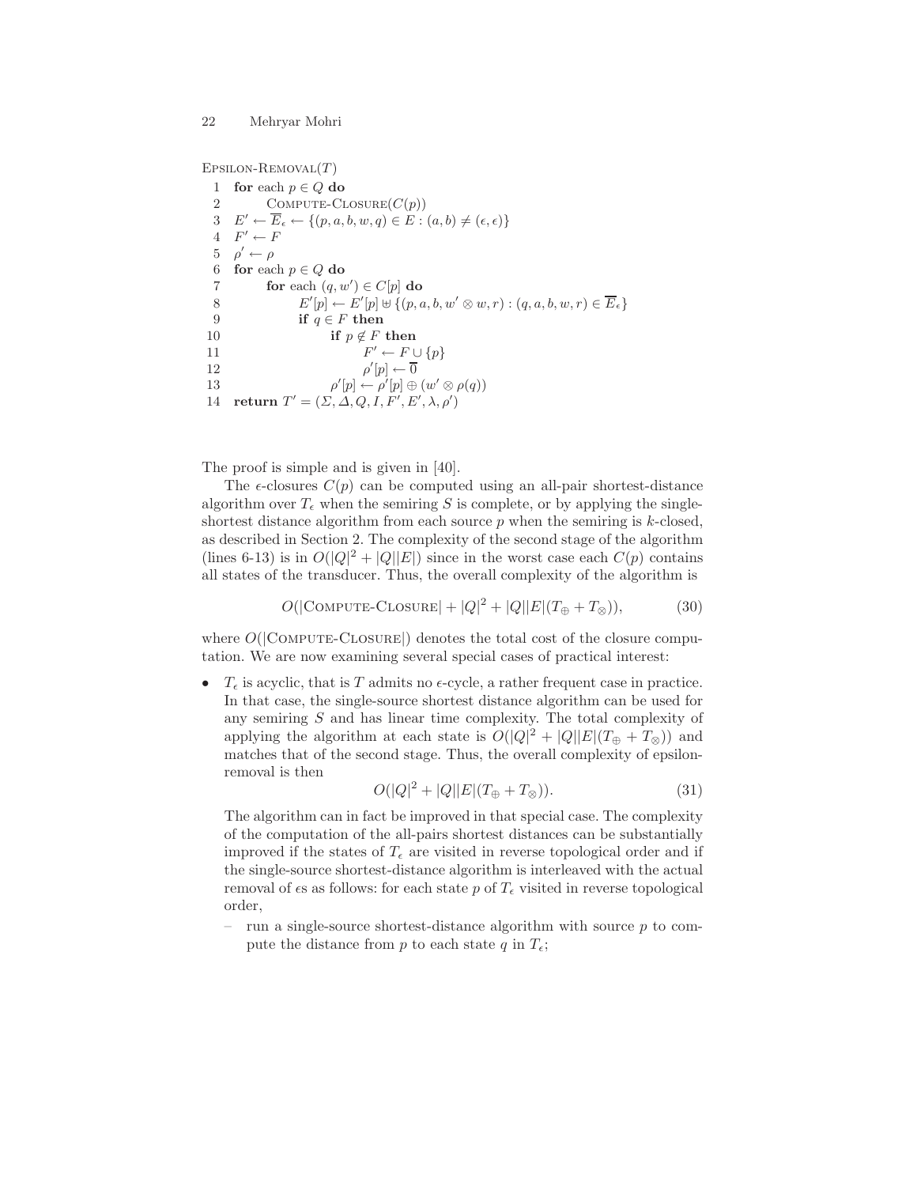```
Epsilon-Removal(T)
 1  for each p ∈ Q do
 2        Compute-Closure(C(p))
 3  E' ← Ē_ε ← {(p, a, b, w, q) ∈ E : (a, b) ≠ (ε, ε)}
 4  F' ← F
 5  ρ' ← ρ
 6  for each p ∈ Q do
 7        for each (q, w') ∈ C[p] do
 8              E'[p] ← E'[p] ⊎ {(p, a, b, w' ⊗ w, r) : (q, a, b, w, r) ∈ Ē_ε}
 9              if q ∈ F then
10                    if p ∉ F then
11                          F' ← F ∪ {p}
12                          ρ'[p] ← 0̄
13                    ρ'[p] ← ρ'[p] ⊕ (w' ⊗ ρ(q))
14  return T' = (Σ, Δ, Q, I, F', E', λ, ρ')
```

The proof is simple and is given in [40].

The $\epsilon$-closures $C(p)$ can be computed using an all-pair shortest-distance algorithm over $T_\epsilon$ when the semiring $S$ is complete, or by applying the single-shortest distance algorithm from each source $p$ when the semiring is $k$-closed, as described in Section 2. The complexity of the second stage of the algorithm (lines 6-13) is in $O(|Q|^2 + |Q||E|)$ since in the worst case each $C(p)$ contains all states of the transducer. Thus, the overall complexity of the algorithm is

$$O(|\text{Compute-Closure}| + |Q|^2 + |Q||E|(T_\oplus + T_\otimes)), \tag{30}$$

where $O(|\text{Compute-Closure}|)$ denotes the total cost of the closure computation. We are now examining several special cases of practical interest:

- $T_\epsilon$ is acyclic, that is $T$ admits no $\epsilon$-cycle, a rather frequent case in practice. In that case, the single-source shortest distance algorithm can be used for any semiring $S$ and has linear time complexity. The total complexity of applying the algorithm at each state is $O(|Q|^2 + |Q||E|(T_\oplus + T_\otimes))$ and matches that of the second stage. Thus, the overall complexity of epsilon-removal is then

  $$O(|Q|^2 + |Q||E|(T_\oplus + T_\otimes)). \tag{31}$$

  The algorithm can in fact be improved in that special case. The complexity of the computation of the all-pairs shortest distances can be substantially improved if the states of $T_\epsilon$ are visited in reverse topological order and if the single-source shortest-distance algorithm is interleaved with the actual removal of $\epsilon$s as follows: for each state $p$ of $T_\epsilon$ visited in reverse topological order,

  – run a single-source shortest-distance algorithm with source $p$ to compute the distance from $p$ to each state $q$ in $T_\epsilon$;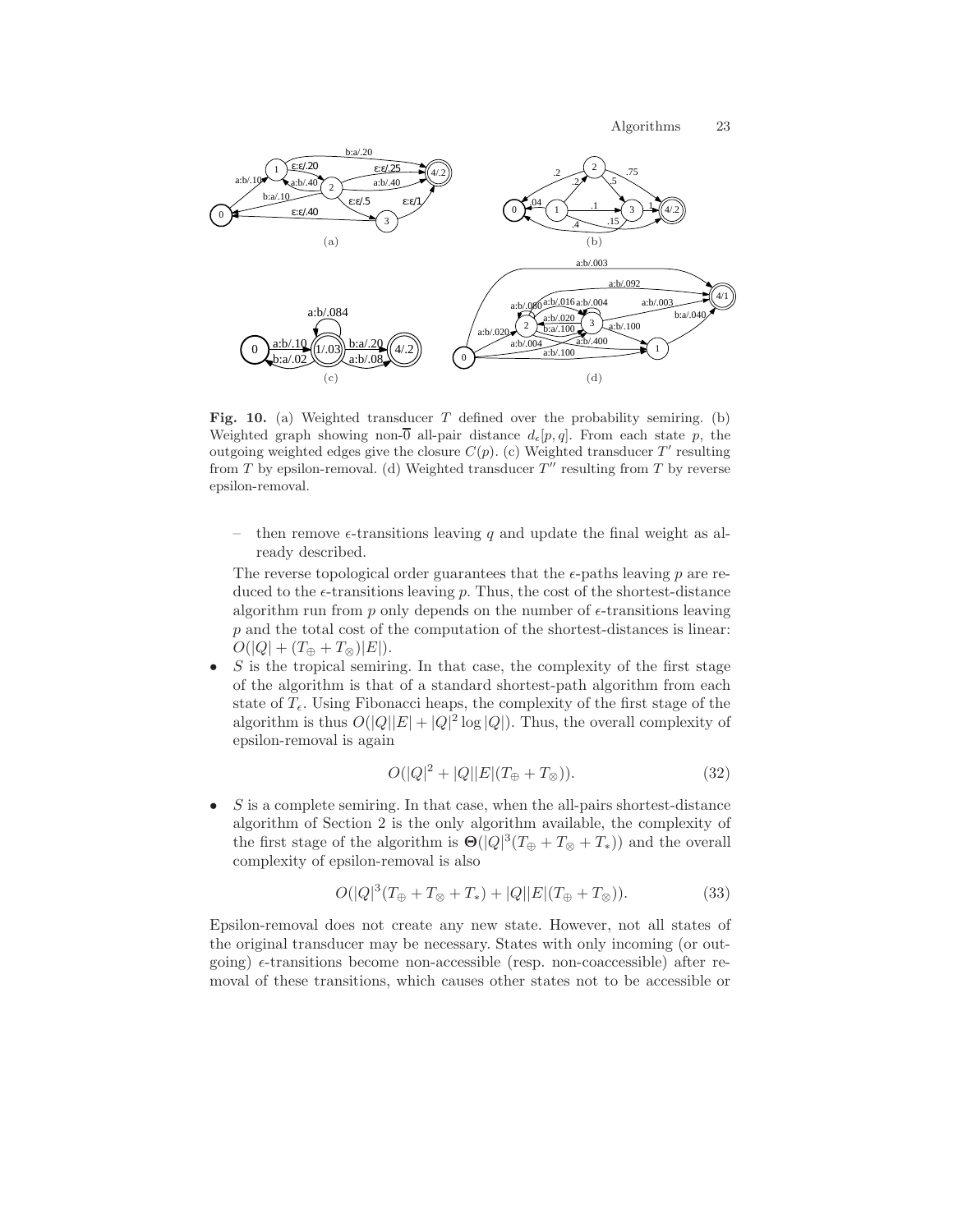**Fig. 10.** (a) Weighted transducer $T$ defined over the probability semiring. (b) Weighted graph showing non-$\overline{0}$ all-pair distance $d_\epsilon[p,q]$. From each state $p$, the outgoing weighted edges give the closure $C(p)$. (c) Weighted transducer $T'$ resulting from $T$ by epsilon-removal. (d) Weighted transducer $T''$ resulting from $T$ by reverse epsilon-removal.

 – then remove $\epsilon$-transitions leaving $q$ and update the final weight as already described.

 The reverse topological order guarantees that the $\epsilon$-paths leaving $p$ are reduced to the $\epsilon$-transitions leaving $p$. Thus, the cost of the shortest-distance algorithm run from $p$ only depends on the number of $\epsilon$-transitions leaving $p$ and the total cost of the computation of the shortest-distances is linear: $O(|Q| + (T_\oplus + T_\otimes)|E|)$.

- $S$ is the tropical semiring. In that case, the complexity of the first stage of the algorithm is that of a standard shortest-path algorithm from each state of $T_\epsilon$. Using Fibonacci heaps, the complexity of the first stage of the algorithm is thus $O(|Q||E| + |Q|^2 \log |Q|)$. Thus, the overall complexity of epsilon-removal is again

$$O(|Q|^2 + |Q||E|(T_\oplus + T_\otimes)). \tag{32}$$

- $S$ is a complete semiring. In that case, when the all-pairs shortest-distance algorithm of Section 2 is the only algorithm available, the complexity of the first stage of the algorithm is $\mathbf{\Theta}(|Q|^3(T_\oplus + T_\otimes + T_*))$ and the overall complexity of epsilon-removal is also

$$O(|Q|^3(T_\oplus + T_\otimes + T_*) + |Q||E|(T_\oplus + T_\otimes)). \tag{33}$$

Epsilon-removal does not create any new state. However, not all states of the original transducer may be necessary. States with only incoming (or outgoing) $\epsilon$-transitions become non-accessible (resp. non-coaccessible) after removal of these transitions, which causes other states not to be accessible or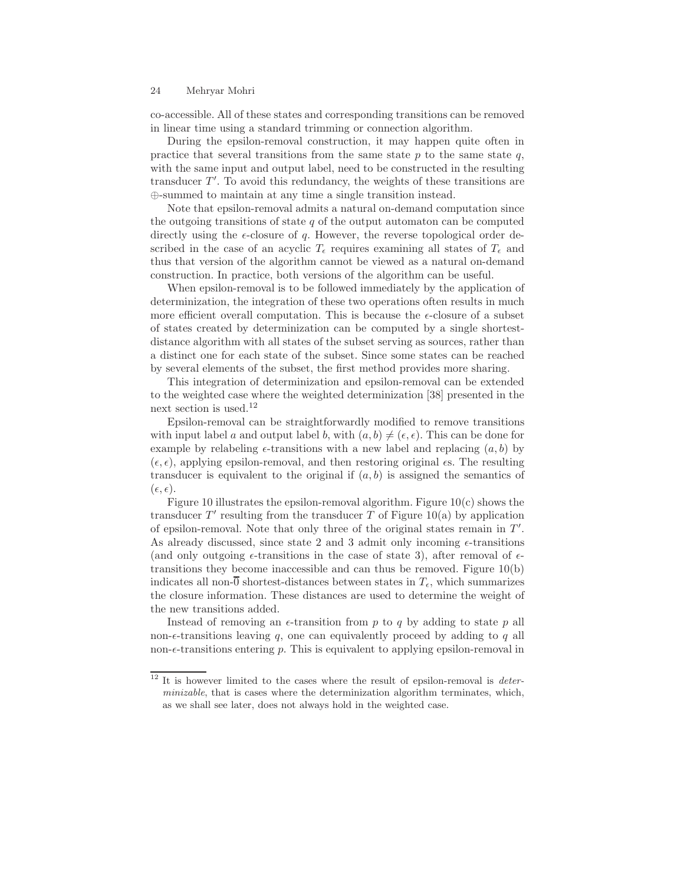co-accessible. All of these states and corresponding transitions can be removed in linear time using a standard trimming or connection algorithm.

During the epsilon-removal construction, it may happen quite often in practice that several transitions from the same state $p$ to the same state $q$, with the same input and output label, need to be constructed in the resulting transducer $T'$. To avoid this redundancy, the weights of these transitions are $\oplus$-summed to maintain at any time a single transition instead.

Note that epsilon-removal admits a natural on-demand computation since the outgoing transitions of state $q$ of the output automaton can be computed directly using the $\epsilon$-closure of $q$. However, the reverse topological order described in the case of an acyclic $T_\epsilon$ requires examining all states of $T_\epsilon$ and thus that version of the algorithm cannot be viewed as a natural on-demand construction. In practice, both versions of the algorithm can be useful.

When epsilon-removal is to be followed immediately by the application of determinization, the integration of these two operations often results in much more efficient overall computation. This is because the $\epsilon$-closure of a subset of states created by determinization can be computed by a single shortest-distance algorithm with all states of the subset serving as sources, rather than a distinct one for each state of the subset. Since some states can be reached by several elements of the subset, the first method provides more sharing.

This integration of determinization and epsilon-removal can be extended to the weighted case where the weighted determinization [38] presented in the next section is used.[12]

Epsilon-removal can be straightforwardly modified to remove transitions with input label $a$ and output label $b$, with $(a, b) \neq (\epsilon, \epsilon)$. This can be done for example by relabeling $\epsilon$-transitions with a new label and replacing $(a, b)$ by $(\epsilon, \epsilon)$, applying epsilon-removal, and then restoring original $\epsilon$s. The resulting transducer is equivalent to the original if $(a, b)$ is assigned the semantics of $(\epsilon, \epsilon)$.

Figure 10 illustrates the epsilon-removal algorithm. Figure 10(c) shows the transducer $T'$ resulting from the transducer $T$ of Figure 10(a) by application of epsilon-removal. Note that only three of the original states remain in $T'$. As already discussed, since state 2 and 3 admit only incoming $\epsilon$-transitions (and only outgoing $\epsilon$-transitions in the case of state 3), after removal of $\epsilon$-transitions they become inaccessible and can thus be removed. Figure 10(b) indicates all non-$\overline{0}$ shortest-distances between states in $T_\epsilon$, which summarizes the closure information. These distances are used to determine the weight of the new transitions added.

Instead of removing an $\epsilon$-transition from $p$ to $q$ by adding to state $p$ all non-$\epsilon$-transitions leaving $q$, one can equivalently proceed by adding to $q$ all non-$\epsilon$-transitions entering $p$. This is equivalent to applying epsilon-removal in

[12] It is however limited to the cases where the result of epsilon-removal is *determinizable*, that is cases where the determinization algorithm terminates, which, as we shall see later, does not always hold in the weighted case.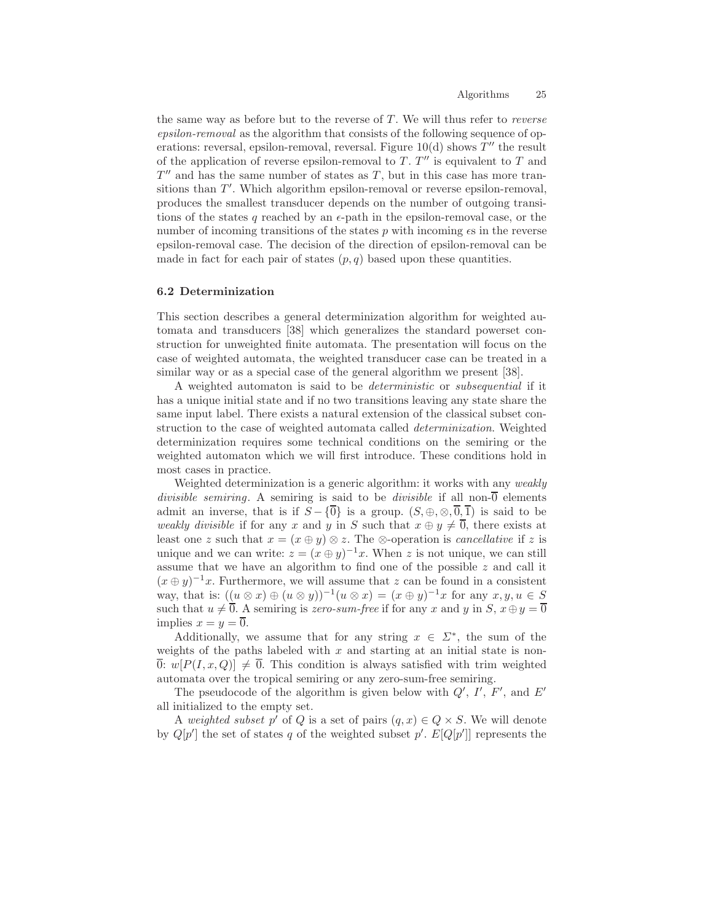the same way as before but to the reverse of $T$. We will thus refer to *reverse epsilon-removal* as the algorithm that consists of the following sequence of operations: reversal, epsilon-removal, reversal. Figure 10(d) shows $T''$ the result of the application of reverse epsilon-removal to $T$. $T''$ is equivalent to $T$ and $T''$ and has the same number of states as $T$, but in this case has more transitions than $T'$. Which algorithm epsilon-removal or reverse epsilon-removal, produces the smallest transducer depends on the number of outgoing transitions of the states $q$ reached by an $\epsilon$-path in the epsilon-removal case, or the number of incoming transitions of the states $p$ with incoming $\epsilon$s in the reverse epsilon-removal case. The decision of the direction of epsilon-removal can be made in fact for each pair of states $(p, q)$ based upon these quantities.

### 6.2 Determinization

This section describes a general determinization algorithm for weighted automata and transducers [38] which generalizes the standard powerset construction for unweighted finite automata. The presentation will focus on the case of weighted automata, the weighted transducer case can be treated in a similar way or as a special case of the general algorithm we present [38].

A weighted automaton is said to be *deterministic* or *subsequential* if it has a unique initial state and if no two transitions leaving any state share the same input label. There exists a natural extension of the classical subset construction to the case of weighted automata called *determinization*. Weighted determinization requires some technical conditions on the semiring or the weighted automaton which we will first introduce. These conditions hold in most cases in practice.

Weighted determinization is a generic algorithm: it works with any *weakly divisible semiring*. A semiring is said to be *divisible* if all non-$\overline{0}$ elements admit an inverse, that is if $S - \{\overline{0}\}$ is a group. $(S, \oplus, \otimes, \overline{0}, \overline{1})$ is said to be *weakly divisible* if for any $x$ and $y$ in $S$ such that $x \oplus y \neq \overline{0}$, there exists at least one $z$ such that $x = (x \oplus y) \otimes z$. The $\otimes$-operation is *cancellative* if $z$ is unique and we can write: $z = (x \oplus y)^{-1} x$. When $z$ is not unique, we can still assume that we have an algorithm to find one of the possible $z$ and call it $(x \oplus y)^{-1} x$. Furthermore, we will assume that $z$ can be found in a consistent way, that is: $((u \otimes x) \oplus (u \otimes y))^{-1}(u \otimes x) = (x \oplus y)^{-1} x$ for any $x, y, u \in S$ such that $u \neq \overline{0}$. A semiring is *zero-sum-free* if for any $x$ and $y$ in $S$, $x \oplus y = \overline{0}$ implies $x = y = \overline{0}$.

Additionally, we assume that for any string $x \in \Sigma^*$, the sum of the weights of the paths labeled with $x$ and starting at an initial state is non-$\overline{0}$: $w[P(I, x, Q)] \neq \overline{0}$. This condition is always satisfied with trim weighted automata over the tropical semiring or any zero-sum-free semiring.

The pseudocode of the algorithm is given below with $Q'$, $I'$, $F'$, and $E'$ all initialized to the empty set.

A *weighted subset* $p'$ of $Q$ is a set of pairs $(q, x) \in Q \times S$. We will denote by $Q[p']$ the set of states $q$ of the weighted subset $p'$. $E[Q[p']]$ represents the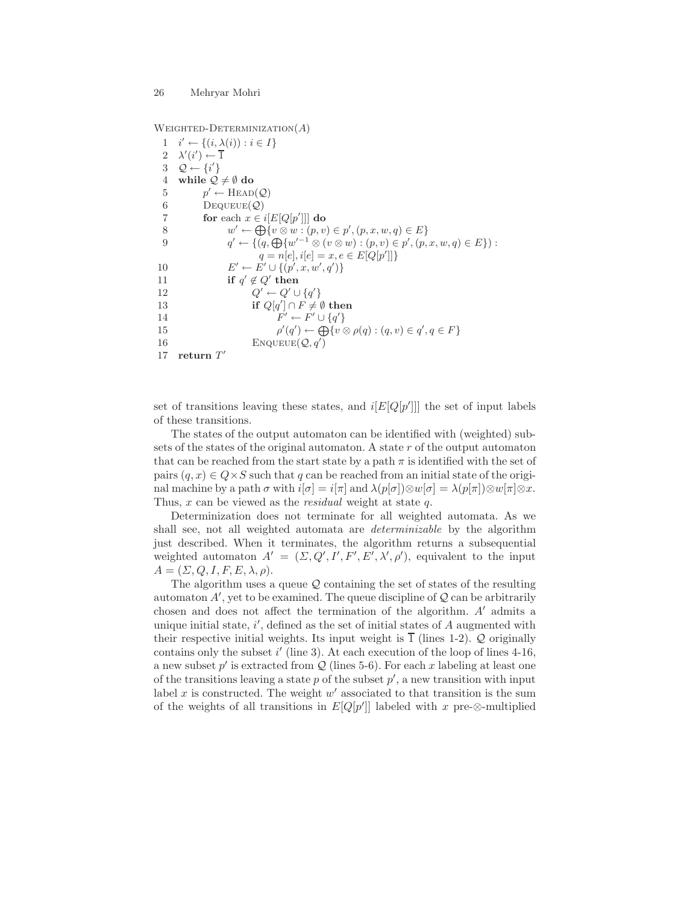```
Weighted-Determinization(A)
 1  i' ← {(i, λ(i)) : i ∈ I}
 2  λ'(i') ← 1̄
 3  𝒬 ← {i'}
 4  while 𝒬 ≠ ∅ do
 5        p' ← Head(𝒬)
 6        Dequeue(𝒬)
 7        for each x ∈ i[E[Q[p']]] do
 8              w' ← ⊕{v ⊗ w : (p, v) ∈ p', (p, x, w, q) ∈ E}
 9              q' ← {(q, ⊕{w'^{-1} ⊗ (v ⊗ w) : (p, v) ∈ p', (p, x, w, q) ∈ E}) :
                        q = n[e], i[e] = x, e ∈ E[Q[p']]}
10              E' ← E' ∪ {(p', x, w', q')}
11              if q' ∉ Q' then
12                    Q' ← Q' ∪ {q'}
13                    if Q[q'] ∩ F ≠ ∅ then
14                          F' ← F' ∪ {q'}
15                          ρ'(q') ← ⊕{v ⊗ ρ(q) : (q, v) ∈ q', q ∈ F}
16                    Enqueue(𝒬, q')
17  return T'
```

set of transitions leaving these states, and $i[E[Q[p']]]$ the set of input labels of these transitions.

The states of the output automaton can be identified with (weighted) subsets of the states of the original automaton. A state $r$ of the output automaton that can be reached from the start state by a path $\pi$ is identified with the set of pairs $(q, x) \in Q \times S$ such that $q$ can be reached from an initial state of the original machine by a path $\sigma$ with $i[\sigma] = i[\pi]$ and $\lambda(p[\sigma]) \otimes w[\sigma] = \lambda(p[\pi]) \otimes w[\pi] \otimes x$. Thus, $x$ can be viewed as the *residual* weight at state $q$.

Determinization does not terminate for all weighted automata. As we shall see, not all weighted automata are *determinizable* by the algorithm just described. When it terminates, the algorithm returns a subsequential weighted automaton $A' = (\Sigma, Q', I', F', E', \lambda', \rho')$, equivalent to the input $A = (\Sigma, Q, I, F, E, \lambda, \rho)$.

The algorithm uses a queue $\mathcal{Q}$ containing the set of states of the resulting automaton $A'$, yet to be examined. The queue discipline of $\mathcal{Q}$ can be arbitrarily chosen and does not affect the termination of the algorithm. $A'$ admits a unique initial state, $i'$, defined as the set of initial states of $A$ augmented with their respective initial weights. Its input weight is $\overline{1}$ (lines 1-2). $\mathcal{Q}$ originally contains only the subset $i'$ (line 3). At each execution of the loop of lines 4-16, a new subset $p'$ is extracted from $\mathcal{Q}$ (lines 5-6). For each $x$ labeling at least one of the transitions leaving a state $p$ of the subset $p'$, a new transition with input label $x$ is constructed. The weight $w'$ associated to that transition is the sum of the weights of all transitions in $E[Q[p']]$ labeled with $x$ pre-$\otimes$-multiplied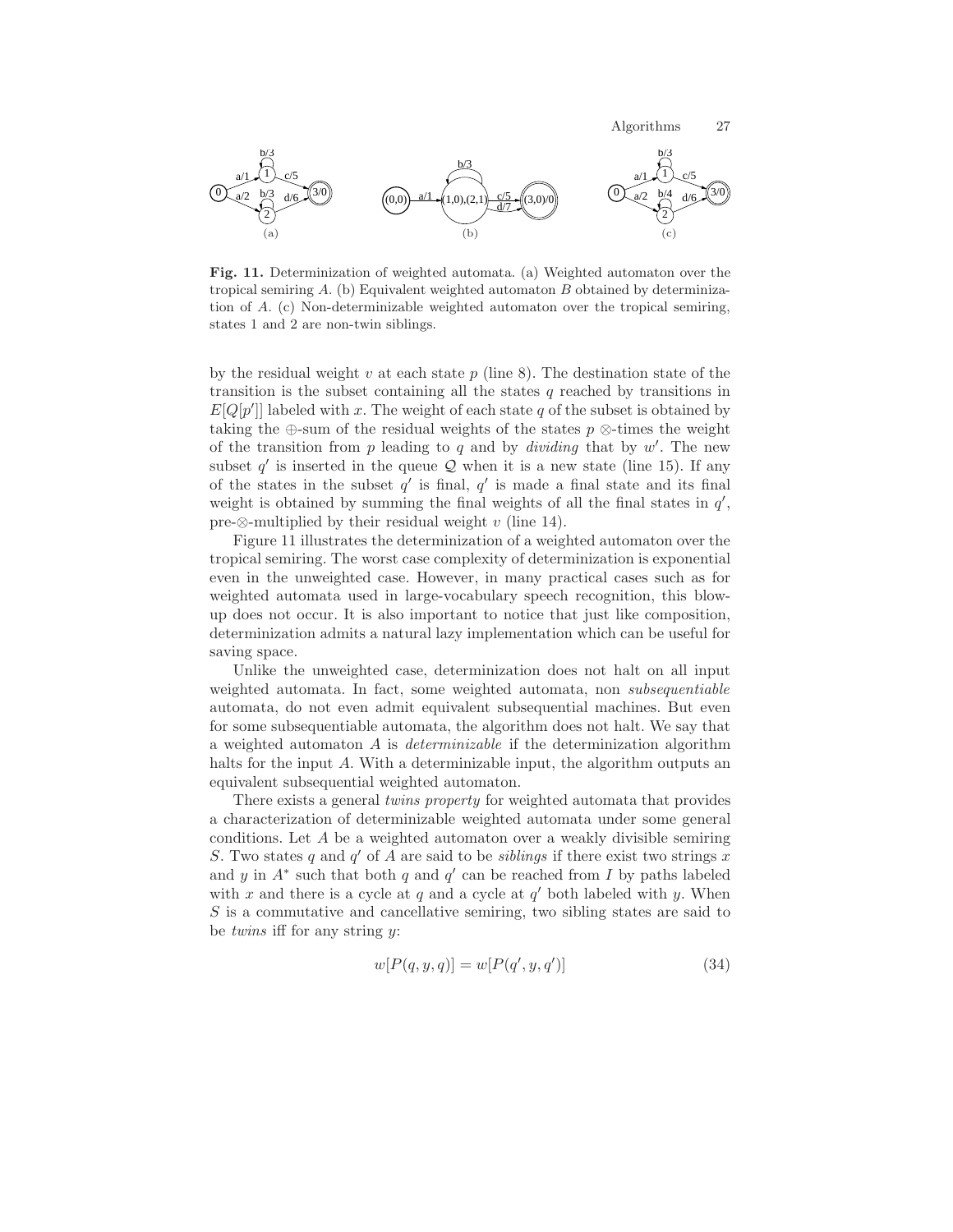0 a/1 a/2 1 b/3 2 b/3 c/5 d/6 3/0

(a)

(0,0) a/1 (1,0),(2,1) b/3 c/5 d/7 (3,0)/0

(b)

0 a/1 a/2 1 b/3 2 b/4 c/5 d/6 3/0

(c)

**Fig. 11.** Determinization of weighted automata. (a) Weighted automaton over the tropical semiring $A$. (b) Equivalent weighted automaton $B$ obtained by determinization of $A$. (c) Non-determinizable weighted automaton over the tropical semiring, states 1 and 2 are non-twin siblings.

by the residual weight $v$ at each state $p$ (line 8). The destination state of the transition is the subset containing all the states $q$ reached by transitions in $E[Q[p']]$ labeled with $x$. The weight of each state $q$ of the subset is obtained by taking the $\oplus$-sum of the residual weights of the states $p$ $\otimes$-times the weight of the transition from $p$ leading to $q$ and by *dividing* that by $w'$. The new subset $q'$ is inserted in the queue $\mathcal{Q}$ when it is a new state (line 15). If any of the states in the subset $q'$ is final, $q'$ is made a final state and its final weight is obtained by summing the final weights of all the final states in $q'$, pre-$\otimes$-multiplied by their residual weight $v$ (line 14).

Figure 11 illustrates the determinization of a weighted automaton over the tropical semiring. The worst case complexity of determinization is exponential even in the unweighted case. However, in many practical cases such as for weighted automata used in large-vocabulary speech recognition, this blow-up does not occur. It is also important to notice that just like composition, determinization admits a natural lazy implementation which can be useful for saving space.

Unlike the unweighted case, determinization does not halt on all input weighted automata. In fact, some weighted automata, non *subsequentiable* automata, do not even admit equivalent subsequential machines. But even for some subsequentiable automata, the algorithm does not halt. We say that a weighted automaton $A$ is *determinizable* if the determinization algorithm halts for the input $A$. With a determinizable input, the algorithm outputs an equivalent subsequential weighted automaton.

There exists a general *twins property* for weighted automata that provides a characterization of determinizable weighted automata under some general conditions. Let $A$ be a weighted automaton over a weakly divisible semiring $S$. Two states $q$ and $q'$ of $A$ are said to be *siblings* if there exist two strings $x$ and $y$ in $A^*$ such that both $q$ and $q'$ can be reached from $I$ by paths labeled with $x$ and there is a cycle at $q$ and a cycle at $q'$ both labeled with $y$. When $S$ is a commutative and cancellative semiring, two sibling states are said to be *twins* iff for any string $y$:

$$w[P(q, y, q)] = w[P(q', y, q')] \tag{34}$$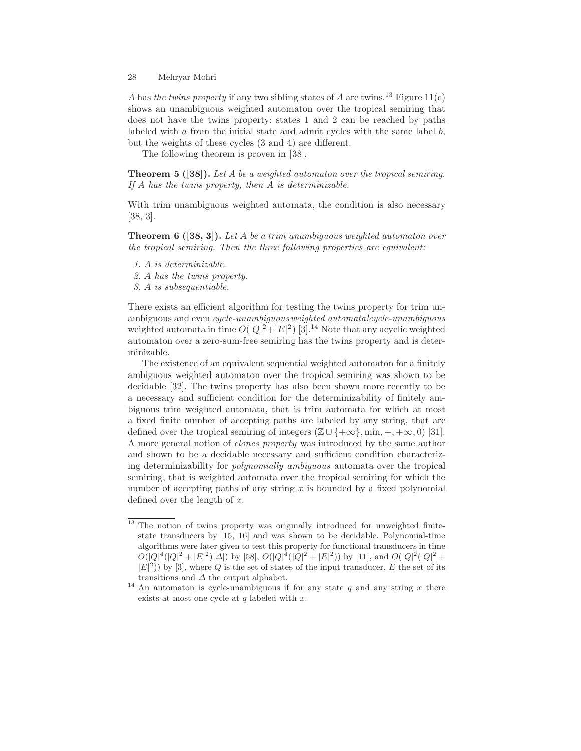$A$ has *the twins property* if any two sibling states of $A$ are twins.[13] Figure 11(c) shows an unambiguous weighted automaton over the tropical semiring that does not have the twins property: states 1 and 2 can be reached by paths labeled with $a$ from the initial state and admit cycles with the same label $b$, but the weights of these cycles (3 and 4) are different.

The following theorem is proven in [38].

**Theorem 5 ([38]).** *Let $A$ be a weighted automaton over the tropical semiring. If $A$ has the twins property, then $A$ is determinizable.*

With trim unambiguous weighted automata, the condition is also necessary [38, 3].

**Theorem 6 ([38, 3]).** *Let $A$ be a trim unambiguous weighted automaton over the tropical semiring. Then the three following properties are equivalent:*

1. *$A$ is determinizable.*
2. *$A$ has the twins property.*
3. *$A$ is subsequentiable.*

There exists an efficient algorithm for testing the twins property for trim unambiguous and even *cycle-unambiguousweighted automata!cycle-unambiguous* weighted automata in time $O(|Q|^2+|E|^2)$ [3].[14] Note that any acyclic weighted automaton over a zero-sum-free semiring has the twins property and is determinizable.

The existence of an equivalent sequential weighted automaton for a finitely ambiguous weighted automaton over the tropical semiring was shown to be decidable [32]. The twins property has also been shown more recently to be a necessary and sufficient condition for the determinizability of finitely ambiguous trim weighted automata, that is trim automata for which at most a fixed finite number of accepting paths are labeled by any string, that are defined over the tropical semiring of integers $(\mathbb{Z} \cup \{+\infty\}, \min, +, +\infty, 0)$ [31]. A more general notion of *clones property* was introduced by the same author and shown to be a decidable necessary and sufficient condition characterizing determinizability for *polynomially ambiguous* automata over the tropical semiring, that is weighted automata over the tropical semiring for which the number of accepting paths of any string $x$ is bounded by a fixed polynomial defined over the length of $x$.

---

[13] The notion of twins property was originally introduced for unweighted finite-state transducers by [15, 16] and was shown to be decidable. Polynomial-time algorithms were later given to test this property for functional transducers in time $O(|Q|^4(|Q|^2+|E|^2)|\Delta|)$ by [58], $O(|Q|^4(|Q|^2+|E|^2))$ by [11], and $O(|Q|^2(|Q|^2+|E|^2))$ by [3], where $Q$ is the set of states of the input transducer, $E$ the set of its transitions and $\Delta$ the output alphabet.

[14] An automaton is cycle-unambiguous if for any state $q$ and any string $x$ there exists at most one cycle at $q$ labeled with $x$.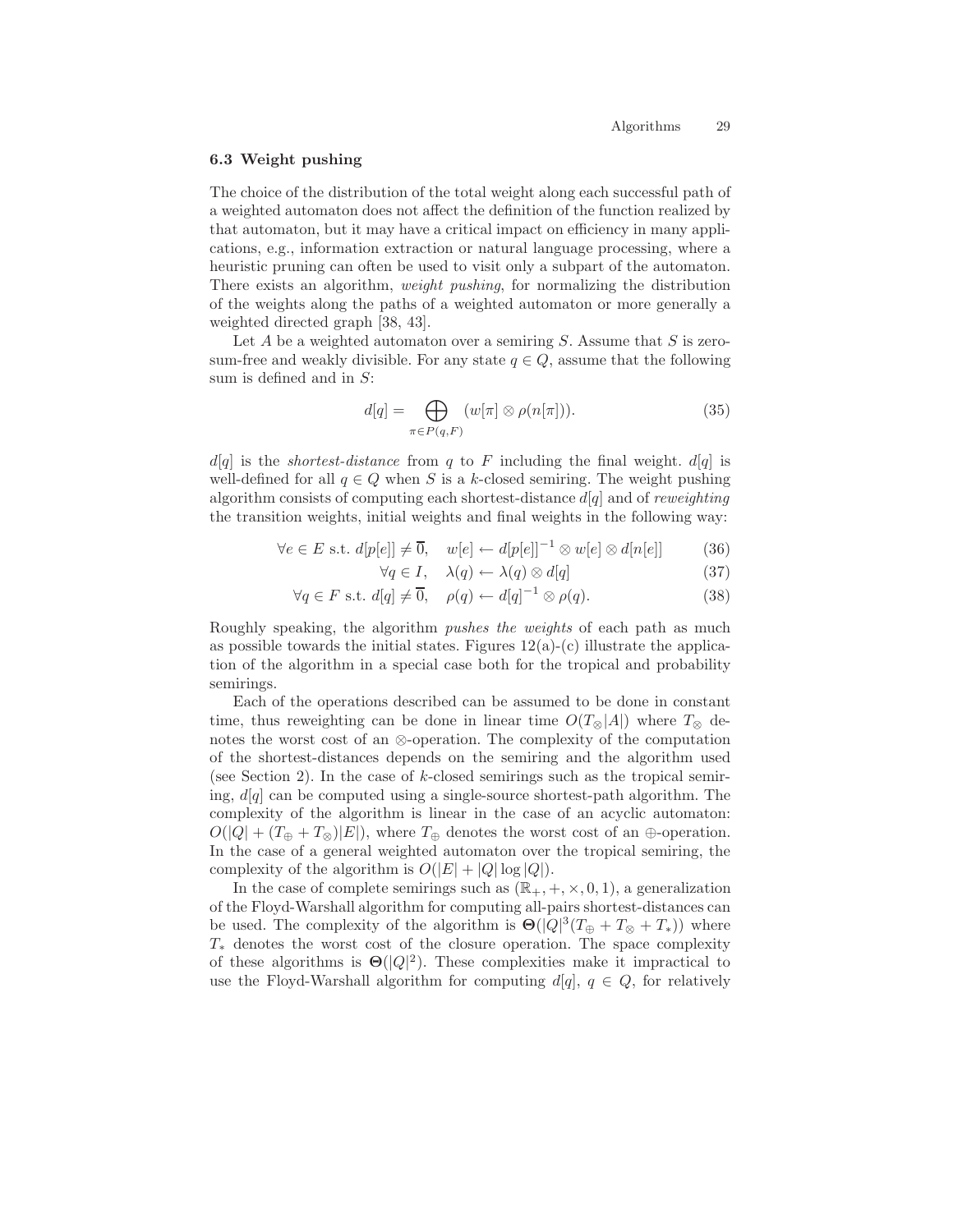### 6.3 Weight pushing

The choice of the distribution of the total weight along each successful path of a weighted automaton does not affect the definition of the function realized by that automaton, but it may have a critical impact on efficiency in many applications, e.g., information extraction or natural language processing, where a heuristic pruning can often be used to visit only a subpart of the automaton. There exists an algorithm, *weight pushing*, for normalizing the distribution of the weights along the paths of a weighted automaton or more generally a weighted directed graph [38, 43].

Let $A$ be a weighted automaton over a semiring $S$. Assume that $S$ is zero-sum-free and weakly divisible. For any state $q \in Q$, assume that the following sum is defined and in $S$:

$$d[q] = \bigoplus_{\pi \in P(q,F)} (w[\pi] \otimes \rho(n[\pi])). \tag{35}$$

$d[q]$ is the *shortest-distance* from $q$ to $F$ including the final weight. $d[q]$ is well-defined for all $q \in Q$ when $S$ is a $k$-closed semiring. The weight pushing algorithm consists of computing each shortest-distance $d[q]$ and of *reweighting* the transition weights, initial weights and final weights in the following way:

$$\forall e \in E \text{ s.t. } d[p[e]] \neq \overline{0}, \quad w[e] \leftarrow d[p[e]]^{-1} \otimes w[e] \otimes d[n[e]] \tag{36}$$

$$\forall q \in I, \quad \lambda(q) \leftarrow \lambda(q) \otimes d[q] \tag{37}$$

$$\forall q \in F \text{ s.t. } d[q] \neq \overline{0}, \quad \rho(q) \leftarrow d[q]^{-1} \otimes \rho(q). \tag{38}$$

Roughly speaking, the algorithm *pushes the weights* of each path as much as possible towards the initial states. Figures 12(a)-(c) illustrate the application of the algorithm in a special case both for the tropical and probability semirings.

Each of the operations described can be assumed to be done in constant time, thus reweighting can be done in linear time $O(T_\otimes |A|)$ where $T_\otimes$ denotes the worst cost of an $\otimes$-operation. The complexity of the computation of the shortest-distances depends on the semiring and the algorithm used (see Section 2). In the case of $k$-closed semirings such as the tropical semiring, $d[q]$ can be computed using a single-source shortest-path algorithm. The complexity of the algorithm is linear in the case of an acyclic automaton: $O(|Q| + (T_\oplus + T_\otimes)|E|)$, where $T_\oplus$ denotes the worst cost of an $\oplus$-operation. In the case of a general weighted automaton over the tropical semiring, the complexity of the algorithm is $O(|E| + |Q| \log |Q|)$.

In the case of complete semirings such as $(\mathbb{R}_+, +, \times, 0, 1)$, a generalization of the Floyd-Warshall algorithm for computing all-pairs shortest-distances can be used. The complexity of the algorithm is $\Theta(|Q|^3(T_\oplus + T_\otimes + T_*))$ where $T_*$ denotes the worst cost of the closure operation. The space complexity of these algorithms is $\Theta(|Q|^2)$. These complexities make it impractical to use the Floyd-Warshall algorithm for computing $d[q]$, $q \in Q$, for relatively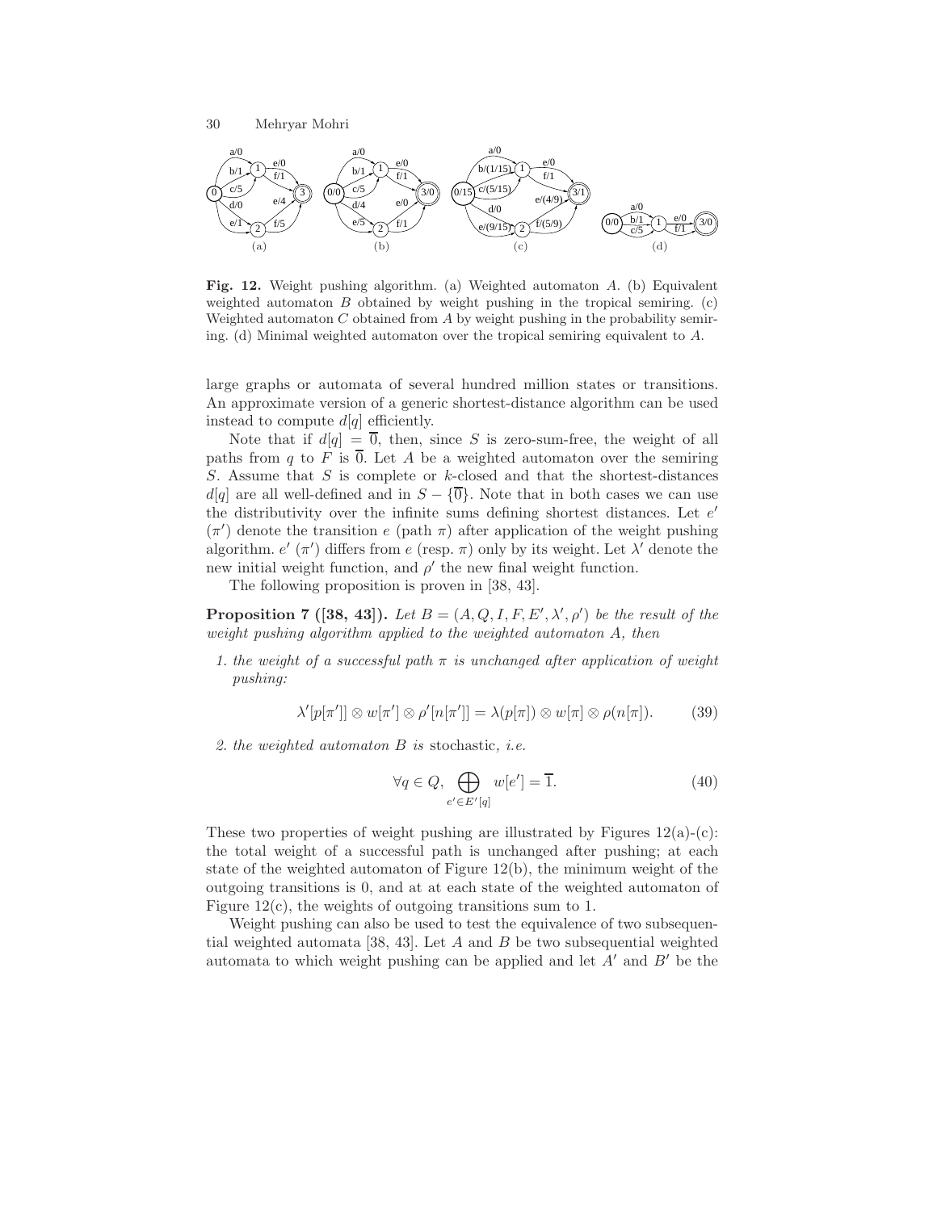Fig. 12. Weight pushing algorithm. (a) Weighted automaton $A$. (b) Equivalent weighted automaton $B$ obtained by weight pushing in the tropical semiring. (c) Weighted automaton $C$ obtained from $A$ by weight pushing in the probability semiring. (d) Minimal weighted automaton over the tropical semiring equivalent to $A$.

large graphs or automata of several hundred million states or transitions. An approximate version of a generic shortest-distance algorithm can be used instead to compute $d[q]$ efficiently.

Note that if $d[q] = \overline{0}$, then, since $S$ is zero-sum-free, the weight of all paths from $q$ to $F$ is $\overline{0}$. Let $A$ be a weighted automaton over the semiring $S$. Assume that $S$ is complete or $k$-closed and that the shortest-distances $d[q]$ are all well-defined and in $S - \{\overline{0}\}$. Note that in both cases we can use the distributivity over the infinite sums defining shortest distances. Let $e'$ ($\pi'$) denote the transition $e$ (path $\pi$) after application of the weight pushing algorithm. $e'$ ($\pi'$) differs from $e$ (resp. $\pi$) only by its weight. Let $\lambda'$ denote the new initial weight function, and $\rho'$ the new final weight function.

The following proposition is proven in [38, 43].

**Proposition 7 ([38, 43]).** *Let $B = (A, Q, I, F, E', \lambda', \rho')$ be the result of the weight pushing algorithm applied to the weighted automaton $A$, then*

1. *the weight of a successful path $\pi$ is unchanged after application of weight pushing:*

$$\lambda'[p[\pi']] \otimes w[\pi'] \otimes \rho'[n[\pi']] = \lambda(p[\pi]) \otimes w[\pi] \otimes \rho(n[\pi]). \tag{39}$$

2. *the weighted automaton $B$ is* stochastic, *i.e.*

$$\forall q \in Q, \bigoplus_{e' \in E'[q]} w[e'] = \overline{1}. \tag{40}$$

These two properties of weight pushing are illustrated by Figures 12(a)-(c): the total weight of a successful path is unchanged after pushing; at each state of the weighted automaton of Figure 12(b), the minimum weight of the outgoing transitions is 0, and at at each state of the weighted automaton of Figure 12(c), the weights of outgoing transitions sum to 1.

Weight pushing can also be used to test the equivalence of two subsequential weighted automata [38, 43]. Let $A$ and $B$ be two subsequential weighted automata to which weight pushing can be applied and let $A'$ and $B'$ be the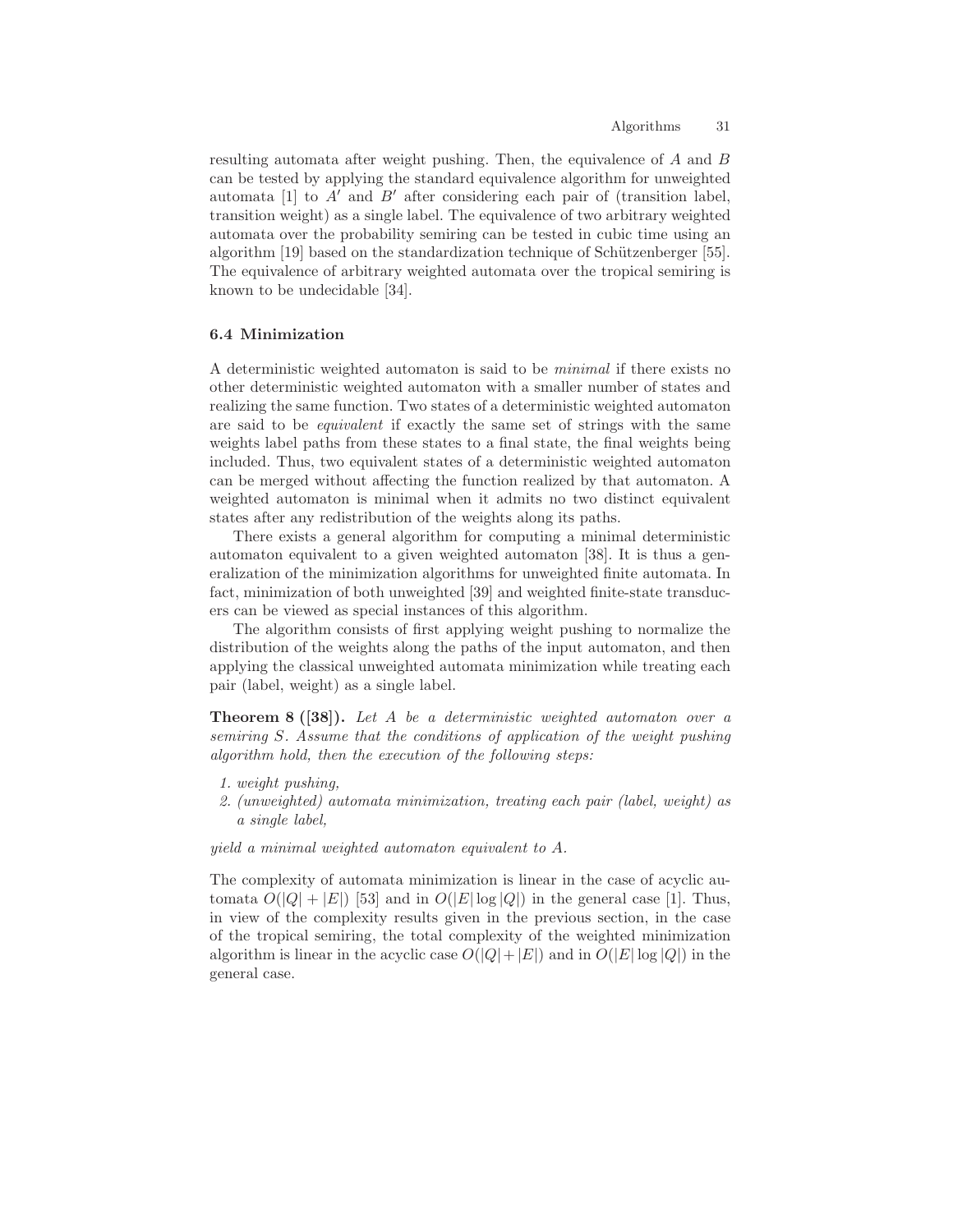resulting automata after weight pushing. Then, the equivalence of $A$ and $B$ can be tested by applying the standard equivalence algorithm for unweighted automata [1] to $A'$ and $B'$ after considering each pair of (transition label, transition weight) as a single label. The equivalence of two arbitrary weighted automata over the probability semiring can be tested in cubic time using an algorithm [19] based on the standardization technique of Schützenberger [55]. The equivalence of arbitrary weighted automata over the tropical semiring is known to be undecidable [34].

### 6.4 Minimization

A deterministic weighted automaton is said to be *minimal* if there exists no other deterministic weighted automaton with a smaller number of states and realizing the same function. Two states of a deterministic weighted automaton are said to be *equivalent* if exactly the same set of strings with the same weights label paths from these states to a final state, the final weights being included. Thus, two equivalent states of a deterministic weighted automaton can be merged without affecting the function realized by that automaton. A weighted automaton is minimal when it admits no two distinct equivalent states after any redistribution of the weights along its paths.

There exists a general algorithm for computing a minimal deterministic automaton equivalent to a given weighted automaton [38]. It is thus a generalization of the minimization algorithms for unweighted finite automata. In fact, minimization of both unweighted [39] and weighted finite-state transducers can be viewed as special instances of this algorithm.

The algorithm consists of first applying weight pushing to normalize the distribution of the weights along the paths of the input automaton, and then applying the classical unweighted automata minimization while treating each pair (label, weight) as a single label.

**Theorem 8 ([38]).** *Let $A$ be a deterministic weighted automaton over a semiring $S$. Assume that the conditions of application of the weight pushing algorithm hold, then the execution of the following steps:*

1. *weight pushing,*
2. *(unweighted) automata minimization, treating each pair (label, weight) as a single label,*

*yield a minimal weighted automaton equivalent to $A$.*

The complexity of automata minimization is linear in the case of acyclic automata $O(|Q| + |E|)$ [53] and in $O(|E| \log |Q|)$ in the general case [1]. Thus, in view of the complexity results given in the previous section, in the case of the tropical semiring, the total complexity of the weighted minimization algorithm is linear in the acyclic case $O(|Q| + |E|)$ and in $O(|E| \log |Q|)$ in the general case.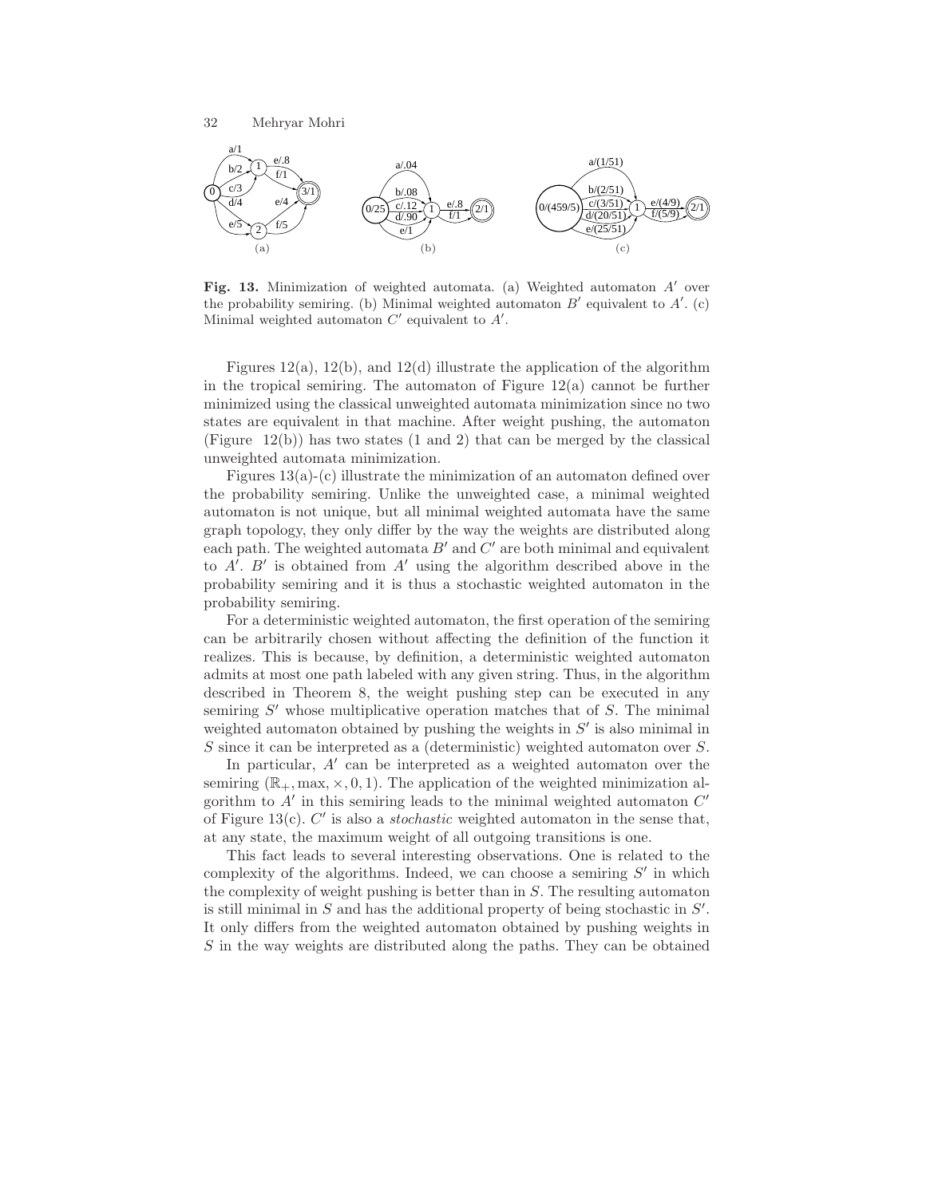**Fig. 13.** Minimization of weighted automata. (a) Weighted automaton $A'$ over the probability semiring. (b) Minimal weighted automaton $B'$ equivalent to $A'$. (c) Minimal weighted automaton $C'$ equivalent to $A'$.

Figures 12(a), 12(b), and 12(d) illustrate the application of the algorithm in the tropical semiring. The automaton of Figure 12(a) cannot be further minimized using the classical unweighted automata minimization since no two states are equivalent in that machine. After weight pushing, the automaton (Figure 12(b)) has two states (1 and 2) that can be merged by the classical unweighted automata minimization.

Figures 13(a)-(c) illustrate the minimization of an automaton defined over the probability semiring. Unlike the unweighted case, a minimal weighted automaton is not unique, but all minimal weighted automata have the same graph topology, they only differ by the way the weights are distributed along each path. The weighted automata $B'$ and $C'$ are both minimal and equivalent to $A'$. $B'$ is obtained from $A'$ using the algorithm described above in the probability semiring and it is thus a stochastic weighted automaton in the probability semiring.

For a deterministic weighted automaton, the first operation of the semiring can be arbitrarily chosen without affecting the definition of the function it realizes. This is because, by definition, a deterministic weighted automaton admits at most one path labeled with any given string. Thus, in the algorithm described in Theorem 8, the weight pushing step can be executed in any semiring $S'$ whose multiplicative operation matches that of $S$. The minimal weighted automaton obtained by pushing the weights in $S'$ is also minimal in $S$ since it can be interpreted as a (deterministic) weighted automaton over $S$.

In particular, $A'$ can be interpreted as a weighted automaton over the semiring $(\mathbb{R}_+, \max, \times, 0, 1)$. The application of the weighted minimization algorithm to $A'$ in this semiring leads to the minimal weighted automaton $C'$ of Figure 13(c). $C'$ is also a *stochastic* weighted automaton in the sense that, at any state, the maximum weight of all outgoing transitions is one.

This fact leads to several interesting observations. One is related to the complexity of the algorithms. Indeed, we can choose a semiring $S'$ in which the complexity of weight pushing is better than in $S$. The resulting automaton is still minimal in $S$ and has the additional property of being stochastic in $S'$. It only differs from the weighted automaton obtained by pushing weights in $S$ in the way weights are distributed along the paths. They can be obtained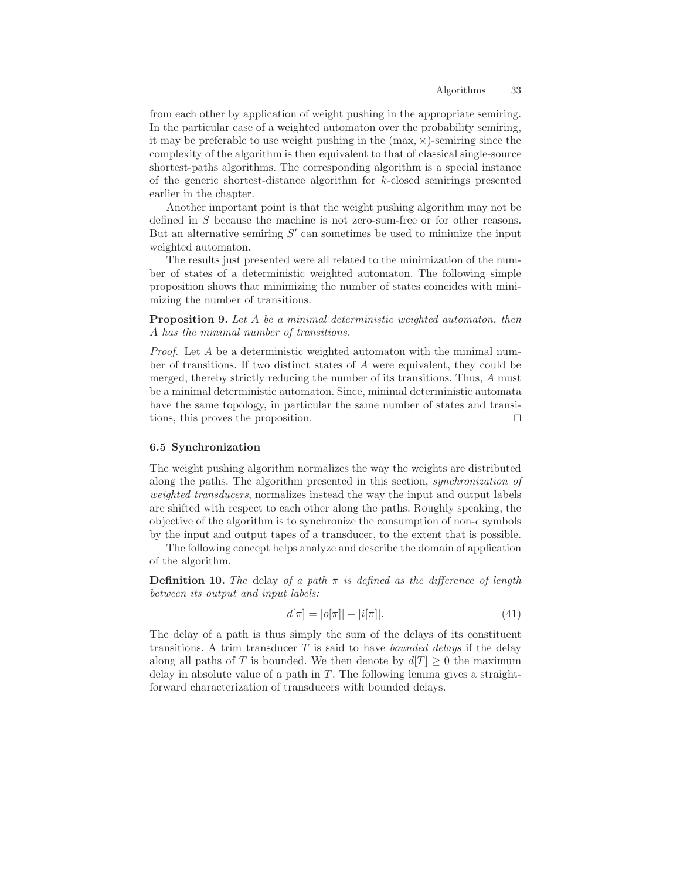from each other by application of weight pushing in the appropriate semiring. In the particular case of a weighted automaton over the probability semiring, it may be preferable to use weight pushing in the $(\max, \times)$-semiring since the complexity of the algorithm is then equivalent to that of classical single-source shortest-paths algorithms. The corresponding algorithm is a special instance of the generic shortest-distance algorithm for $k$-closed semirings presented earlier in the chapter.

Another important point is that the weight pushing algorithm may not be defined in $S$ because the machine is not zero-sum-free or for other reasons. But an alternative semiring $S'$ can sometimes be used to minimize the input weighted automaton.

The results just presented were all related to the minimization of the number of states of a deterministic weighted automaton. The following simple proposition shows that minimizing the number of states coincides with minimizing the number of transitions.

**Proposition 9.** *Let $A$ be a minimal deterministic weighted automaton, then $A$ has the minimal number of transitions.*

*Proof.* Let $A$ be a deterministic weighted automaton with the minimal number of transitions. If two distinct states of $A$ were equivalent, they could be merged, thereby strictly reducing the number of its transitions. Thus, $A$ must be a minimal deterministic automaton. Since, minimal deterministic automata have the same topology, in particular the same number of states and transitions, this proves the proposition. ◻

### 6.5 Synchronization

The weight pushing algorithm normalizes the way the weights are distributed along the paths. The algorithm presented in this section, *synchronization of weighted transducers*, normalizes instead the way the input and output labels are shifted with respect to each other along the paths. Roughly speaking, the objective of the algorithm is to synchronize the consumption of non-$\epsilon$ symbols by the input and output tapes of a transducer, to the extent that is possible.

The following concept helps analyze and describe the domain of application of the algorithm.

**Definition 10.** *The* delay *of a path $\pi$ is defined as the difference of length between its output and input labels:*

$$d[\pi] = |o[\pi]| - |i[\pi]|. \tag{41}$$

The delay of a path is thus simply the sum of the delays of its constituent transitions. A trim transducer $T$ is said to have *bounded delays* if the delay along all paths of $T$ is bounded. We then denote by $d[T] \geq 0$ the maximum delay in absolute value of a path in $T$. The following lemma gives a straightforward characterization of transducers with bounded delays.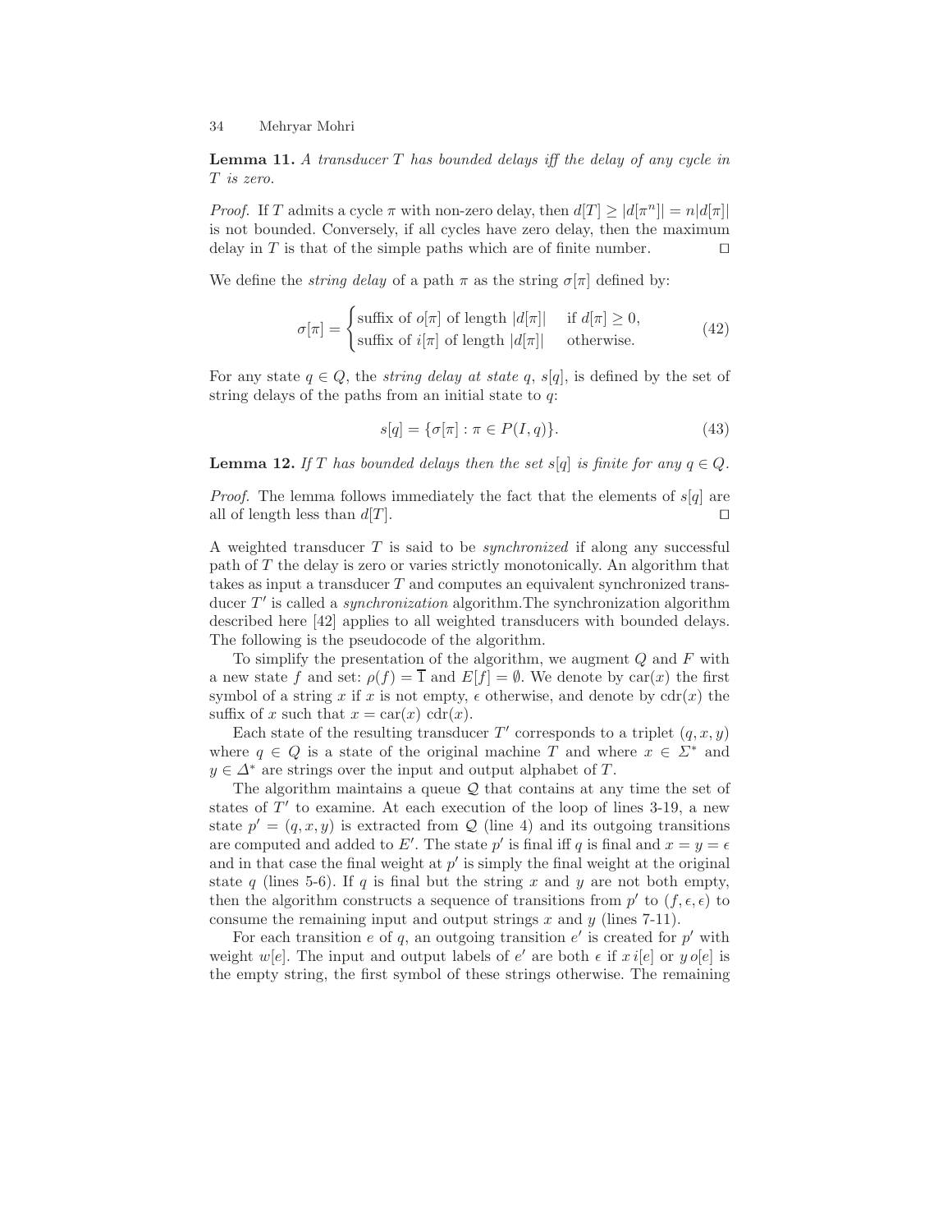**Lemma 11.** *A transducer $T$ has bounded delays iff the delay of any cycle in $T$ is zero.*

*Proof.* If $T$ admits a cycle $\pi$ with non-zero delay, then $d[T] \geq |d[\pi^n]| = n|d[\pi]|$ is not bounded. Conversely, if all cycles have zero delay, then the maximum delay in $T$ is that of the simple paths which are of finite number. $\square$

We define the *string delay* of a path $\pi$ as the string $\sigma[\pi]$ defined by:

$$\sigma[\pi] = \begin{cases} \text{suffix of } o[\pi] \text{ of length } |d[\pi]| & \text{if } d[\pi] \geq 0, \\ \text{suffix of } i[\pi] \text{ of length } |d[\pi]| & \text{otherwise.} \end{cases} \tag{42}$$

For any state $q \in Q$, the *string delay at state* $q$, $s[q]$, is defined by the set of string delays of the paths from an initial state to $q$:

$$s[q] = \{\sigma[\pi] : \pi \in P(I, q)\}. \tag{43}$$

**Lemma 12.** *If $T$ has bounded delays then the set $s[q]$ is finite for any $q \in Q$.*

*Proof.* The lemma follows immediately the fact that the elements of $s[q]$ are all of length less than $d[T]$. $\square$

A weighted transducer $T$ is said to be *synchronized* if along any successful path of $T$ the delay is zero or varies strictly monotonically. An algorithm that takes as input a transducer $T$ and computes an equivalent synchronized transducer $T'$ is called a *synchronization* algorithm.The synchronization algorithm described here [42] applies to all weighted transducers with bounded delays. The following is the pseudocode of the algorithm.

To simplify the presentation of the algorithm, we augment $Q$ and $F$ with a new state $f$ and set: $\rho(f) = \overline{1}$ and $E[f] = \emptyset$. We denote by $\text{car}(x)$ the first symbol of a string $x$ if $x$ is not empty, $\epsilon$ otherwise, and denote by $\text{cdr}(x)$ the suffix of $x$ such that $x = \text{car}(x)\ \text{cdr}(x)$.

Each state of the resulting transducer $T'$ corresponds to a triplet $(q, x, y)$ where $q \in Q$ is a state of the original machine $T$ and where $x \in \Sigma^*$ and $y \in \Delta^*$ are strings over the input and output alphabet of $T$.

The algorithm maintains a queue $\mathcal{Q}$ that contains at any time the set of states of $T'$ to examine. At each execution of the loop of lines 3-19, a new state $p' = (q, x, y)$ is extracted from $\mathcal{Q}$ (line 4) and its outgoing transitions are computed and added to $E'$. The state $p'$ is final iff $q$ is final and $x = y = \epsilon$ and in that case the final weight at $p'$ is simply the final weight at the original state $q$ (lines 5-6). If $q$ is final but the string $x$ and $y$ are not both empty, then the algorithm constructs a sequence of transitions from $p'$ to $(f, \epsilon, \epsilon)$ to consume the remaining input and output strings $x$ and $y$ (lines 7-11).

For each transition $e$ of $q$, an outgoing transition $e'$ is created for $p'$ with weight $w[e]$. The input and output labels of $e'$ are both $\epsilon$ if $x\, i[e]$ or $y\, o[e]$ is the empty string, the first symbol of these strings otherwise. The remaining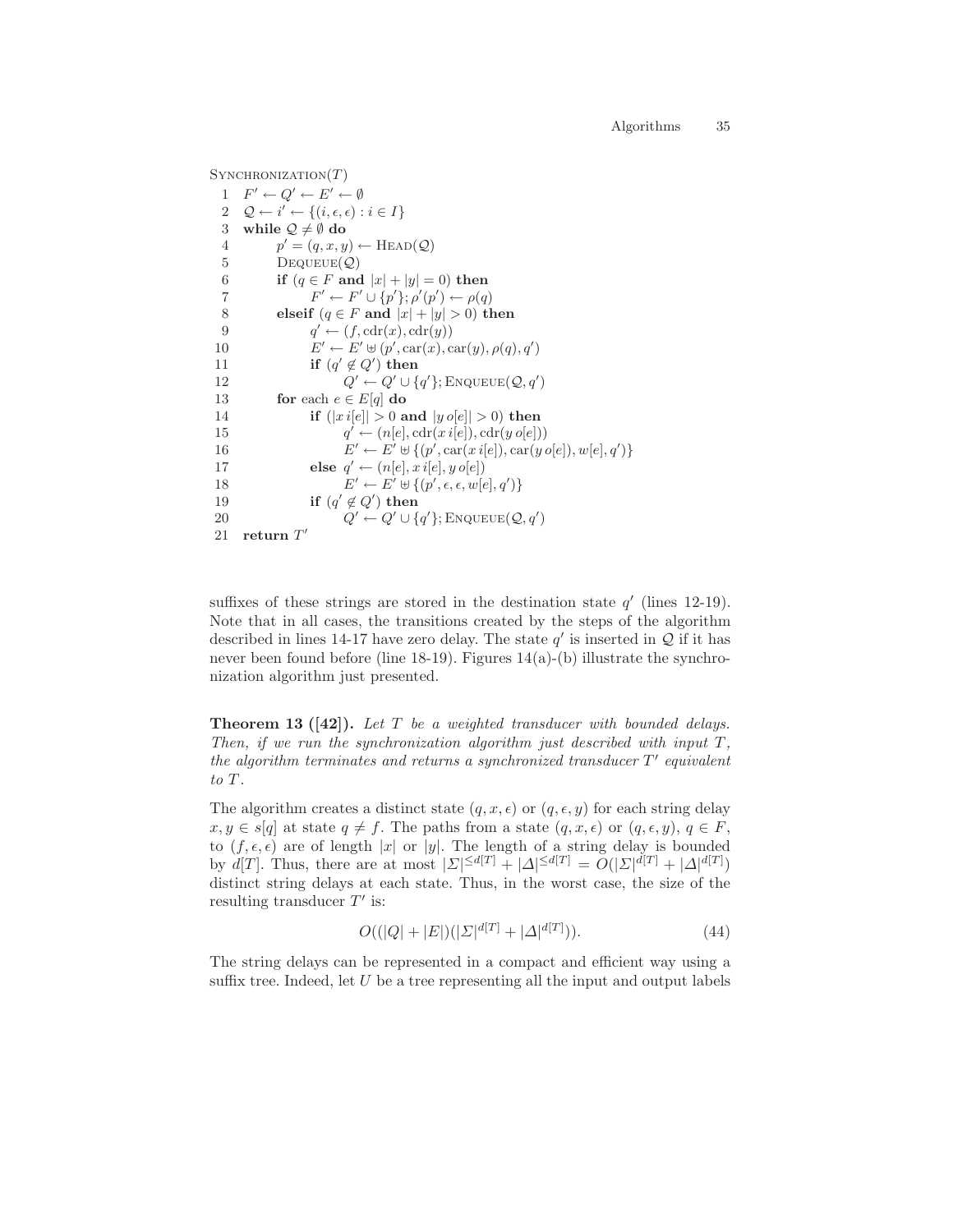```
Synchronization(T)
 1  F' ← Q' ← E' ← ∅
 2  𝒬 ← i' ← {(i, ε, ε) : i ∈ I}
 3  while 𝒬 ≠ ∅ do
 4       p' = (q, x, y) ← Head(𝒬)
 5       Dequeue(𝒬)
 6       if (q ∈ F and |x| + |y| = 0) then
 7            F' ← F' ∪ {p'}; ρ'(p') ← ρ(q)
 8       elseif (q ∈ F and |x| + |y| > 0) then
 9            q' ← (f, cdr(x), cdr(y))
10            E' ← E' ⊎ (p', car(x), car(y), ρ(q), q')
11            if (q' ∉ Q') then
12                 Q' ← Q' ∪ {q'}; Enqueue(𝒬, q')
13       for each e ∈ E[q] do
14            if (|x i[e]| > 0 and |y o[e]| > 0) then
15                 q' ← (n[e], cdr(x i[e]), cdr(y o[e]))
16                 E' ← E' ⊎ {(p', car(x i[e]), car(y o[e]), w[e], q')}
17            else q' ← (n[e], x i[e], y o[e])
18                 E' ← E' ⊎ {(p', ε, ε, w[e], q')}
19            if (q' ∉ Q') then
20                 Q' ← Q' ∪ {q'}; Enqueue(𝒬, q')
21  return T'
```

suffixes of these strings are stored in the destination state $q'$ (lines 12-19). Note that in all cases, the transitions created by the steps of the algorithm described in lines 14-17 have zero delay. The state $q'$ is inserted in $\mathcal{Q}$ if it has never been found before (line 18-19). Figures 14(a)-(b) illustrate the synchronization algorithm just presented.

**Theorem 13 ([42]).** *Let $T$ be a weighted transducer with bounded delays. Then, if we run the synchronization algorithm just described with input $T$, the algorithm terminates and returns a synchronized transducer $T'$ equivalent to $T$.*

The algorithm creates a distinct state $(q, x, \epsilon)$ or $(q, \epsilon, y)$ for each string delay $x, y \in s[q]$ at state $q \neq f$. The paths from a state $(q, x, \epsilon)$ or $(q, \epsilon, y)$, $q \in F$, to $(f, \epsilon, \epsilon)$ are of length $|x|$ or $|y|$. The length of a string delay is bounded by $d[T]$. Thus, there are at most $|\Sigma|^{\leq d[T]} + |\Delta|^{\leq d[T]} = O(|\Sigma|^{d[T]} + |\Delta|^{d[T]})$ distinct string delays at each state. Thus, in the worst case, the size of the resulting transducer $T'$ is:

$$O((|Q| + |E|)(|\Sigma|^{d[T]} + |\Delta|^{d[T]})). \tag{44}$$

The string delays can be represented in a compact and efficient way using a suffix tree. Indeed, let $U$ be a tree representing all the input and output labels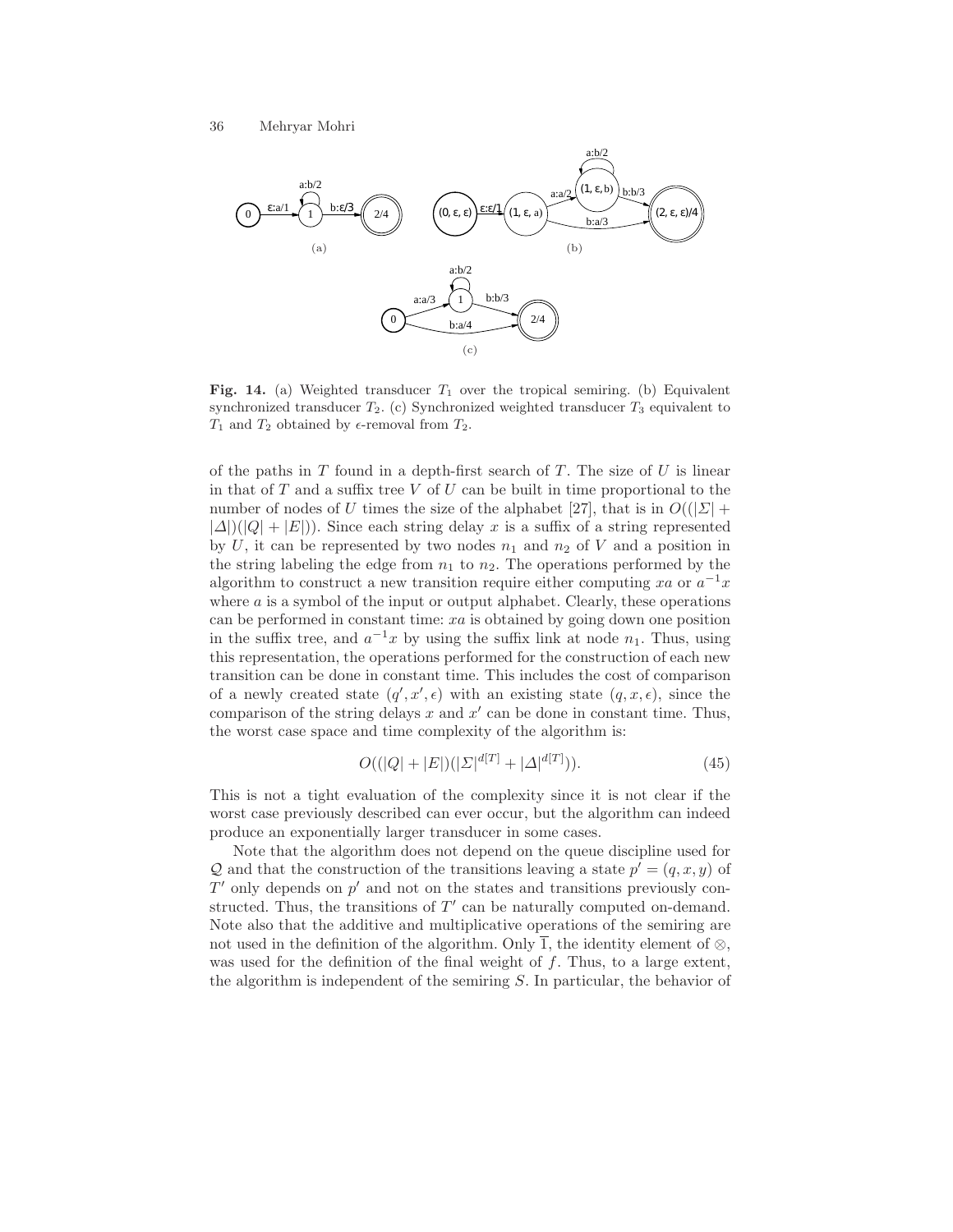**Fig. 14.** (a) Weighted transducer $T_1$ over the tropical semiring. (b) Equivalent synchronized transducer $T_2$. (c) Synchronized weighted transducer $T_3$ equivalent to $T_1$ and $T_2$ obtained by $\epsilon$-removal from $T_2$.

of the paths in $T$ found in a depth-first search of $T$. The size of $U$ is linear in that of $T$ and a suffix tree $V$ of $U$ can be built in time proportional to the number of nodes of $U$ times the size of the alphabet [27], that is in $O((|\Sigma| + |\Delta|)(|Q| + |E|))$. Since each string delay $x$ is a suffix of a string represented by $U$, it can be represented by two nodes $n_1$ and $n_2$ of $V$ and a position in the string labeling the edge from $n_1$ to $n_2$. The operations performed by the algorithm to construct a new transition require either computing $xa$ or $a^{-1}x$ where $a$ is a symbol of the input or output alphabet. Clearly, these operations can be performed in constant time: $xa$ is obtained by going down one position in the suffix tree, and $a^{-1}x$ by using the suffix link at node $n_1$. Thus, using this representation, the operations performed for the construction of each new transition can be done in constant time. This includes the cost of comparison of a newly created state $(q', x', \epsilon)$ with an existing state $(q, x, \epsilon)$, since the comparison of the string delays $x$ and $x'$ can be done in constant time. Thus, the worst case space and time complexity of the algorithm is:

$$O((|Q| + |E|)(|\Sigma|^{d[T]} + |\Delta|^{d[T]})). \tag{45}$$

This is not a tight evaluation of the complexity since it is not clear if the worst case previously described can ever occur, but the algorithm can indeed produce an exponentially larger transducer in some cases.

Note that the algorithm does not depend on the queue discipline used for $\mathcal{Q}$ and that the construction of the transitions leaving a state $p' = (q, x, y)$ of $T'$ only depends on $p'$ and not on the states and transitions previously constructed. Thus, the transitions of $T'$ can be naturally computed on-demand. Note also that the additive and multiplicative operations of the semiring are not used in the definition of the algorithm. Only $\overline{1}$, the identity element of $\otimes$, was used for the definition of the final weight of $f$. Thus, to a large extent, the algorithm is independent of the semiring $S$. In particular, the behavior of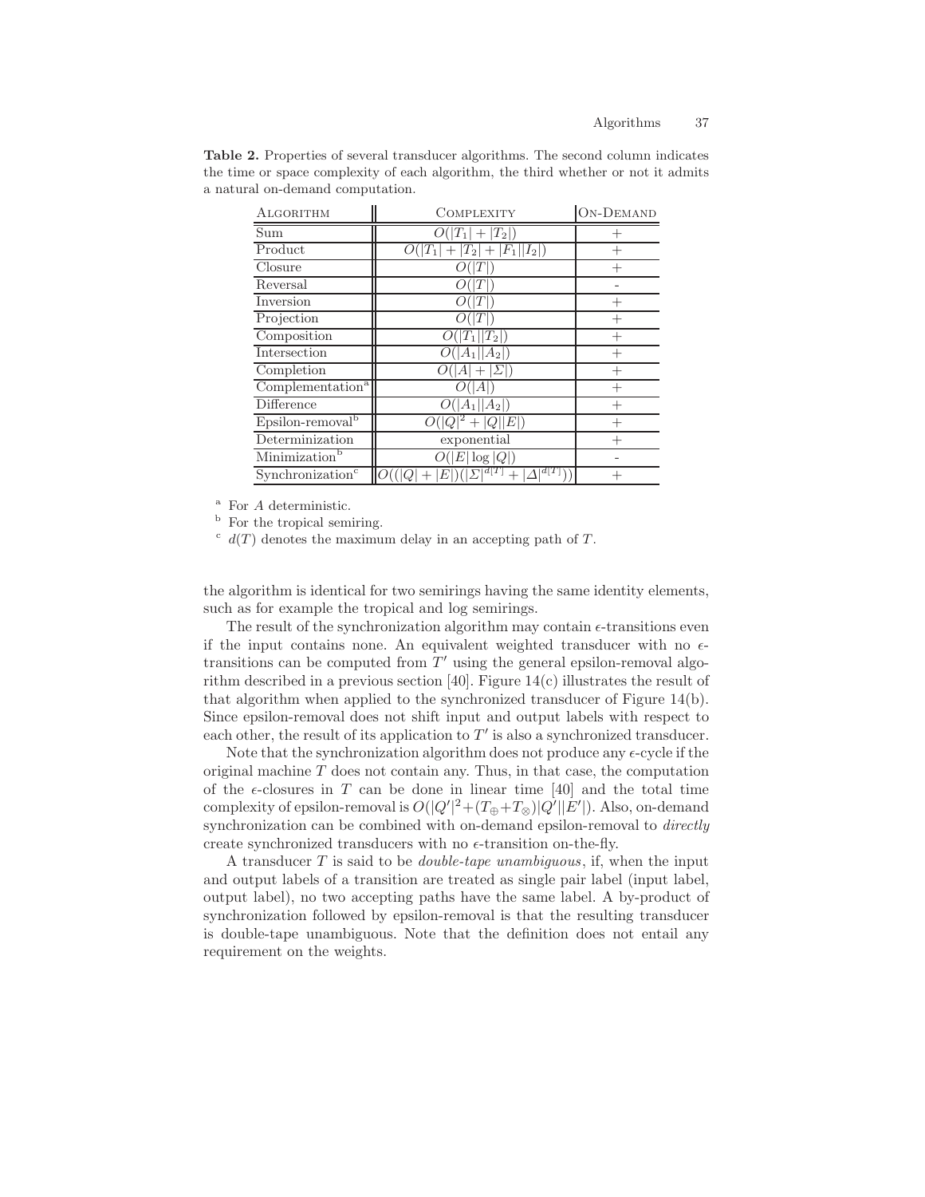**Table 2.** Properties of several transducer algorithms. The second column indicates the time or space complexity of each algorithm, the third whether or not it admits a natural on-demand computation.

| ALGORITHM | COMPLEXITY | ON-DEMAND |
|---|---|---|
| Sum | $O(\|T_1\| + \|T_2\|)$ | + |
| Product | $O(\|T_1\| + \|T_2\| + \|F_1\|\|I_2\|)$ | + |
| Closure | $O(\|T\|)$ | + |
| Reversal | $O(\|T\|)$ | - |
| Inversion | $O(\|T\|)$ | + |
| Projection | $O(\|T\|)$ | + |
| Composition | $O(\|T_1\|\|T_2\|)$ | + |
| Intersection | $O(\|A_1\|\|A_2\|)$ | + |
| Completion | $O(\|A\| + \|\Sigma\|)$ | + |
| Complementation[a] | $O(\|A\|)$ | + |
| Difference | $O(\|A_1\|\|A_2\|)$ | + |
| Epsilon-removal[b] | $O(\|Q\|^2 + \|Q\|\|E\|)$ | + |
| Determinization | exponential | + |
| Minimization[b] | $O(\|E\| \log \|Q\|)$ | - |
| Synchronization[c] | $O((\|Q\| + \|E\|)(\|\Sigma\|^{d[T]} + \|\Delta\|^{d[T]}))$ | + |

[a] For $A$ deterministic.
[b] For the tropical semiring.
[c] $d(T)$ denotes the maximum delay in an accepting path of $T$.

the algorithm is identical for two semirings having the same identity elements, such as for example the tropical and log semirings.

The result of the synchronization algorithm may contain $\epsilon$-transitions even if the input contains none. An equivalent weighted transducer with no $\epsilon$-transitions can be computed from $T'$ using the general epsilon-removal algorithm described in a previous section [40]. Figure 14(c) illustrates the result of that algorithm when applied to the synchronized transducer of Figure 14(b). Since epsilon-removal does not shift input and output labels with respect to each other, the result of its application to $T'$ is also a synchronized transducer.

Note that the synchronization algorithm does not produce any $\epsilon$-cycle if the original machine $T$ does not contain any. Thus, in that case, the computation of the $\epsilon$-closures in $T$ can be done in linear time [40] and the total time complexity of epsilon-removal is $O(|Q'|^2 + (T_\oplus + T_\otimes)|Q'||E'|)$. Also, on-demand synchronization can be combined with on-demand epsilon-removal to *directly* create synchronized transducers with no $\epsilon$-transition on-the-fly.

A transducer $T$ is said to be *double-tape unambiguous*, if, when the input and output labels of a transition are treated as single pair label (input label, output label), no two accepting paths have the same label. A by-product of synchronization followed by epsilon-removal is that the resulting transducer is double-tape unambiguous. Note that the definition does not entail any requirement on the weights.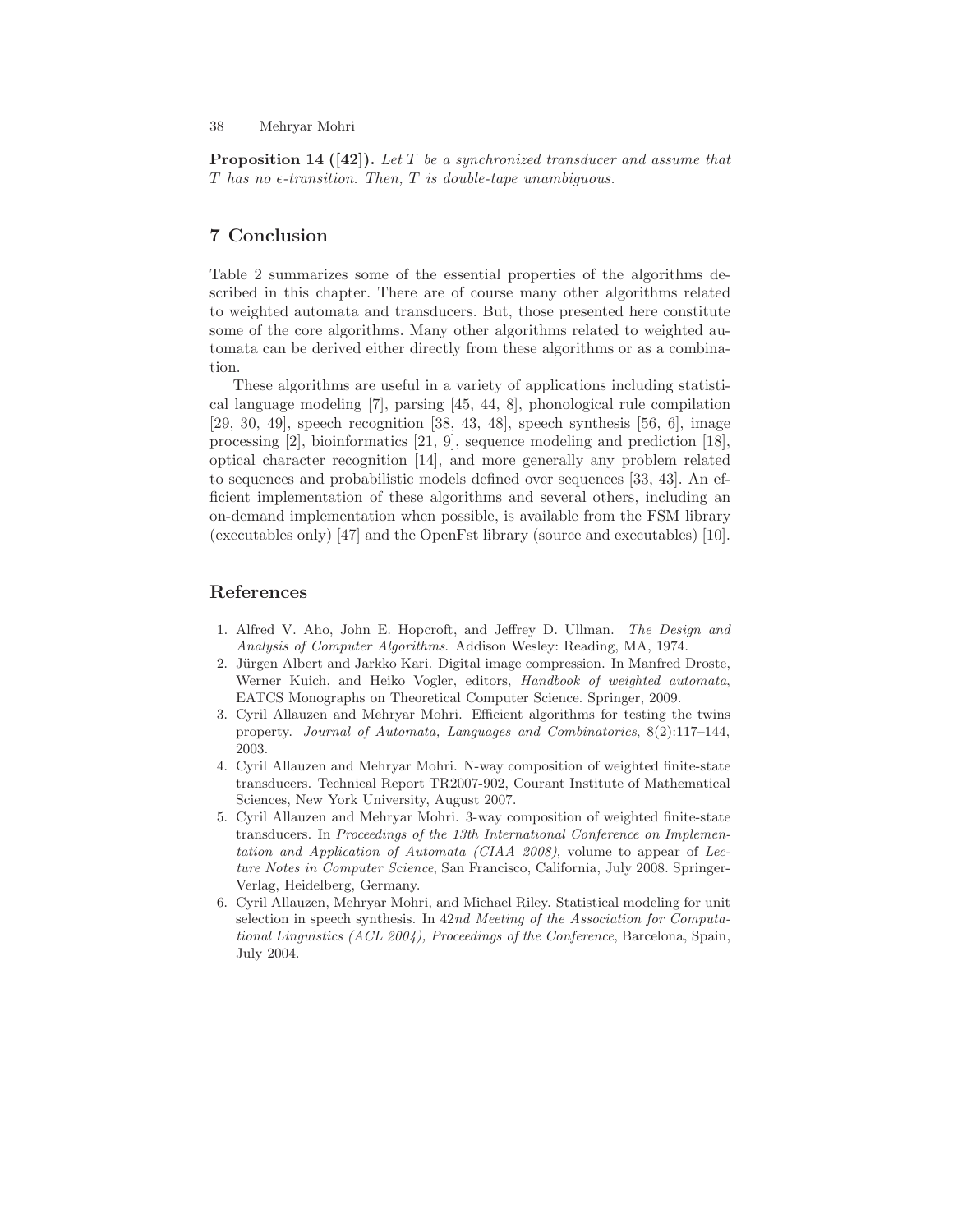**Proposition 14 ([42]).** *Let $T$ be a synchronized transducer and assume that $T$ has no $\epsilon$-transition. Then, $T$ is double-tape unambiguous.*

## 7 Conclusion

Table 2 summarizes some of the essential properties of the algorithms described in this chapter. There are of course many other algorithms related to weighted automata and transducers. But, those presented here constitute some of the core algorithms. Many other algorithms related to weighted automata can be derived either directly from these algorithms or as a combination.

These algorithms are useful in a variety of applications including statistical language modeling [7], parsing [45, 44, 8], phonological rule compilation [29, 30, 49], speech recognition [38, 43, 48], speech synthesis [56, 6], image processing [2], bioinformatics [21, 9], sequence modeling and prediction [18], optical character recognition [14], and more generally any problem related to sequences and probabilistic models defined over sequences [33, 43]. An efficient implementation of these algorithms and several others, including an on-demand implementation when possible, is available from the FSM library (executables only) [47] and the OpenFst library (source and executables) [10].

## References

1. Alfred V. Aho, John E. Hopcroft, and Jeffrey D. Ullman. *The Design and Analysis of Computer Algorithms*. Addison Wesley: Reading, MA, 1974.
2. Jürgen Albert and Jarkko Kari. Digital image compression. In Manfred Droste, Werner Kuich, and Heiko Vogler, editors, *Handbook of weighted automata*, EATCS Monographs on Theoretical Computer Science. Springer, 2009.
3. Cyril Allauzen and Mehryar Mohri. Efficient algorithms for testing the twins property. *Journal of Automata, Languages and Combinatorics*, 8(2):117–144, 2003.
4. Cyril Allauzen and Mehryar Mohri. N-way composition of weighted finite-state transducers. Technical Report TR2007-902, Courant Institute of Mathematical Sciences, New York University, August 2007.
5. Cyril Allauzen and Mehryar Mohri. 3-way composition of weighted finite-state transducers. In *Proceedings of the 13th International Conference on Implementation and Application of Automata (CIAA 2008)*, volume to appear of *Lecture Notes in Computer Science*, San Francisco, California, July 2008. Springer-Verlag, Heidelberg, Germany.
6. Cyril Allauzen, Mehryar Mohri, and Michael Riley. Statistical modeling for unit selection in speech synthesis. In *42nd Meeting of the Association for Computational Linguistics (ACL 2004), Proceedings of the Conference*, Barcelona, Spain, July 2004.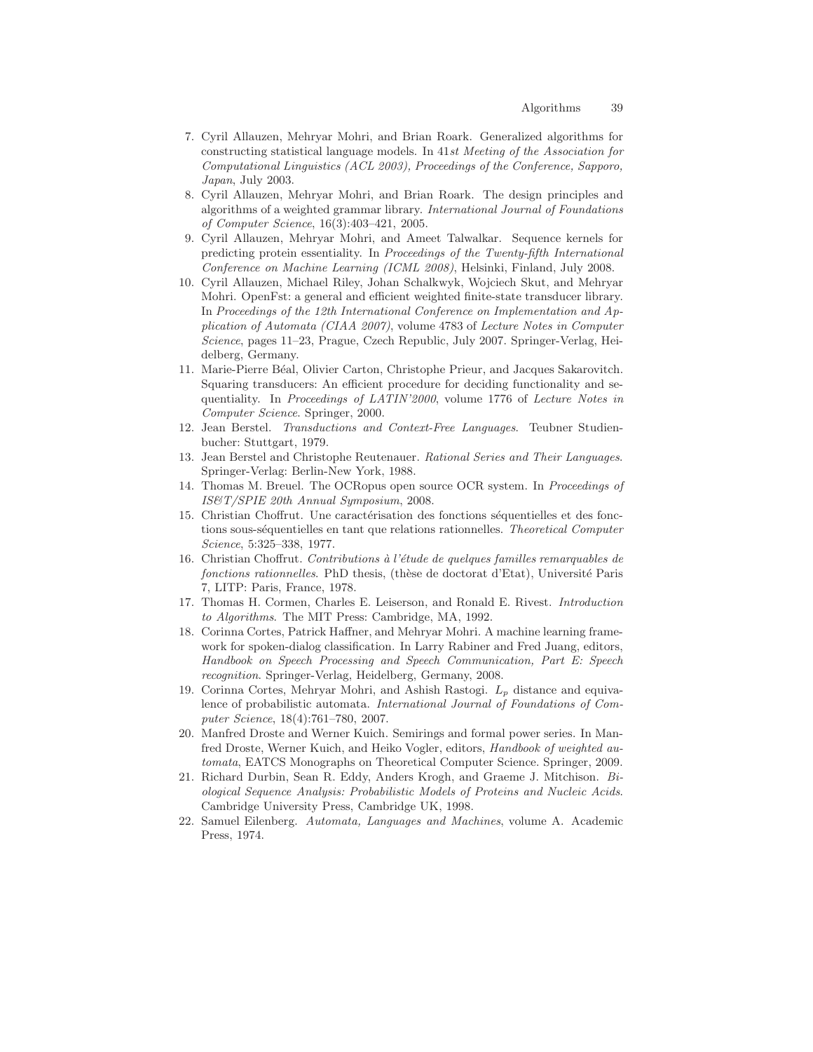7. Cyril Allauzen, Mehryar Mohri, and Brian Roark. Generalized algorithms for constructing statistical language models. In *41st Meeting of the Association for Computational Linguistics (ACL 2003), Proceedings of the Conference, Sapporo, Japan*, July 2003.
8. Cyril Allauzen, Mehryar Mohri, and Brian Roark. The design principles and algorithms of a weighted grammar library. *International Journal of Foundations of Computer Science*, 16(3):403–421, 2005.
9. Cyril Allauzen, Mehryar Mohri, and Ameet Talwalkar. Sequence kernels for predicting protein essentiality. In *Proceedings of the Twenty-fifth International Conference on Machine Learning (ICML 2008)*, Helsinki, Finland, July 2008.
10. Cyril Allauzen, Michael Riley, Johan Schalkwyk, Wojciech Skut, and Mehryar Mohri. OpenFst: a general and efficient weighted finite-state transducer library. In *Proceedings of the 12th International Conference on Implementation and Application of Automata (CIAA 2007)*, volume 4783 of *Lecture Notes in Computer Science*, pages 11–23, Prague, Czech Republic, July 2007. Springer-Verlag, Heidelberg, Germany.
11. Marie-Pierre Béal, Olivier Carton, Christophe Prieur, and Jacques Sakarovitch. Squaring transducers: An efficient procedure for deciding functionality and sequentiality. In *Proceedings of LATIN'2000*, volume 1776 of *Lecture Notes in Computer Science*. Springer, 2000.
12. Jean Berstel. *Transductions and Context-Free Languages*. Teubner Studienbucher: Stuttgart, 1979.
13. Jean Berstel and Christophe Reutenauer. *Rational Series and Their Languages*. Springer-Verlag: Berlin-New York, 1988.
14. Thomas M. Breuel. The OCRopus open source OCR system. In *Proceedings of IS&T/SPIE 20th Annual Symposium*, 2008.
15. Christian Choffrut. Une caractérisation des fonctions séquentielles et des fonctions sous-séquentielles en tant que relations rationnelles. *Theoretical Computer Science*, 5:325–338, 1977.
16. Christian Choffrut. *Contributions à l'étude de quelques familles remarquables de fonctions rationnelles*. PhD thesis, (thèse de doctorat d'Etat), Université Paris 7, LITP: Paris, France, 1978.
17. Thomas H. Cormen, Charles E. Leiserson, and Ronald E. Rivest. *Introduction to Algorithms*. The MIT Press: Cambridge, MA, 1992.
18. Corinna Cortes, Patrick Haffner, and Mehryar Mohri. A machine learning framework for spoken-dialog classification. In Larry Rabiner and Fred Juang, editors, *Handbook on Speech Processing and Speech Communication, Part E: Speech recognition*. Springer-Verlag, Heidelberg, Germany, 2008.
19. Corinna Cortes, Mehryar Mohri, and Ashish Rastogi. $L_p$ distance and equivalence of probabilistic automata. *International Journal of Foundations of Computer Science*, 18(4):761–780, 2007.
20. Manfred Droste and Werner Kuich. Semirings and formal power series. In Manfred Droste, Werner Kuich, and Heiko Vogler, editors, *Handbook of weighted automata*, EATCS Monographs on Theoretical Computer Science. Springer, 2009.
21. Richard Durbin, Sean R. Eddy, Anders Krogh, and Graeme J. Mitchison. *Biological Sequence Analysis: Probabilistic Models of Proteins and Nucleic Acids*. Cambridge University Press, Cambridge UK, 1998.
22. Samuel Eilenberg. *Automata, Languages and Machines*, volume A. Academic Press, 1974.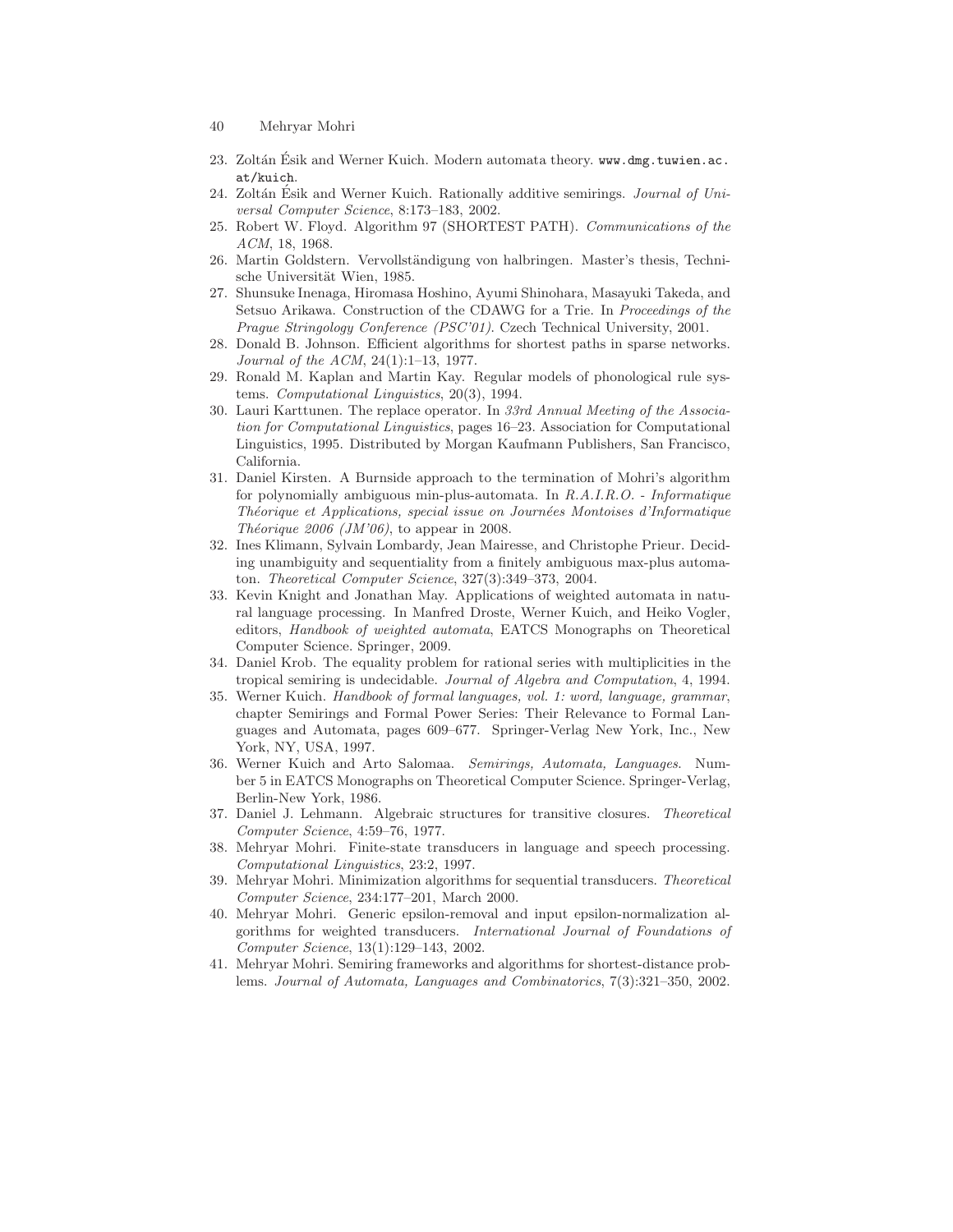23. Zoltán Ésik and Werner Kuich. Modern automata theory. `www.dmg.tuwien.ac.at/kuich`.
24. Zoltán Ésik and Werner Kuich. Rationally additive semirings. *Journal of Universal Computer Science*, 8:173–183, 2002.
25. Robert W. Floyd. Algorithm 97 (SHORTEST PATH). *Communications of the ACM*, 18, 1968.
26. Martin Goldstern. Vervollständigung von halbringen. Master's thesis, Technische Universität Wien, 1985.
27. Shunsuke Inenaga, Hiromasa Hoshino, Ayumi Shinohara, Masayuki Takeda, and Setsuo Arikawa. Construction of the CDAWG for a Trie. In *Proceedings of the Prague Stringology Conference (PSC'01)*. Czech Technical University, 2001.
28. Donald B. Johnson. Efficient algorithms for shortest paths in sparse networks. *Journal of the ACM*, 24(1):1–13, 1977.
29. Ronald M. Kaplan and Martin Kay. Regular models of phonological rule systems. *Computational Linguistics*, 20(3), 1994.
30. Lauri Karttunen. The replace operator. In *33rd Annual Meeting of the Association for Computational Linguistics*, pages 16–23. Association for Computational Linguistics, 1995. Distributed by Morgan Kaufmann Publishers, San Francisco, California.
31. Daniel Kirsten. A Burnside approach to the termination of Mohri's algorithm for polynomially ambiguous min-plus-automata. In *R.A.I.R.O. - Informatique Théorique et Applications, special issue on Journées Montoises d'Informatique Théorique 2006 (JM'06)*, to appear in 2008.
32. Ines Klimann, Sylvain Lombardy, Jean Mairesse, and Christophe Prieur. Deciding unambiguity and sequentiality from a finitely ambiguous max-plus automaton. *Theoretical Computer Science*, 327(3):349–373, 2004.
33. Kevin Knight and Jonathan May. Applications of weighted automata in natural language processing. In Manfred Droste, Werner Kuich, and Heiko Vogler, editors, *Handbook of weighted automata*, EATCS Monographs on Theoretical Computer Science. Springer, 2009.
34. Daniel Krob. The equality problem for rational series with multiplicities in the tropical semiring is undecidable. *Journal of Algebra and Computation*, 4, 1994.
35. Werner Kuich. *Handbook of formal languages, vol. 1: word, language, grammar*, chapter Semirings and Formal Power Series: Their Relevance to Formal Languages and Automata, pages 609–677. Springer-Verlag New York, Inc., New York, NY, USA, 1997.
36. Werner Kuich and Arto Salomaa. *Semirings, Automata, Languages*. Number 5 in EATCS Monographs on Theoretical Computer Science. Springer-Verlag, Berlin-New York, 1986.
37. Daniel J. Lehmann. Algebraic structures for transitive closures. *Theoretical Computer Science*, 4:59–76, 1977.
38. Mehryar Mohri. Finite-state transducers in language and speech processing. *Computational Linguistics*, 23:2, 1997.
39. Mehryar Mohri. Minimization algorithms for sequential transducers. *Theoretical Computer Science*, 234:177–201, March 2000.
40. Mehryar Mohri. Generic epsilon-removal and input epsilon-normalization algorithms for weighted transducers. *International Journal of Foundations of Computer Science*, 13(1):129–143, 2002.
41. Mehryar Mohri. Semiring frameworks and algorithms for shortest-distance problems. *Journal of Automata, Languages and Combinatorics*, 7(3):321–350, 2002.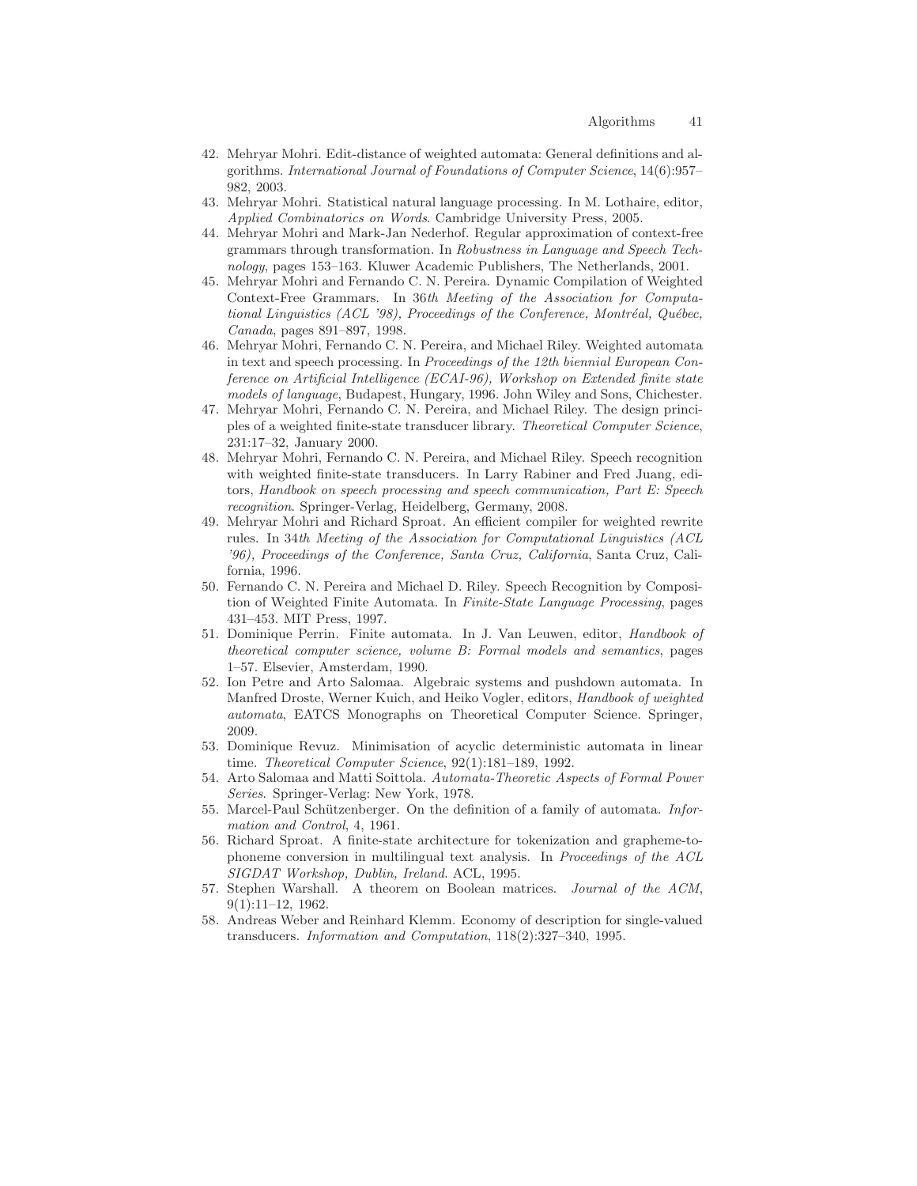42. Mehryar Mohri. Edit-distance of weighted automata: General definitions and algorithms. *International Journal of Foundations of Computer Science*, 14(6):957–982, 2003.
43. Mehryar Mohri. Statistical natural language processing. In M. Lothaire, editor, *Applied Combinatorics on Words*. Cambridge University Press, 2005.
44. Mehryar Mohri and Mark-Jan Nederhof. Regular approximation of context-free grammars through transformation. In *Robustness in Language and Speech Technology*, pages 153–163. Kluwer Academic Publishers, The Netherlands, 2001.
45. Mehryar Mohri and Fernando C. N. Pereira. Dynamic Compilation of Weighted Context-Free Grammars. In *36th Meeting of the Association for Computational Linguistics (ACL '98), Proceedings of the Conference, Montréal, Québec, Canada*, pages 891–897, 1998.
46. Mehryar Mohri, Fernando C. N. Pereira, and Michael Riley. Weighted automata in text and speech processing. In *Proceedings of the 12th biennial European Conference on Artificial Intelligence (ECAI-96), Workshop on Extended finite state models of language*, Budapest, Hungary, 1996. John Wiley and Sons, Chichester.
47. Mehryar Mohri, Fernando C. N. Pereira, and Michael Riley. The design principles of a weighted finite-state transducer library. *Theoretical Computer Science*, 231:17–32, January 2000.
48. Mehryar Mohri, Fernando C. N. Pereira, and Michael Riley. Speech recognition with weighted finite-state transducers. In Larry Rabiner and Fred Juang, editors, *Handbook on speech processing and speech communication, Part E: Speech recognition*. Springer-Verlag, Heidelberg, Germany, 2008.
49. Mehryar Mohri and Richard Sproat. An efficient compiler for weighted rewrite rules. In *34th Meeting of the Association for Computational Linguistics (ACL '96), Proceedings of the Conference, Santa Cruz, California*, Santa Cruz, California, 1996.
50. Fernando C. N. Pereira and Michael D. Riley. Speech Recognition by Composition of Weighted Finite Automata. In *Finite-State Language Processing*, pages 431–453. MIT Press, 1997.
51. Dominique Perrin. Finite automata. In J. Van Leuwen, editor, *Handbook of theoretical computer science, volume B: Formal models and semantics*, pages 1–57. Elsevier, Amsterdam, 1990.
52. Ion Petre and Arto Salomaa. Algebraic systems and pushdown automata. In Manfred Droste, Werner Kuich, and Heiko Vogler, editors, *Handbook of weighted automata*, EATCS Monographs on Theoretical Computer Science. Springer, 2009.
53. Dominique Revuz. Minimisation of acyclic deterministic automata in linear time. *Theoretical Computer Science*, 92(1):181–189, 1992.
54. Arto Salomaa and Matti Soittola. *Automata-Theoretic Aspects of Formal Power Series*. Springer-Verlag: New York, 1978.
55. Marcel-Paul Schützenberger. On the definition of a family of automata. *Information and Control*, 4, 1961.
56. Richard Sproat. A finite-state architecture for tokenization and grapheme-to-phoneme conversion in multilingual text analysis. In *Proceedings of the ACL SIGDAT Workshop, Dublin, Ireland*. ACL, 1995.
57. Stephen Warshall. A theorem on Boolean matrices. *Journal of the ACM*, 9(1):11–12, 1962.
58. Andreas Weber and Reinhard Klemm. Economy of description for single-valued transducers. *Information and Computation*, 118(2):327–340, 1995.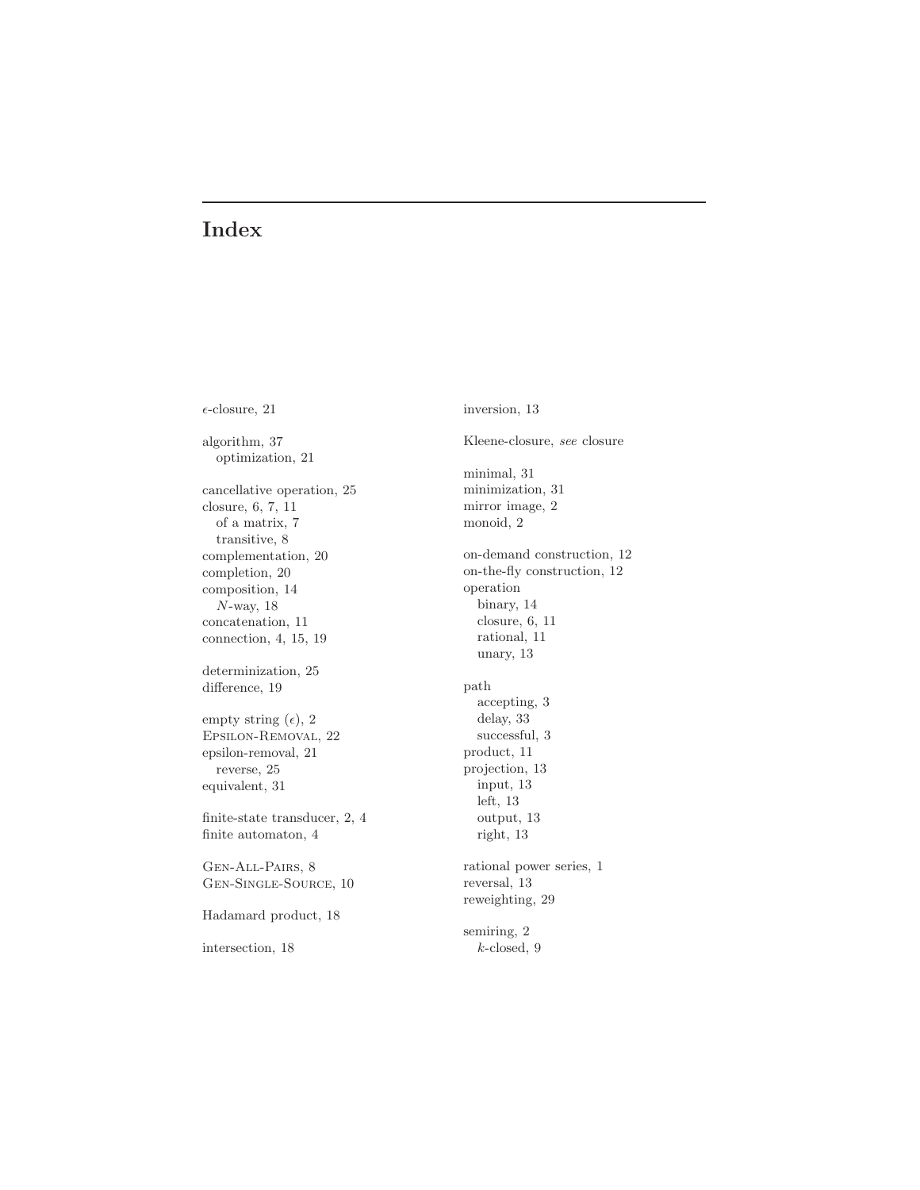# Index

$\epsilon$-closure, 21

algorithm, 37
  optimization, 21

cancellative operation, 25
closure, 6, 7, 11
  of a matrix, 7
  transitive, 8
complementation, 20
completion, 20
composition, 14
  $N$-way, 18
concatenation, 11
connection, 4, 15, 19

determinization, 25
difference, 19

empty string ($\epsilon$), 2
Epsilon-Removal, 22
epsilon-removal, 21
  reverse, 25
equivalent, 31

finite-state transducer, 2, 4
finite automaton, 4

Gen-All-Pairs, 8
Gen-Single-Source, 10

Hadamard product, 18

intersection, 18

inversion, 13

Kleene-closure, *see* closure

minimal, 31
minimization, 31
mirror image, 2
monoid, 2

on-demand construction, 12
on-the-fly construction, 12
operation
  binary, 14
  closure, 6, 11
  rational, 11
  unary, 13

path
  accepting, 3
  delay, 33
  successful, 3
product, 11
projection, 13
  input, 13
  left, 13
  output, 13
  right, 13

rational power series, 1
reversal, 13
reweighting, 29

semiring, 2
  $k$-closed, 9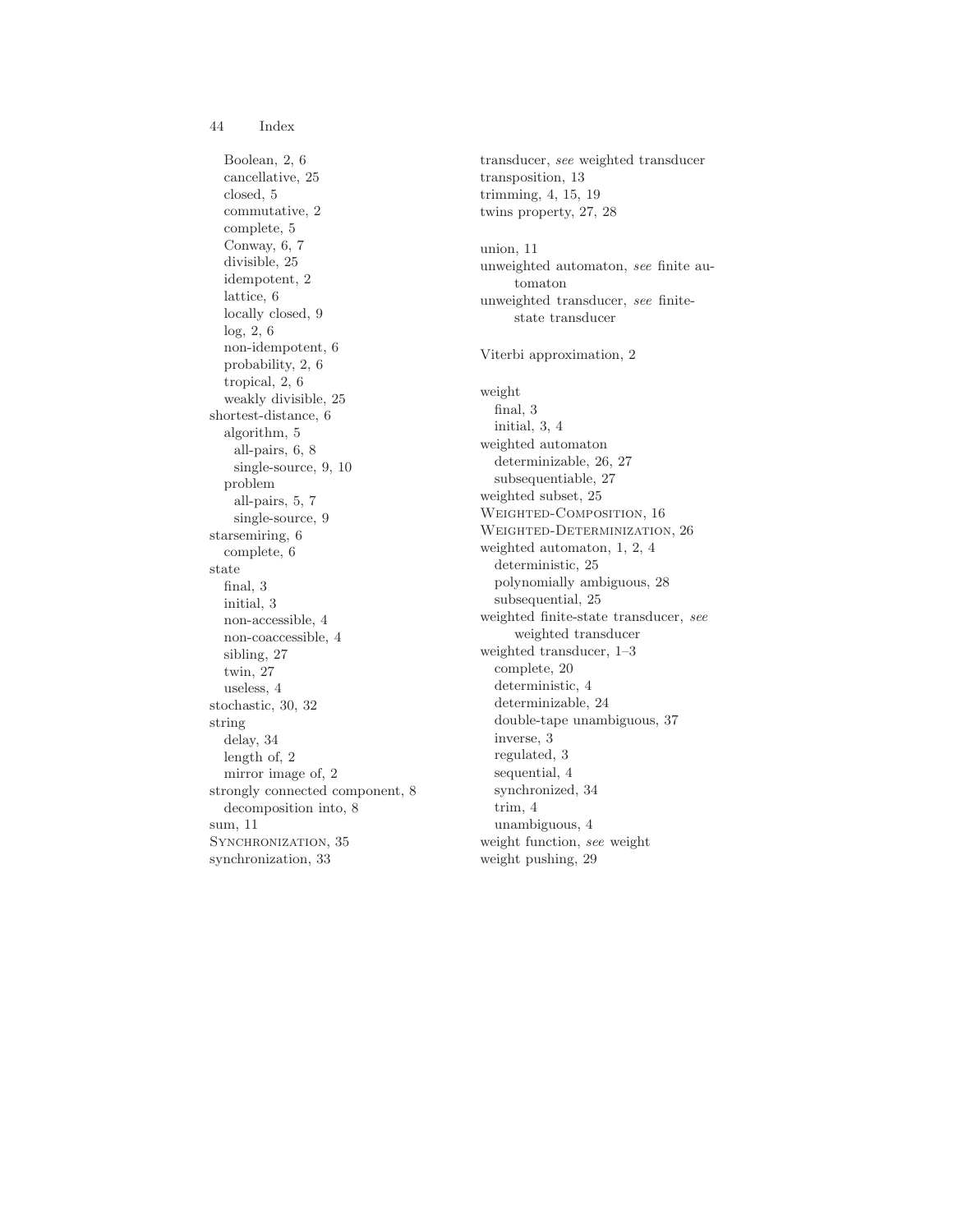Boolean, 2, 6
cancellative, 25
closed, 5
commutative, 2
complete, 5
Conway, 6, 7
divisible, 25
idempotent, 2
lattice, 6
locally closed, 9
log, 2, 6
non-idempotent, 6
probability, 2, 6
tropical, 2, 6
weakly divisible, 25

shortest-distance, 6
- algorithm, 5
  - all-pairs, 6, 8
  - single-source, 9, 10
- problem
  - all-pairs, 5, 7
  - single-source, 9

starsemiring, 6
- complete, 6

state
- final, 3
- initial, 3
- non-accessible, 4
- non-coaccessible, 4
- sibling, 27
- twin, 27
- useless, 4

stochastic, 30, 32

string
- delay, 34
- length of, 2
- mirror image of, 2

strongly connected component, 8
- decomposition into, 8

sum, 11

Synchronization, 35

synchronization, 33

transducer, *see* weighted transducer

transposition, 13

trimming, 4, 15, 19

twins property, 27, 28

union, 11

unweighted automaton, *see* finite automaton

unweighted transducer, *see* finite-state transducer

Viterbi approximation, 2

weight
- final, 3
- initial, 3, 4

weighted automaton
- determinizable, 26, 27
- subsequentiable, 27

weighted subset, 25

Weighted-Composition, 16

Weighted-Determinization, 26

weighted automaton, 1, 2, 4
- deterministic, 25
- polynomially ambiguous, 28
- subsequential, 25

weighted finite-state transducer, *see* weighted transducer

weighted transducer, 1–3
- complete, 20
- deterministic, 4
- determinizable, 24
- double-tape unambiguous, 37
- inverse, 3
- regulated, 3
- sequential, 4
- synchronized, 34
- trim, 4
- unambiguous, 4

weight function, *see* weight

weight pushing, 29